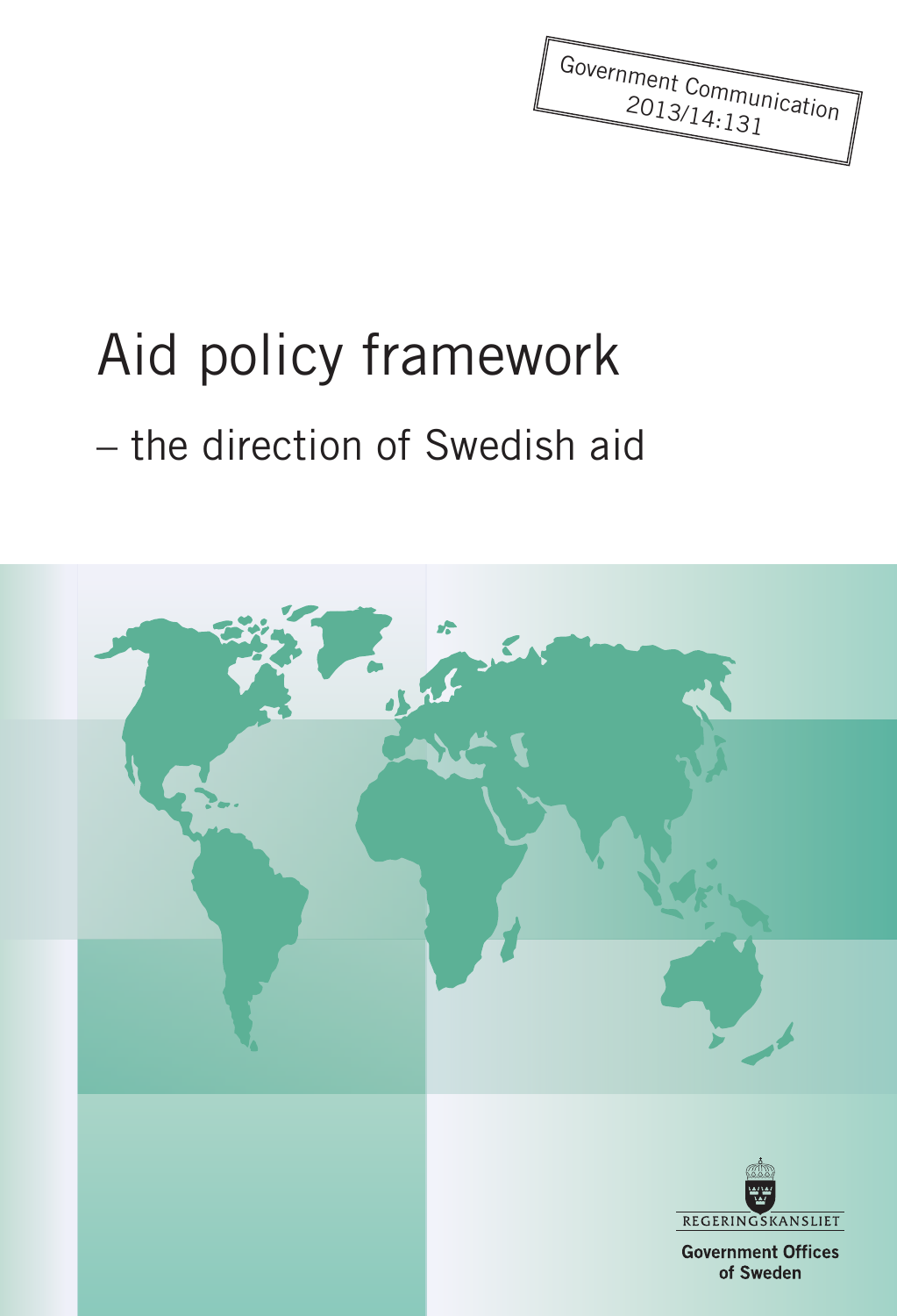Government Communication 2013/14:131

# Aid policy framework

## – the direction of Swedish aid

REGERINGSKANSLIET

Government Offices of Sweden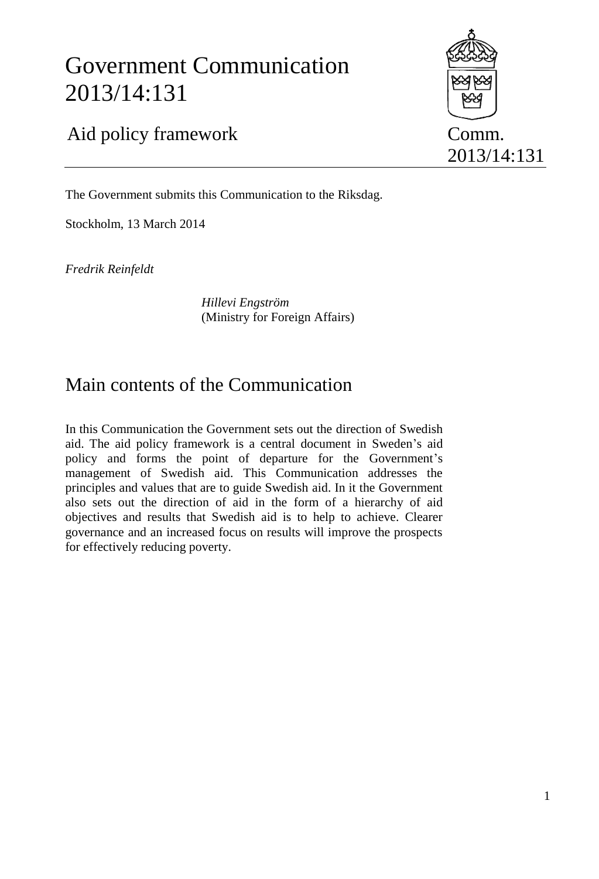# Government Communication 2013/14:131

## Aid policy framework

Comm. 2013/14:131

The Government submits this Communication to the Riksdag.

Stockholm, 13 March 2014

*Fredrik Reinfeldt*

*Hillevi Engström*
(Ministry for Foreign Affairs)

## Main contents of the Communication

In this Communication the Government sets out the direction of Swedish aid. The aid policy framework is a central document in Sweden's aid policy and forms the point of departure for the Government's management of Swedish aid. This Communication addresses the principles and values that are to guide Swedish aid. In it the Government also sets out the direction of aid in the form of a hierarchy of aid objectives and results that Swedish aid is to help to achieve. Clearer governance and an increased focus on results will improve the prospects for effectively reducing poverty.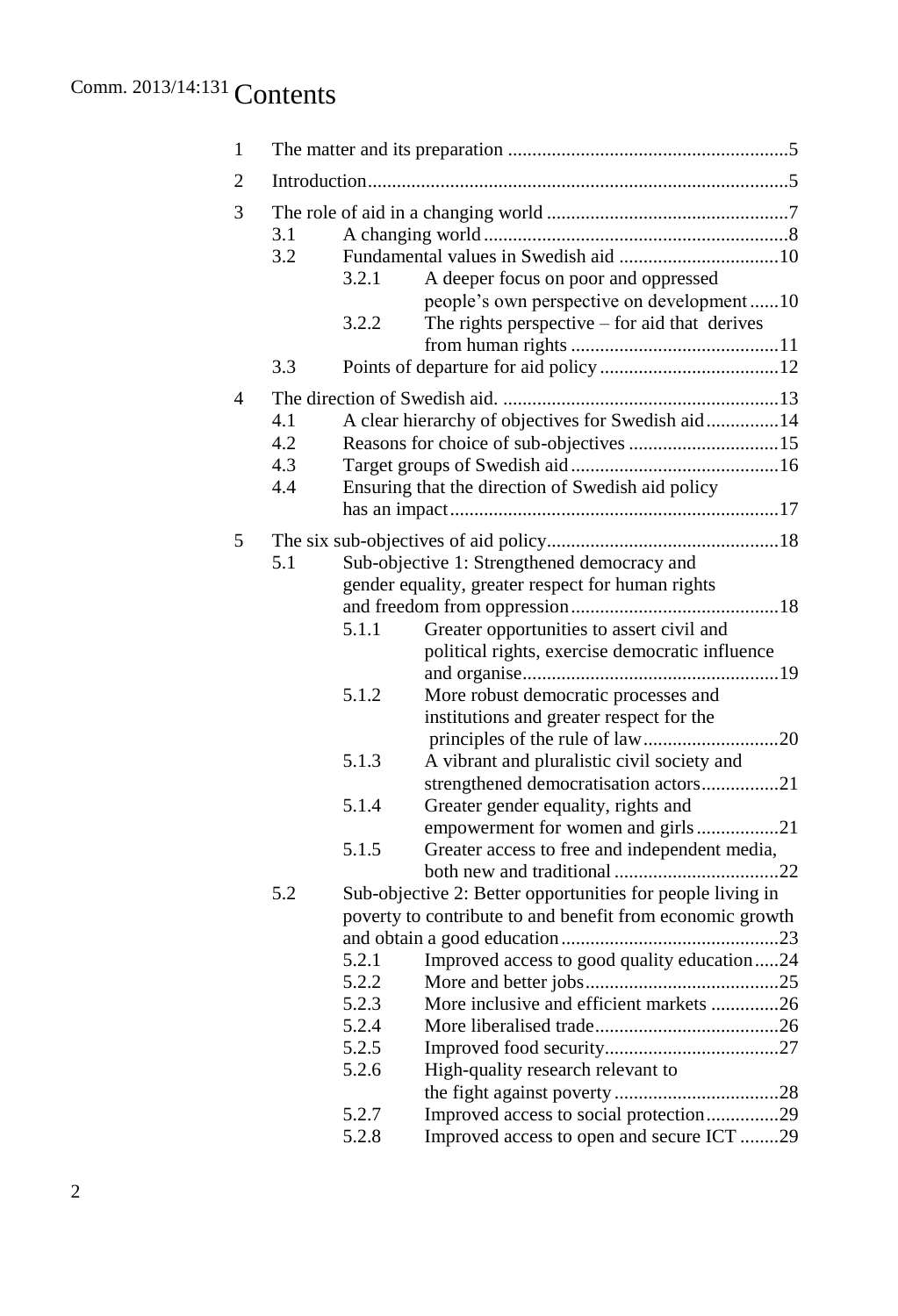# Contents

- 1 The matter and its preparation ....5
- 2 Introduction ....5
- 3 The role of aid in a changing world ....7
  - 3.1 A changing world ....8
  - 3.2 Fundamental values in Swedish aid ....10
    - 3.2.1 A deeper focus on poor and oppressed people's own perspective on development ....10
    - 3.2.2 The rights perspective – for aid that derives from human rights ....11
  - 3.3 Points of departure for aid policy ....12
- 4 The direction of Swedish aid. ....13
  - 4.1 A clear hierarchy of objectives for Swedish aid ....14
  - 4.2 Reasons for choice of sub-objectives ....15
  - 4.3 Target groups of Swedish aid ....16
  - 4.4 Ensuring that the direction of Swedish aid policy has an impact ....17
- 5 The six sub-objectives of aid policy ....18
  - 5.1 Sub-objective 1: Strengthened democracy and gender equality, greater respect for human rights and freedom from oppression ....18
    - 5.1.1 Greater opportunities to assert civil and political rights, exercise democratic influence and organise ....19
    - 5.1.2 More robust democratic processes and institutions and greater respect for the principles of the rule of law ....20
    - 5.1.3 A vibrant and pluralistic civil society and strengthened democratisation actors ....21
    - 5.1.4 Greater gender equality, rights and empowerment for women and girls ....21
    - 5.1.5 Greater access to free and independent media, both new and traditional ....22
  - 5.2 Sub-objective 2: Better opportunities for people living in poverty to contribute to and benefit from economic growth and obtain a good education ....23
    - 5.2.1 Improved access to good quality education ....24
    - 5.2.2 More and better jobs ....25
    - 5.2.3 More inclusive and efficient markets ....26
    - 5.2.4 More liberalised trade ....26
    - 5.2.5 Improved food security ....27
    - 5.2.6 High-quality research relevant to the fight against poverty ....28
    - 5.2.7 Improved access to social protection ....29
    - 5.2.8 Improved access to open and secure ICT ....29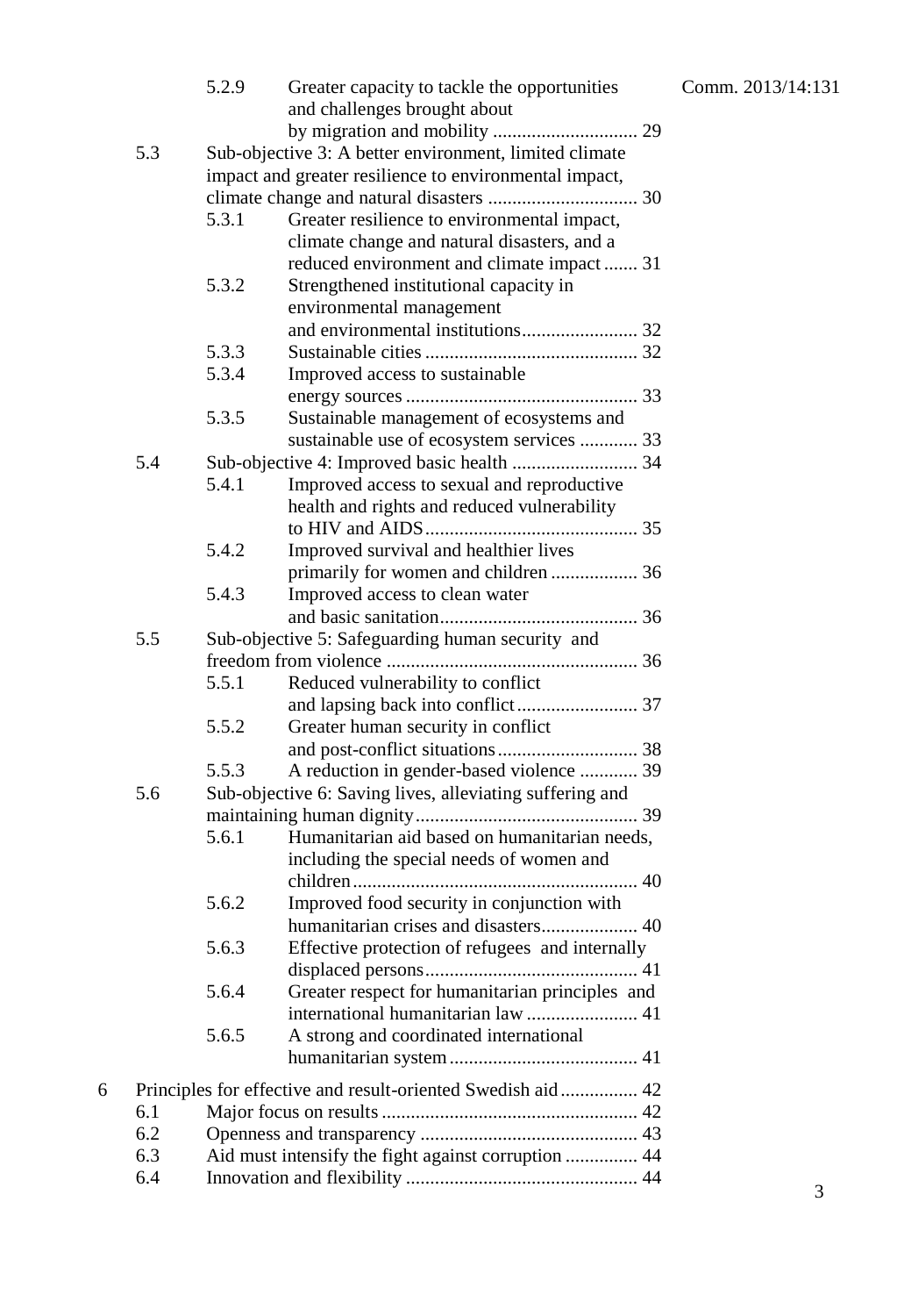5.2.9 Greater capacity to tackle the opportunities and challenges brought about by migration and mobility .............................. 29

5.3 Sub-objective 3: A better environment, limited climate impact and greater resilience to environmental impact, climate change and natural disasters ............................... 30

5.3.1 Greater resilience to environmental impact, climate change and natural disasters, and a reduced environment and climate impact ....... 31

5.3.2 Strengthened institutional capacity in environmental management and environmental institutions........................ 32

5.3.3 Sustainable cities ............................................ 32

5.3.4 Improved access to sustainable energy sources ................................................ 33

5.3.5 Sustainable management of ecosystems and sustainable use of ecosystem services ............ 33

5.4 Sub-objective 4: Improved basic health .......................... 34

5.4.1 Improved access to sexual and reproductive health and rights and reduced vulnerability to HIV and AIDS............................................ 35

5.4.2 Improved survival and healthier lives primarily for women and children .................. 36

5.4.3 Improved access to clean water and basic sanitation......................................... 36

5.5 Sub-objective 5: Safeguarding human security and freedom from violence .................................................... 36

5.5.1 Reduced vulnerability to conflict and lapsing back into conflict......................... 37

5.5.2 Greater human security in conflict and post-conflict situations............................. 38

5.5.3 A reduction in gender-based violence ............ 39

5.6 Sub-objective 6: Saving lives, alleviating suffering and maintaining human dignity.............................................. 39

5.6.1 Humanitarian aid based on humanitarian needs, including the special needs of women and children........................................................... 40

5.6.2 Improved food security in conjunction with humanitarian crises and disasters.................... 40

5.6.3 Effective protection of refugees and internally displaced persons............................................ 41

5.6.4 Greater respect for humanitarian principles and international humanitarian law ....................... 41

5.6.5 A strong and coordinated international humanitarian system....................................... 41

6 Principles for effective and result-oriented Swedish aid................ 42

6.1 Major focus on results ..................................................... 42

6.2 Openness and transparency ............................................. 43

6.3 Aid must intensify the fight against corruption ............... 44

6.4 Innovation and flexibility ................................................ 44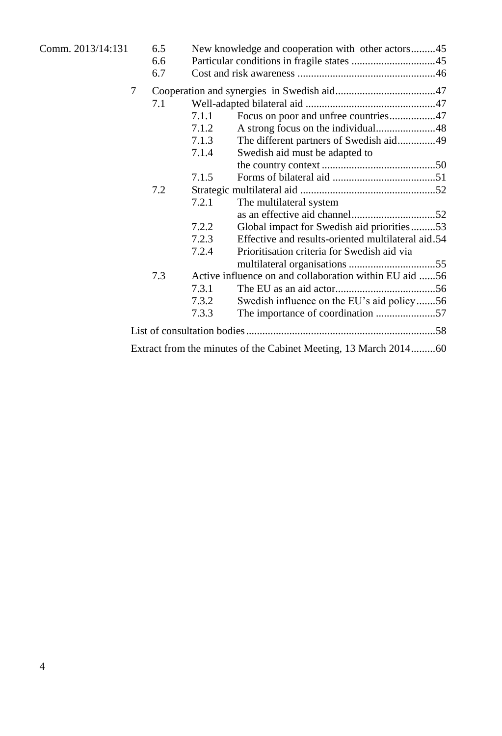6.5 New knowledge and cooperation with other actors.........45
6.6 Particular conditions in fragile states ...............................45
6.7 Cost and risk awareness ..................................................46

7 Cooperation and synergies in Swedish aid.....................................47
7.1 Well-adapted bilateral aid ................................................47
7.1.1 Focus on poor and unfree countries.................47
7.1.2 A strong focus on the individual......................48
7.1.3 The different partners of Swedish aid..............49
7.1.4 Swedish aid must be adapted to the country context ..........................................50
7.1.5 Forms of bilateral aid ......................................51
7.2 Strategic multilateral aid ..................................................52
7.2.1 The multilateral system as an effective aid channel...............................52
7.2.2 Global impact for Swedish aid priorities.........53
7.2.3 Effective and results-oriented multilateral aid.54
7.2.4 Prioritisation criteria for Swedish aid via multilateral organisations ................................55
7.3 Active influence on and collaboration within EU aid ......56
7.3.1 The EU as an aid actor.....................................56
7.3.2 Swedish influence on the EU's aid policy.......56
7.3.3 The importance of coordination ......................57

List of consultation bodies.....................................................................58

Extract from the minutes of the Cabinet Meeting, 13 March 2014.........60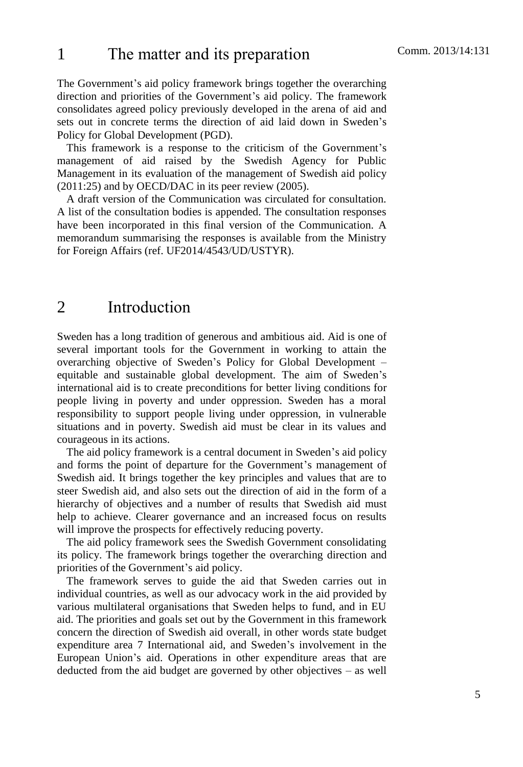# 1 The matter and its preparation

The Government's aid policy framework brings together the overarching direction and priorities of the Government's aid policy. The framework consolidates agreed policy previously developed in the arena of aid and sets out in concrete terms the direction of aid laid down in Sweden's Policy for Global Development (PGD).

This framework is a response to the criticism of the Government's management of aid raised by the Swedish Agency for Public Management in its evaluation of the management of Swedish aid policy (2011:25) and by OECD/DAC in its peer review (2005).

A draft version of the Communication was circulated for consultation. A list of the consultation bodies is appended. The consultation responses have been incorporated in this final version of the Communication. A memorandum summarising the responses is available from the Ministry for Foreign Affairs (ref. UF2014/4543/UD/USTYR).

# 2 Introduction

Sweden has a long tradition of generous and ambitious aid. Aid is one of several important tools for the Government in working to attain the overarching objective of Sweden's Policy for Global Development – equitable and sustainable global development. The aim of Sweden's international aid is to create preconditions for better living conditions for people living in poverty and under oppression. Sweden has a moral responsibility to support people living under oppression, in vulnerable situations and in poverty. Swedish aid must be clear in its values and courageous in its actions.

The aid policy framework is a central document in Sweden's aid policy and forms the point of departure for the Government's management of Swedish aid. It brings together the key principles and values that are to steer Swedish aid, and also sets out the direction of aid in the form of a hierarchy of objectives and a number of results that Swedish aid must help to achieve. Clearer governance and an increased focus on results will improve the prospects for effectively reducing poverty.

The aid policy framework sees the Swedish Government consolidating its policy. The framework brings together the overarching direction and priorities of the Government's aid policy.

The framework serves to guide the aid that Sweden carries out in individual countries, as well as our advocacy work in the aid provided by various multilateral organisations that Sweden helps to fund, and in EU aid. The priorities and goals set out by the Government in this framework concern the direction of Swedish aid overall, in other words state budget expenditure area 7 International aid, and Sweden's involvement in the European Union's aid. Operations in other expenditure areas that are deducted from the aid budget are governed by other objectives – as well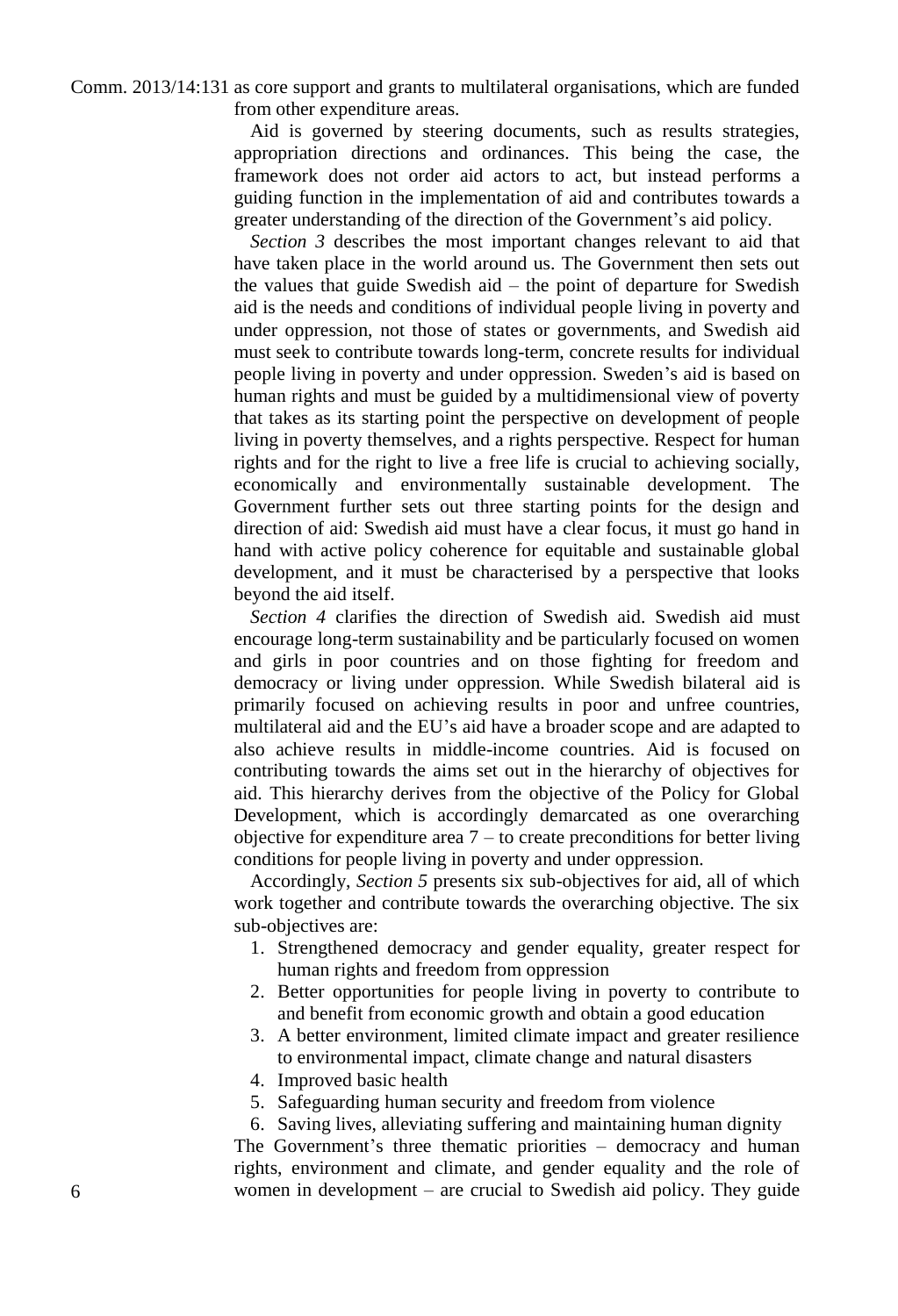as core support and grants to multilateral organisations, which are funded from other expenditure areas.

Aid is governed by steering documents, such as results strategies, appropriation directions and ordinances. This being the case, the framework does not order aid actors to act, but instead performs a guiding function in the implementation of aid and contributes towards a greater understanding of the direction of the Government's aid policy.

*Section 3* describes the most important changes relevant to aid that have taken place in the world around us. The Government then sets out the values that guide Swedish aid – the point of departure for Swedish aid is the needs and conditions of individual people living in poverty and under oppression, not those of states or governments, and Swedish aid must seek to contribute towards long-term, concrete results for individual people living in poverty and under oppression. Sweden's aid is based on human rights and must be guided by a multidimensional view of poverty that takes as its starting point the perspective on development of people living in poverty themselves, and a rights perspective. Respect for human rights and for the right to live a free life is crucial to achieving socially, economically and environmentally sustainable development. The Government further sets out three starting points for the design and direction of aid: Swedish aid must have a clear focus, it must go hand in hand with active policy coherence for equitable and sustainable global development, and it must be characterised by a perspective that looks beyond the aid itself.

*Section 4* clarifies the direction of Swedish aid. Swedish aid must encourage long-term sustainability and be particularly focused on women and girls in poor countries and on those fighting for freedom and democracy or living under oppression. While Swedish bilateral aid is primarily focused on achieving results in poor and unfree countries, multilateral aid and the EU's aid have a broader scope and are adapted to also achieve results in middle-income countries. Aid is focused on contributing towards the aims set out in the hierarchy of objectives for aid. This hierarchy derives from the objective of the Policy for Global Development, which is accordingly demarcated as one overarching objective for expenditure area 7 – to create preconditions for better living conditions for people living in poverty and under oppression.

Accordingly, *Section 5* presents six sub-objectives for aid, all of which work together and contribute towards the overarching objective. The six sub-objectives are:

1. Strengthened democracy and gender equality, greater respect for human rights and freedom from oppression
2. Better opportunities for people living in poverty to contribute to and benefit from economic growth and obtain a good education
3. A better environment, limited climate impact and greater resilience to environmental impact, climate change and natural disasters
4. Improved basic health
5. Safeguarding human security and freedom from violence
6. Saving lives, alleviating suffering and maintaining human dignity

The Government's three thematic priorities – democracy and human rights, environment and climate, and gender equality and the role of women in development – are crucial to Swedish aid policy. They guide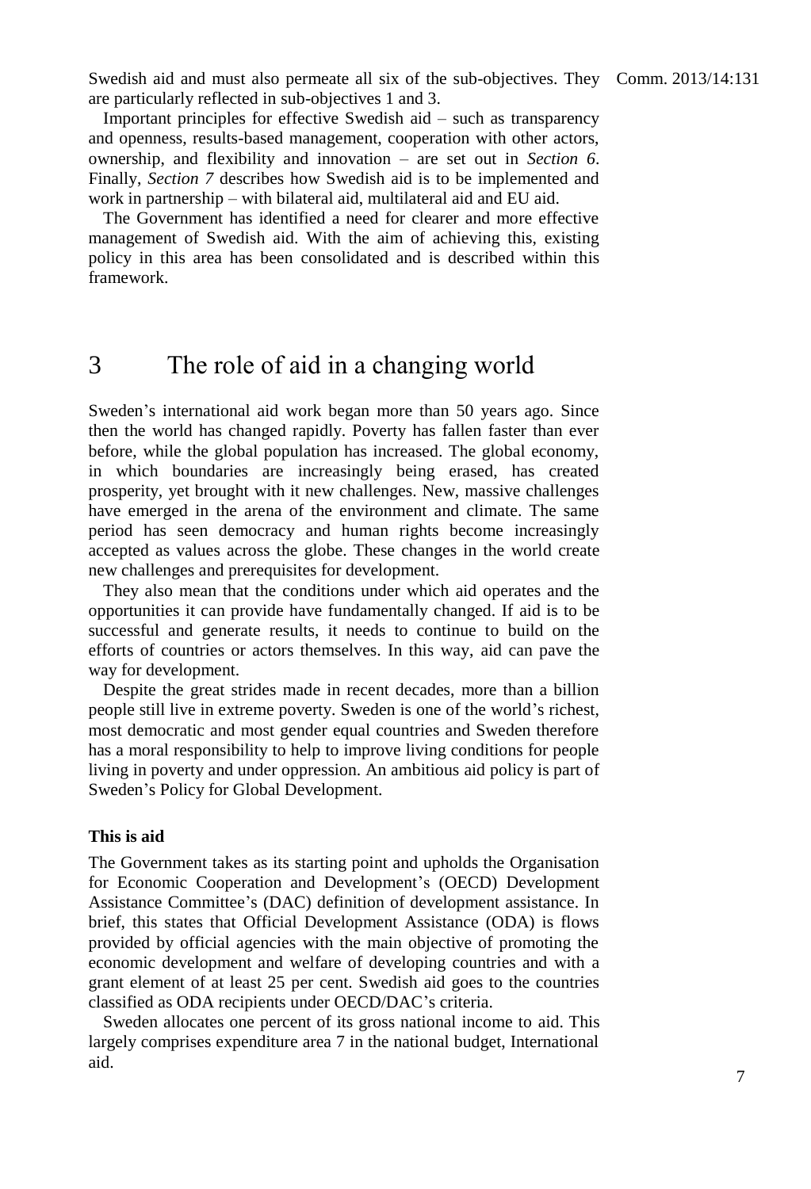Swedish aid and must also permeate all six of the sub-objectives. They are particularly reflected in sub-objectives 1 and 3.

Important principles for effective Swedish aid – such as transparency and openness, results-based management, cooperation with other actors, ownership, and flexibility and innovation – are set out in *Section 6*. Finally, *Section 7* describes how Swedish aid is to be implemented and work in partnership – with bilateral aid, multilateral aid and EU aid.

The Government has identified a need for clearer and more effective management of Swedish aid. With the aim of achieving this, existing policy in this area has been consolidated and is described within this framework.

# 3 The role of aid in a changing world

Sweden's international aid work began more than 50 years ago. Since then the world has changed rapidly. Poverty has fallen faster than ever before, while the global population has increased. The global economy, in which boundaries are increasingly being erased, has created prosperity, yet brought with it new challenges. New, massive challenges have emerged in the arena of the environment and climate. The same period has seen democracy and human rights become increasingly accepted as values across the globe. These changes in the world create new challenges and prerequisites for development.

They also mean that the conditions under which aid operates and the opportunities it can provide have fundamentally changed. If aid is to be successful and generate results, it needs to continue to build on the efforts of countries or actors themselves. In this way, aid can pave the way for development.

Despite the great strides made in recent decades, more than a billion people still live in extreme poverty. Sweden is one of the world's richest, most democratic and most gender equal countries and Sweden therefore has a moral responsibility to help to improve living conditions for people living in poverty and under oppression. An ambitious aid policy is part of Sweden's Policy for Global Development.

**This is aid**

The Government takes as its starting point and upholds the Organisation for Economic Cooperation and Development's (OECD) Development Assistance Committee's (DAC) definition of development assistance. In brief, this states that Official Development Assistance (ODA) is flows provided by official agencies with the main objective of promoting the economic development and welfare of developing countries and with a grant element of at least 25 per cent. Swedish aid goes to the countries classified as ODA recipients under OECD/DAC's criteria.

Sweden allocates one percent of its gross national income to aid. This largely comprises expenditure area 7 in the national budget, International aid.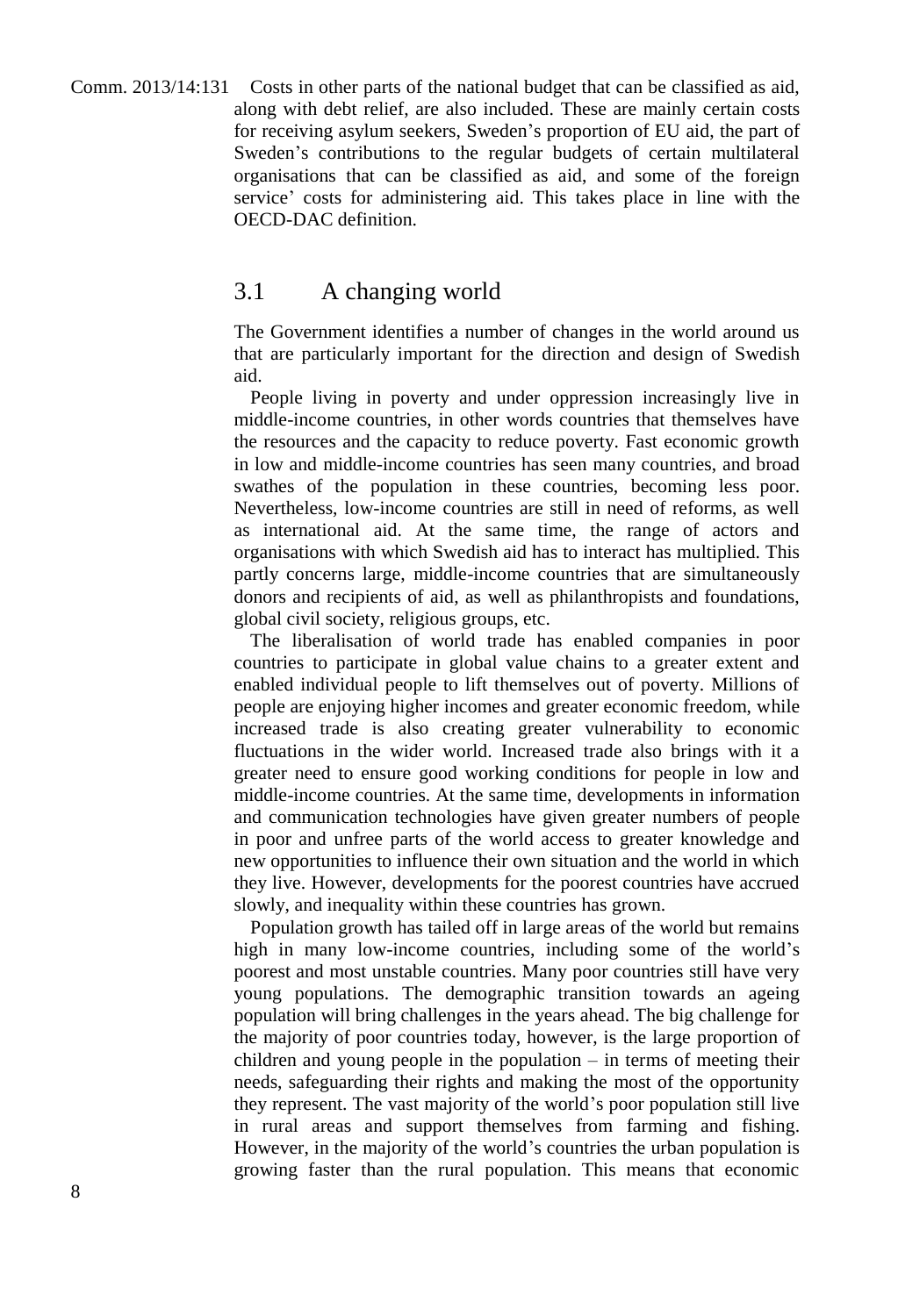Costs in other parts of the national budget that can be classified as aid, along with debt relief, are also included. These are mainly certain costs for receiving asylum seekers, Sweden's proportion of EU aid, the part of Sweden's contributions to the regular budgets of certain multilateral organisations that can be classified as aid, and some of the foreign service' costs for administering aid. This takes place in line with the OECD-DAC definition.

## 3.1 A changing world

The Government identifies a number of changes in the world around us that are particularly important for the direction and design of Swedish aid.

People living in poverty and under oppression increasingly live in middle-income countries, in other words countries that themselves have the resources and the capacity to reduce poverty. Fast economic growth in low and middle-income countries has seen many countries, and broad swathes of the population in these countries, becoming less poor. Nevertheless, low-income countries are still in need of reforms, as well as international aid. At the same time, the range of actors and organisations with which Swedish aid has to interact has multiplied. This partly concerns large, middle-income countries that are simultaneously donors and recipients of aid, as well as philanthropists and foundations, global civil society, religious groups, etc.

The liberalisation of world trade has enabled companies in poor countries to participate in global value chains to a greater extent and enabled individual people to lift themselves out of poverty. Millions of people are enjoying higher incomes and greater economic freedom, while increased trade is also creating greater vulnerability to economic fluctuations in the wider world. Increased trade also brings with it a greater need to ensure good working conditions for people in low and middle-income countries. At the same time, developments in information and communication technologies have given greater numbers of people in poor and unfree parts of the world access to greater knowledge and new opportunities to influence their own situation and the world in which they live. However, developments for the poorest countries have accrued slowly, and inequality within these countries has grown.

Population growth has tailed off in large areas of the world but remains high in many low-income countries, including some of the world's poorest and most unstable countries. Many poor countries still have very young populations. The demographic transition towards an ageing population will bring challenges in the years ahead. The big challenge for the majority of poor countries today, however, is the large proportion of children and young people in the population – in terms of meeting their needs, safeguarding their rights and making the most of the opportunity they represent. The vast majority of the world's poor population still live in rural areas and support themselves from farming and fishing. However, in the majority of the world's countries the urban population is growing faster than the rural population. This means that economic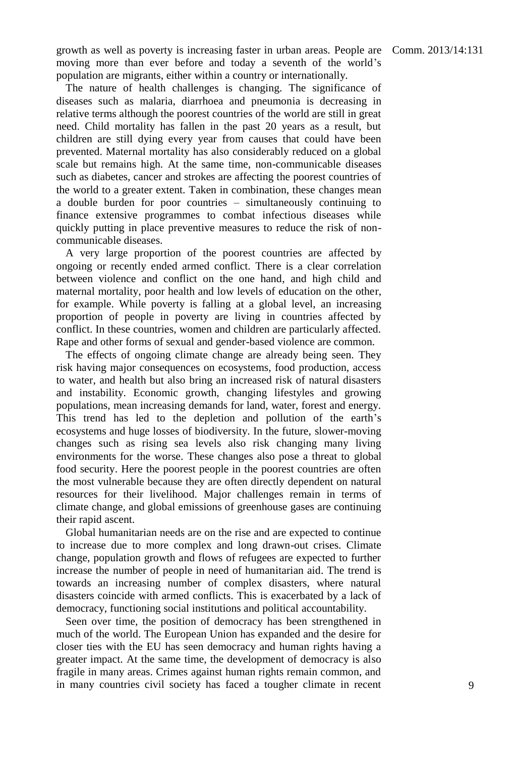growth as well as poverty is increasing faster in urban areas. People are moving more than ever before and today a seventh of the world's population are migrants, either within a country or internationally.

The nature of health challenges is changing. The significance of diseases such as malaria, diarrhoea and pneumonia is decreasing in relative terms although the poorest countries of the world are still in great need. Child mortality has fallen in the past 20 years as a result, but children are still dying every year from causes that could have been prevented. Maternal mortality has also considerably reduced on a global scale but remains high. At the same time, non-communicable diseases such as diabetes, cancer and strokes are affecting the poorest countries of the world to a greater extent. Taken in combination, these changes mean a double burden for poor countries – simultaneously continuing to finance extensive programmes to combat infectious diseases while quickly putting in place preventive measures to reduce the risk of non-communicable diseases.

A very large proportion of the poorest countries are affected by ongoing or recently ended armed conflict. There is a clear correlation between violence and conflict on the one hand, and high child and maternal mortality, poor health and low levels of education on the other, for example. While poverty is falling at a global level, an increasing proportion of people in poverty are living in countries affected by conflict. In these countries, women and children are particularly affected. Rape and other forms of sexual and gender-based violence are common.

The effects of ongoing climate change are already being seen. They risk having major consequences on ecosystems, food production, access to water, and health but also bring an increased risk of natural disasters and instability. Economic growth, changing lifestyles and growing populations, mean increasing demands for land, water, forest and energy. This trend has led to the depletion and pollution of the earth's ecosystems and huge losses of biodiversity. In the future, slower-moving changes such as rising sea levels also risk changing many living environments for the worse. These changes also pose a threat to global food security. Here the poorest people in the poorest countries are often the most vulnerable because they are often directly dependent on natural resources for their livelihood. Major challenges remain in terms of climate change, and global emissions of greenhouse gases are continuing their rapid ascent.

Global humanitarian needs are on the rise and are expected to continue to increase due to more complex and long drawn-out crises. Climate change, population growth and flows of refugees are expected to further increase the number of people in need of humanitarian aid. The trend is towards an increasing number of complex disasters, where natural disasters coincide with armed conflicts. This is exacerbated by a lack of democracy, functioning social institutions and political accountability.

Seen over time, the position of democracy has been strengthened in much of the world. The European Union has expanded and the desire for closer ties with the EU has seen democracy and human rights having a greater impact. At the same time, the development of democracy is also fragile in many areas. Crimes against human rights remain common, and in many countries civil society has faced a tougher climate in recent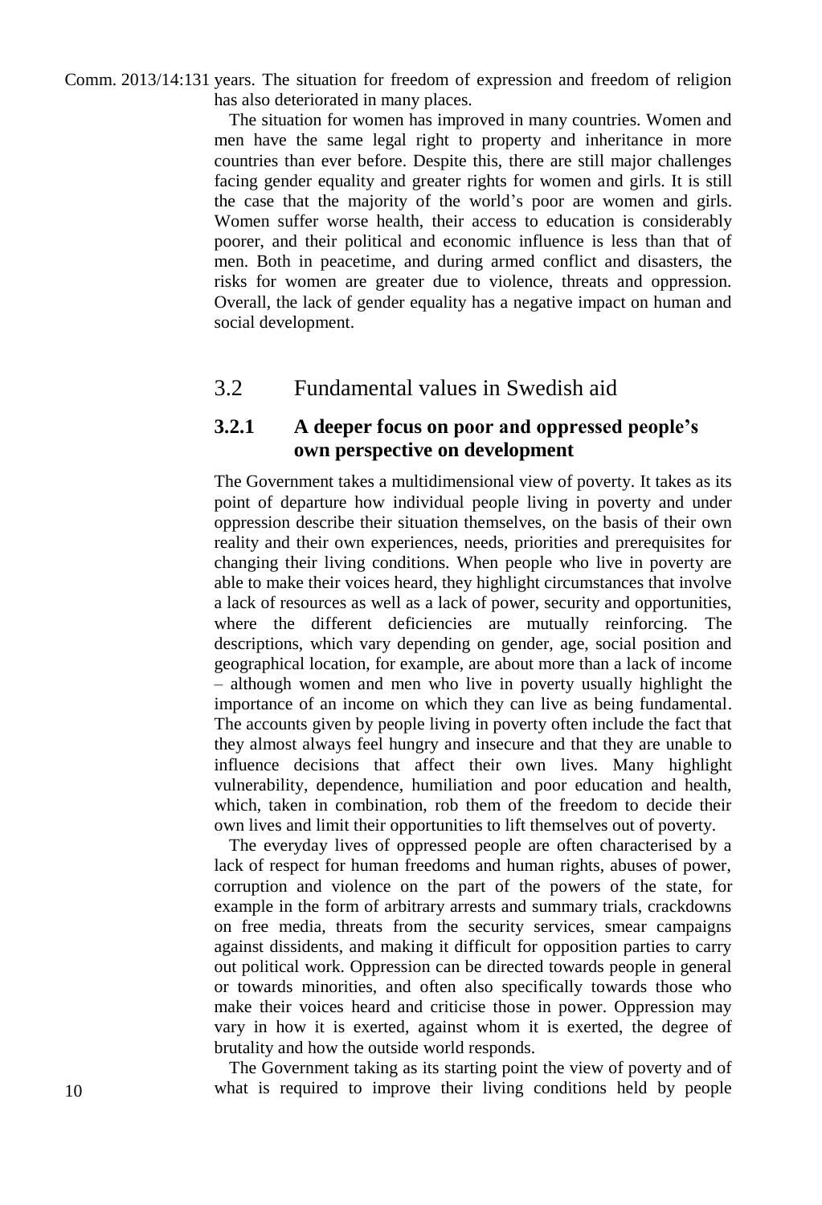years. The situation for freedom of expression and freedom of religion has also deteriorated in many places.

The situation for women has improved in many countries. Women and men have the same legal right to property and inheritance in more countries than ever before. Despite this, there are still major challenges facing gender equality and greater rights for women and girls. It is still the case that the majority of the world's poor are women and girls. Women suffer worse health, their access to education is considerably poorer, and their political and economic influence is less than that of men. Both in peacetime, and during armed conflict and disasters, the risks for women are greater due to violence, threats and oppression. Overall, the lack of gender equality has a negative impact on human and social development.

## 3.2 Fundamental values in Swedish aid

### 3.2.1 A deeper focus on poor and oppressed people's own perspective on development

The Government takes a multidimensional view of poverty. It takes as its point of departure how individual people living in poverty and under oppression describe their situation themselves, on the basis of their own reality and their own experiences, needs, priorities and prerequisites for changing their living conditions. When people who live in poverty are able to make their voices heard, they highlight circumstances that involve a lack of resources as well as a lack of power, security and opportunities, where the different deficiencies are mutually reinforcing. The descriptions, which vary depending on gender, age, social position and geographical location, for example, are about more than a lack of income – although women and men who live in poverty usually highlight the importance of an income on which they can live as being fundamental. The accounts given by people living in poverty often include the fact that they almost always feel hungry and insecure and that they are unable to influence decisions that affect their own lives. Many highlight vulnerability, dependence, humiliation and poor education and health, which, taken in combination, rob them of the freedom to decide their own lives and limit their opportunities to lift themselves out of poverty.

The everyday lives of oppressed people are often characterised by a lack of respect for human freedoms and human rights, abuses of power, corruption and violence on the part of the powers of the state, for example in the form of arbitrary arrests and summary trials, crackdowns on free media, threats from the security services, smear campaigns against dissidents, and making it difficult for opposition parties to carry out political work. Oppression can be directed towards people in general or towards minorities, and often also specifically towards those who make their voices heard and criticise those in power. Oppression may vary in how it is exerted, against whom it is exerted, the degree of brutality and how the outside world responds.

The Government taking as its starting point the view of poverty and of what is required to improve their living conditions held by people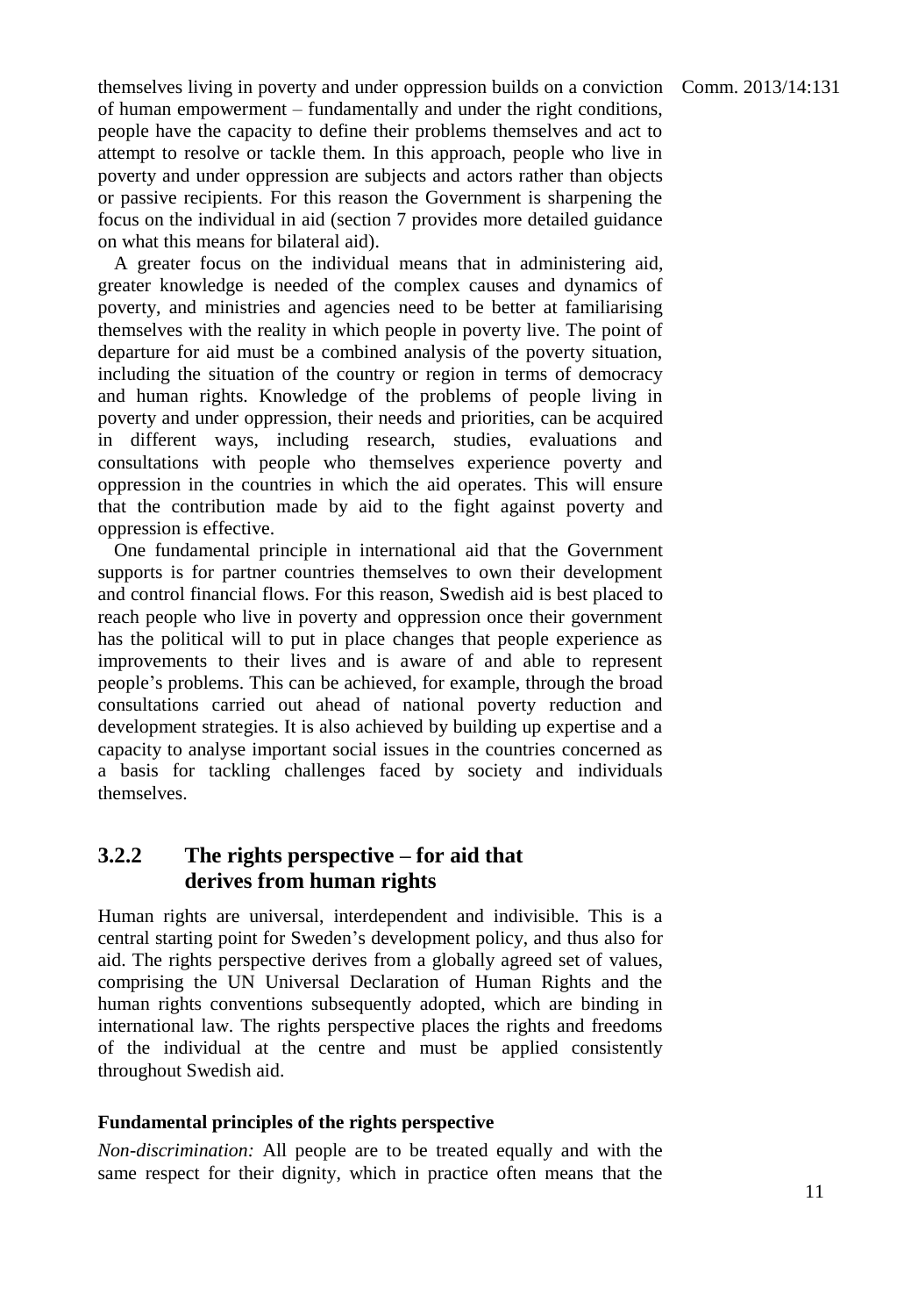themselves living in poverty and under oppression builds on a conviction of human empowerment – fundamentally and under the right conditions, people have the capacity to define their problems themselves and act to attempt to resolve or tackle them. In this approach, people who live in poverty and under oppression are subjects and actors rather than objects or passive recipients. For this reason the Government is sharpening the focus on the individual in aid (section 7 provides more detailed guidance on what this means for bilateral aid).

A greater focus on the individual means that in administering aid, greater knowledge is needed of the complex causes and dynamics of poverty, and ministries and agencies need to be better at familiarising themselves with the reality in which people in poverty live. The point of departure for aid must be a combined analysis of the poverty situation, including the situation of the country or region in terms of democracy and human rights. Knowledge of the problems of people living in poverty and under oppression, their needs and priorities, can be acquired in different ways, including research, studies, evaluations and consultations with people who themselves experience poverty and oppression in the countries in which the aid operates. This will ensure that the contribution made by aid to the fight against poverty and oppression is effective.

One fundamental principle in international aid that the Government supports is for partner countries themselves to own their development and control financial flows. For this reason, Swedish aid is best placed to reach people who live in poverty and oppression once their government has the political will to put in place changes that people experience as improvements to their lives and is aware of and able to represent people's problems. This can be achieved, for example, through the broad consultations carried out ahead of national poverty reduction and development strategies. It is also achieved by building up expertise and a capacity to analyse important social issues in the countries concerned as a basis for tackling challenges faced by society and individuals themselves.

### 3.2.2 The rights perspective – for aid that derives from human rights

Human rights are universal, interdependent and indivisible. This is a central starting point for Sweden's development policy, and thus also for aid. The rights perspective derives from a globally agreed set of values, comprising the UN Universal Declaration of Human Rights and the human rights conventions subsequently adopted, which are binding in international law. The rights perspective places the rights and freedoms of the individual at the centre and must be applied consistently throughout Swedish aid.

**Fundamental principles of the rights perspective**

*Non-discrimination:* All people are to be treated equally and with the same respect for their dignity, which in practice often means that the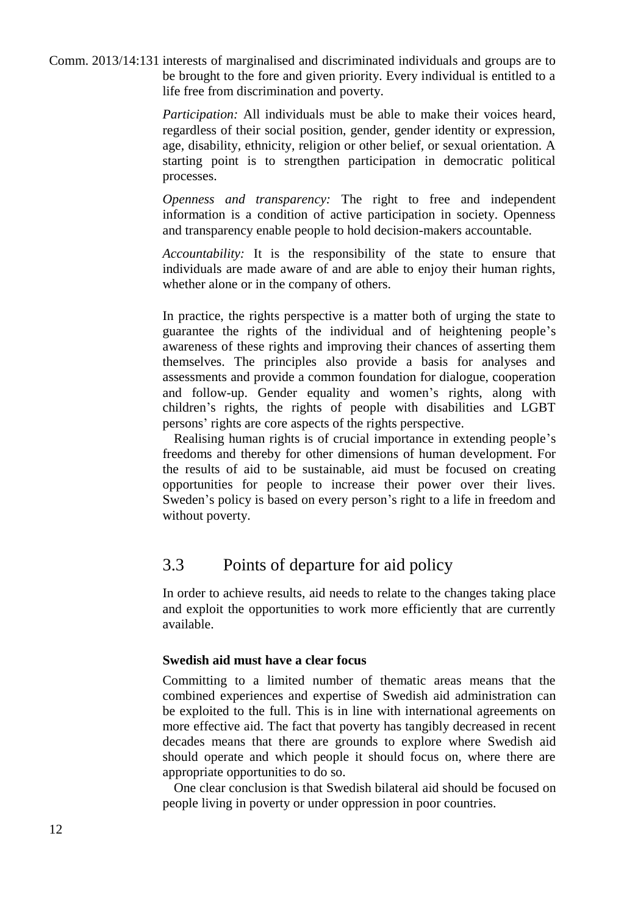interests of marginalised and discriminated individuals and groups are to be brought to the fore and given priority. Every individual is entitled to a life free from discrimination and poverty.

*Participation:* All individuals must be able to make their voices heard, regardless of their social position, gender, gender identity or expression, age, disability, ethnicity, religion or other belief, or sexual orientation. A starting point is to strengthen participation in democratic political processes.

*Openness and transparency:* The right to free and independent information is a condition of active participation in society. Openness and transparency enable people to hold decision-makers accountable.

*Accountability:* It is the responsibility of the state to ensure that individuals are made aware of and are able to enjoy their human rights, whether alone or in the company of others.

In practice, the rights perspective is a matter both of urging the state to guarantee the rights of the individual and of heightening people's awareness of these rights and improving their chances of asserting them themselves. The principles also provide a basis for analyses and assessments and provide a common foundation for dialogue, cooperation and follow-up. Gender equality and women's rights, along with children's rights, the rights of people with disabilities and LGBT persons' rights are core aspects of the rights perspective.

Realising human rights is of crucial importance in extending people's freedoms and thereby for other dimensions of human development. For the results of aid to be sustainable, aid must be focused on creating opportunities for people to increase their power over their lives. Sweden's policy is based on every person's right to a life in freedom and without poverty.

## 3.3 Points of departure for aid policy

In order to achieve results, aid needs to relate to the changes taking place and exploit the opportunities to work more efficiently that are currently available.

**Swedish aid must have a clear focus**

Committing to a limited number of thematic areas means that the combined experiences and expertise of Swedish aid administration can be exploited to the full. This is in line with international agreements on more effective aid. The fact that poverty has tangibly decreased in recent decades means that there are grounds to explore where Swedish aid should operate and which people it should focus on, where there are appropriate opportunities to do so.

One clear conclusion is that Swedish bilateral aid should be focused on people living in poverty or under oppression in poor countries.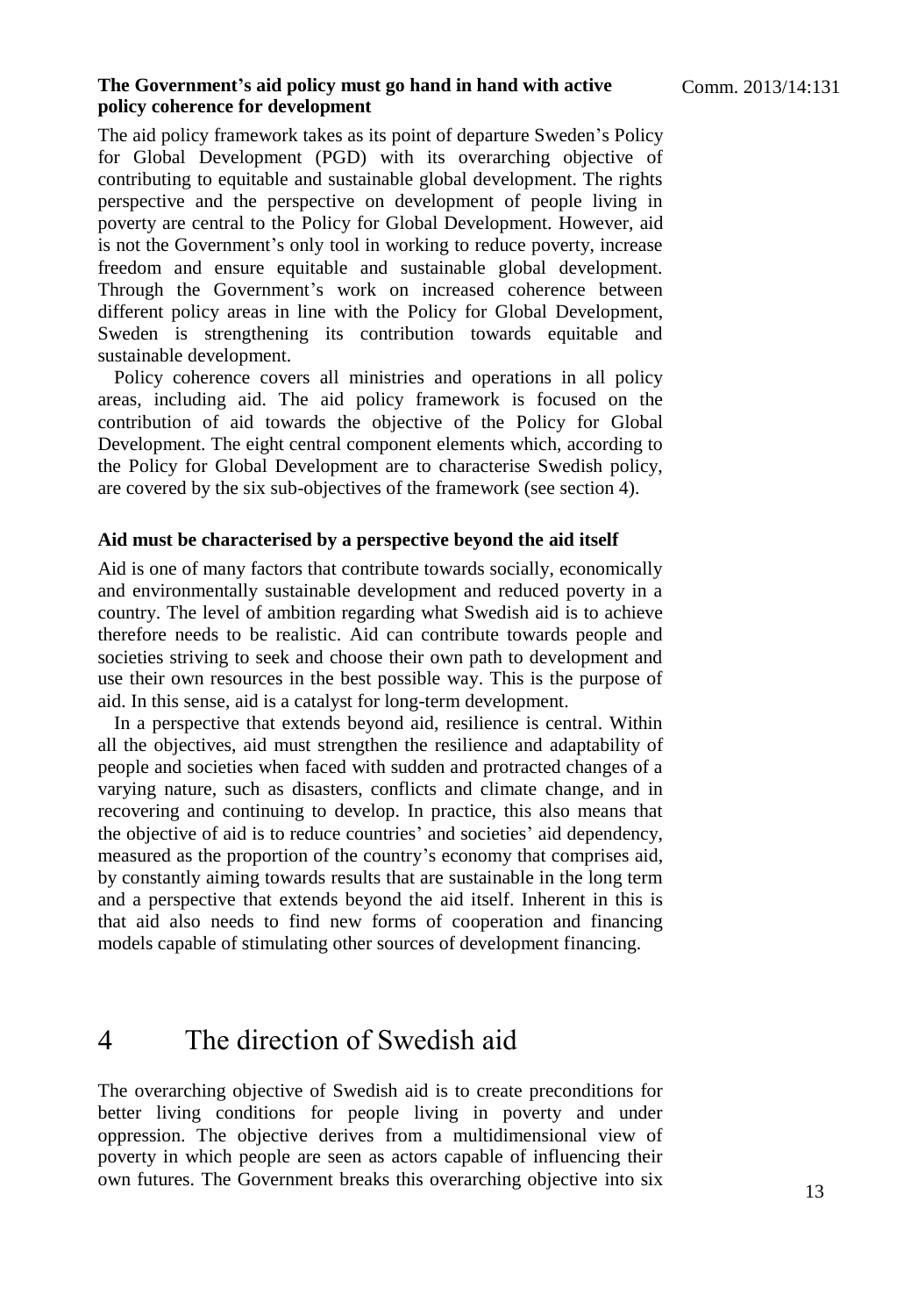**The Government's aid policy must go hand in hand with active policy coherence for development**

The aid policy framework takes as its point of departure Sweden's Policy for Global Development (PGD) with its overarching objective of contributing to equitable and sustainable global development. The rights perspective and the perspective on development of people living in poverty are central to the Policy for Global Development. However, aid is not the Government's only tool in working to reduce poverty, increase freedom and ensure equitable and sustainable global development. Through the Government's work on increased coherence between different policy areas in line with the Policy for Global Development, Sweden is strengthening its contribution towards equitable and sustainable development.

Policy coherence covers all ministries and operations in all policy areas, including aid. The aid policy framework is focused on the contribution of aid towards the objective of the Policy for Global Development. The eight central component elements which, according to the Policy for Global Development are to characterise Swedish policy, are covered by the six sub-objectives of the framework (see section 4).

**Aid must be characterised by a perspective beyond the aid itself**

Aid is one of many factors that contribute towards socially, economically and environmentally sustainable development and reduced poverty in a country. The level of ambition regarding what Swedish aid is to achieve therefore needs to be realistic. Aid can contribute towards people and societies striving to seek and choose their own path to development and use their own resources in the best possible way. This is the purpose of aid. In this sense, aid is a catalyst for long-term development.

In a perspective that extends beyond aid, resilience is central. Within all the objectives, aid must strengthen the resilience and adaptability of people and societies when faced with sudden and protracted changes of a varying nature, such as disasters, conflicts and climate change, and in recovering and continuing to develop. In practice, this also means that the objective of aid is to reduce countries' and societies' aid dependency, measured as the proportion of the country's economy that comprises aid, by constantly aiming towards results that are sustainable in the long term and a perspective that extends beyond the aid itself. Inherent in this is that aid also needs to find new forms of cooperation and financing models capable of stimulating other sources of development financing.

# 4 The direction of Swedish aid

The overarching objective of Swedish aid is to create preconditions for better living conditions for people living in poverty and under oppression. The objective derives from a multidimensional view of poverty in which people are seen as actors capable of influencing their own futures. The Government breaks this overarching objective into six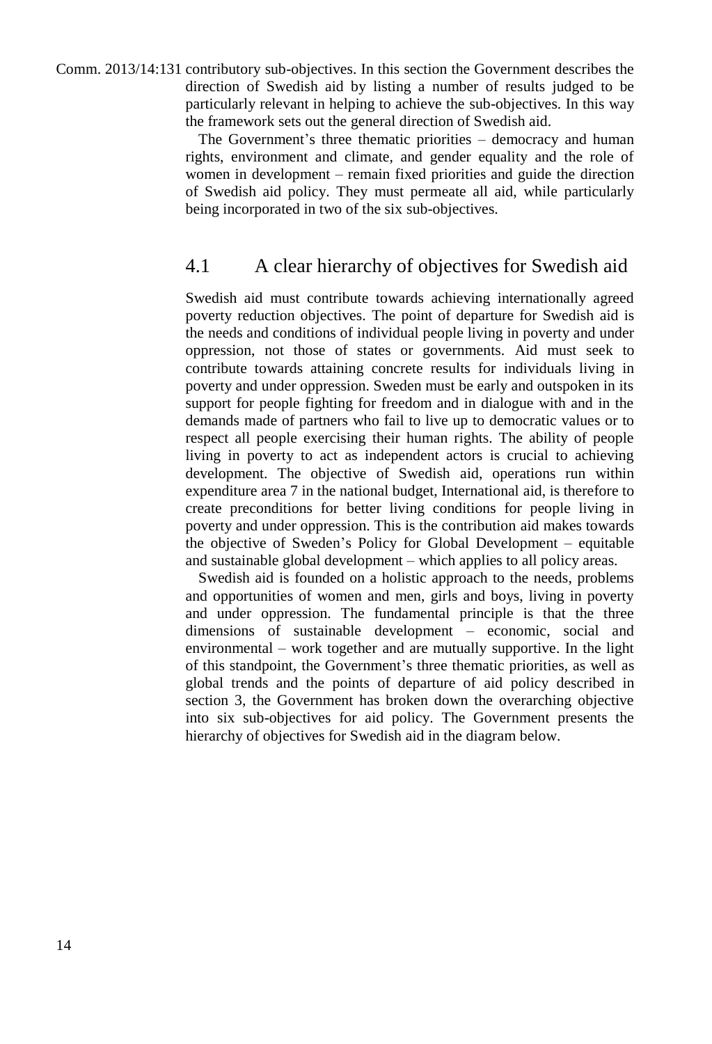contributory sub-objectives. In this section the Government describes the direction of Swedish aid by listing a number of results judged to be particularly relevant in helping to achieve the sub-objectives. In this way the framework sets out the general direction of Swedish aid.

The Government's three thematic priorities – democracy and human rights, environment and climate, and gender equality and the role of women in development – remain fixed priorities and guide the direction of Swedish aid policy. They must permeate all aid, while particularly being incorporated in two of the six sub-objectives.

## 4.1 A clear hierarchy of objectives for Swedish aid

Swedish aid must contribute towards achieving internationally agreed poverty reduction objectives. The point of departure for Swedish aid is the needs and conditions of individual people living in poverty and under oppression, not those of states or governments. Aid must seek to contribute towards attaining concrete results for individuals living in poverty and under oppression. Sweden must be early and outspoken in its support for people fighting for freedom and in dialogue with and in the demands made of partners who fail to live up to democratic values or to respect all people exercising their human rights. The ability of people living in poverty to act as independent actors is crucial to achieving development. The objective of Swedish aid, operations run within expenditure area 7 in the national budget, International aid, is therefore to create preconditions for better living conditions for people living in poverty and under oppression. This is the contribution aid makes towards the objective of Sweden's Policy for Global Development – equitable and sustainable global development – which applies to all policy areas.

Swedish aid is founded on a holistic approach to the needs, problems and opportunities of women and men, girls and boys, living in poverty and under oppression. The fundamental principle is that the three dimensions of sustainable development – economic, social and environmental – work together and are mutually supportive. In the light of this standpoint, the Government's three thematic priorities, as well as global trends and the points of departure of aid policy described in section 3, the Government has broken down the overarching objective into six sub-objectives for aid policy. The Government presents the hierarchy of objectives for Swedish aid in the diagram below.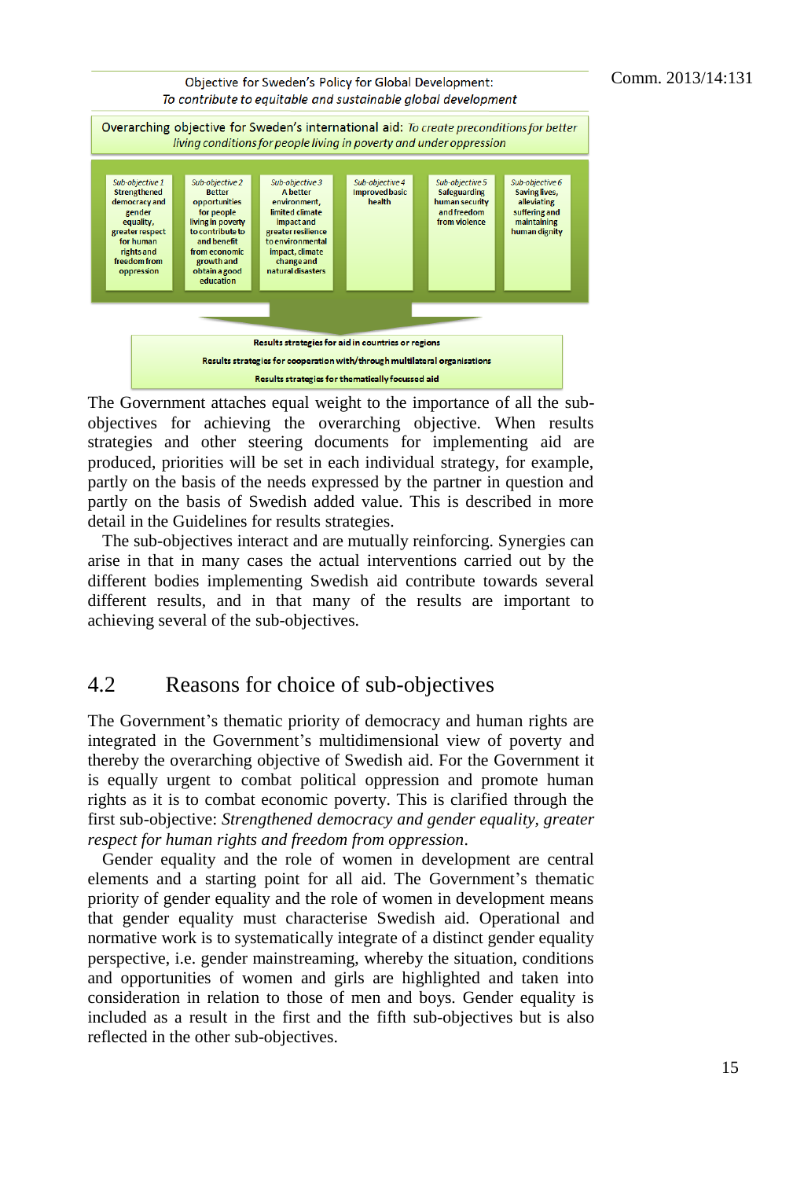Objective for Sweden's Policy for Global Development:
*To contribute to equitable and sustainable global development*

Overarching objective for Sweden's international aid: *To create preconditions for better living conditions for people living in poverty and under oppression*

| *Sub-objective 1* | *Sub-objective 2* | *Sub-objective 3* | *Sub-objective 4* | *Sub-objective 5* | *Sub-objective 6* |
|---|---|---|---|---|---|
| Strengthened democracy and gender equality, greater respect for human rights and freedom from oppression | Better opportunities for people living in poverty to contribute to and benefit from economic growth and obtain a good education | A better environment, limited climate impact and greater resilience to environmental impact, climate change and natural disasters | Improved basic health | Safeguarding human security and freedom from violence | Saving lives, alleviating suffering and maintaining human dignity |

Results strategies for aid in countries or regions
Results strategies for cooperation with/through multilateral organisations
Results strategies for thematically focussed aid

The Government attaches equal weight to the importance of all the sub-objectives for achieving the overarching objective. When results strategies and other steering documents for implementing aid are produced, priorities will be set in each individual strategy, for example, partly on the basis of the needs expressed by the partner in question and partly on the basis of Swedish added value. This is described in more detail in the Guidelines for results strategies.

The sub-objectives interact and are mutually reinforcing. Synergies can arise in that in many cases the actual interventions carried out by the different bodies implementing Swedish aid contribute towards several different results, and in that many of the results are important to achieving several of the sub-objectives.

## 4.2 Reasons for choice of sub-objectives

The Government's thematic priority of democracy and human rights are integrated in the Government's multidimensional view of poverty and thereby the overarching objective of Swedish aid. For the Government it is equally urgent to combat political oppression and promote human rights as it is to combat economic poverty. This is clarified through the first sub-objective: *Strengthened democracy and gender equality, greater respect for human rights and freedom from oppression*.

Gender equality and the role of women in development are central elements and a starting point for all aid. The Government's thematic priority of gender equality and the role of women in development means that gender equality must characterise Swedish aid. Operational and normative work is to systematically integrate of a distinct gender equality perspective, i.e. gender mainstreaming, whereby the situation, conditions and opportunities of women and girls are highlighted and taken into consideration in relation to those of men and boys. Gender equality is included as a result in the first and the fifth sub-objectives but is also reflected in the other sub-objectives.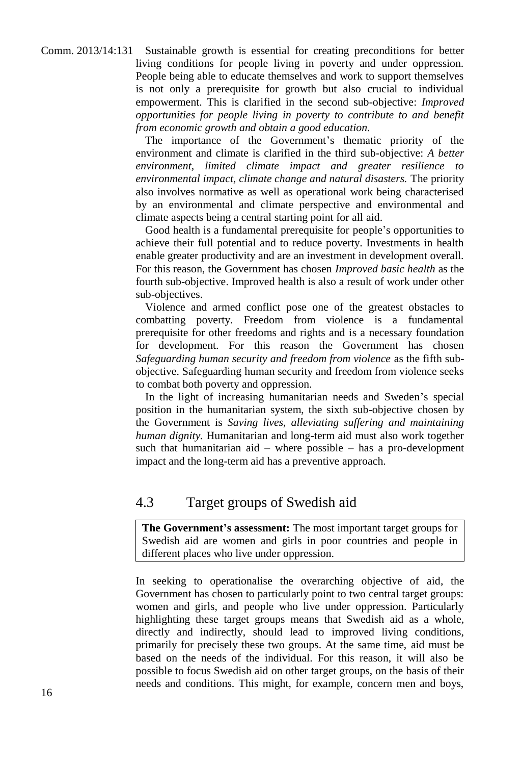Sustainable growth is essential for creating preconditions for better living conditions for people living in poverty and under oppression. People being able to educate themselves and work to support themselves is not only a prerequisite for growth but also crucial to individual empowerment. This is clarified in the second sub-objective: *Improved opportunities for people living in poverty to contribute to and benefit from economic growth and obtain a good education.*

The importance of the Government's thematic priority of the environment and climate is clarified in the third sub-objective: *A better environment, limited climate impact and greater resilience to environmental impact, climate change and natural disasters.* The priority also involves normative as well as operational work being characterised by an environmental and climate perspective and environmental and climate aspects being a central starting point for all aid.

Good health is a fundamental prerequisite for people's opportunities to achieve their full potential and to reduce poverty. Investments in health enable greater productivity and are an investment in development overall. For this reason, the Government has chosen *Improved basic health* as the fourth sub-objective. Improved health is also a result of work under other sub-objectives.

Violence and armed conflict pose one of the greatest obstacles to combatting poverty. Freedom from violence is a fundamental prerequisite for other freedoms and rights and is a necessary foundation for development. For this reason the Government has chosen *Safeguarding human security and freedom from violence* as the fifth sub-objective. Safeguarding human security and freedom from violence seeks to combat both poverty and oppression.

In the light of increasing humanitarian needs and Sweden's special position in the humanitarian system, the sixth sub-objective chosen by the Government is *Saving lives, alleviating suffering and maintaining human dignity.* Humanitarian and long-term aid must also work together such that humanitarian aid – where possible – has a pro-development impact and the long-term aid has a preventive approach.

## 4.3 Target groups of Swedish aid

**The Government's assessment:** The most important target groups for Swedish aid are women and girls in poor countries and people in different places who live under oppression.

In seeking to operationalise the overarching objective of aid, the Government has chosen to particularly point to two central target groups: women and girls, and people who live under oppression. Particularly highlighting these target groups means that Swedish aid as a whole, directly and indirectly, should lead to improved living conditions, primarily for precisely these two groups. At the same time, aid must be based on the needs of the individual. For this reason, it will also be possible to focus Swedish aid on other target groups, on the basis of their needs and conditions. This might, for example, concern men and boys,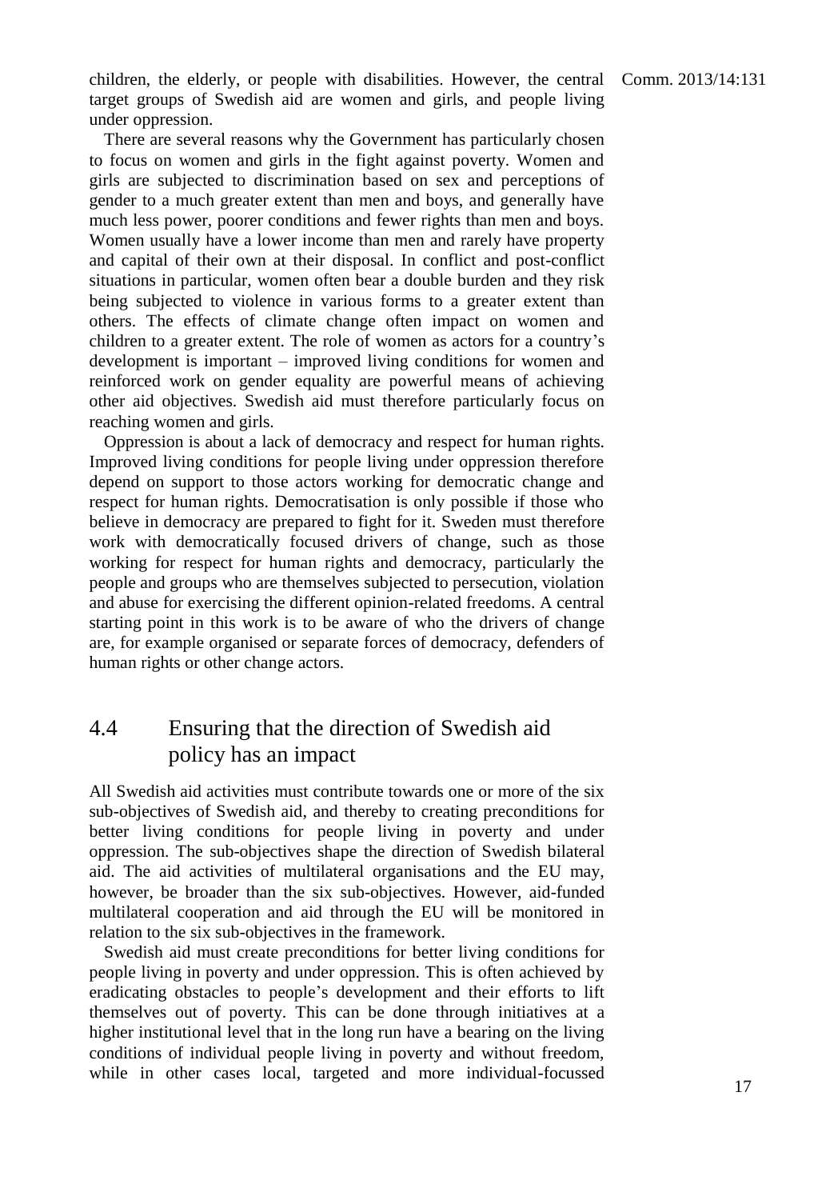children, the elderly, or people with disabilities. However, the central target groups of Swedish aid are women and girls, and people living under oppression.

There are several reasons why the Government has particularly chosen to focus on women and girls in the fight against poverty. Women and girls are subjected to discrimination based on sex and perceptions of gender to a much greater extent than men and boys, and generally have much less power, poorer conditions and fewer rights than men and boys. Women usually have a lower income than men and rarely have property and capital of their own at their disposal. In conflict and post-conflict situations in particular, women often bear a double burden and they risk being subjected to violence in various forms to a greater extent than others. The effects of climate change often impact on women and children to a greater extent. The role of women as actors for a country's development is important – improved living conditions for women and reinforced work on gender equality are powerful means of achieving other aid objectives. Swedish aid must therefore particularly focus on reaching women and girls.

Oppression is about a lack of democracy and respect for human rights. Improved living conditions for people living under oppression therefore depend on support to those actors working for democratic change and respect for human rights. Democratisation is only possible if those who believe in democracy are prepared to fight for it. Sweden must therefore work with democratically focused drivers of change, such as those working for respect for human rights and democracy, particularly the people and groups who are themselves subjected to persecution, violation and abuse for exercising the different opinion-related freedoms. A central starting point in this work is to be aware of who the drivers of change are, for example organised or separate forces of democracy, defenders of human rights or other change actors.

## 4.4 Ensuring that the direction of Swedish aid policy has an impact

All Swedish aid activities must contribute towards one or more of the six sub-objectives of Swedish aid, and thereby to creating preconditions for better living conditions for people living in poverty and under oppression. The sub-objectives shape the direction of Swedish bilateral aid. The aid activities of multilateral organisations and the EU may, however, be broader than the six sub-objectives. However, aid-funded multilateral cooperation and aid through the EU will be monitored in relation to the six sub-objectives in the framework.

Swedish aid must create preconditions for better living conditions for people living in poverty and under oppression. This is often achieved by eradicating obstacles to people's development and their efforts to lift themselves out of poverty. This can be done through initiatives at a higher institutional level that in the long run have a bearing on the living conditions of individual people living in poverty and without freedom, while in other cases local, targeted and more individual-focussed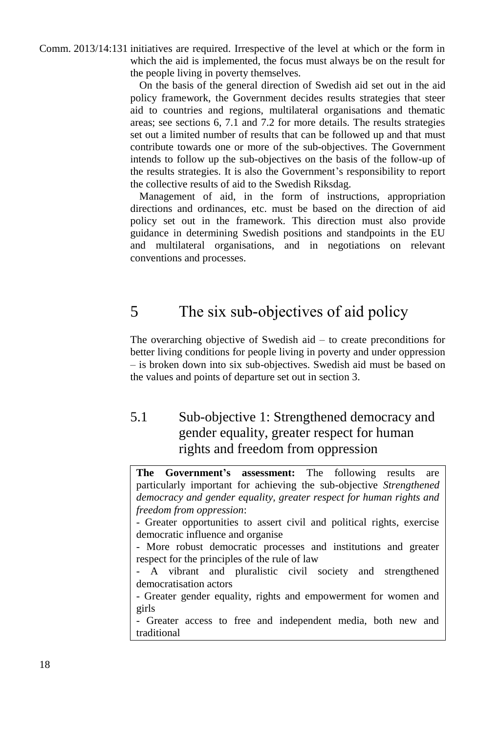initiatives are required. Irrespective of the level at which or the form in which the aid is implemented, the focus must always be on the result for the people living in poverty themselves.

On the basis of the general direction of Swedish aid set out in the aid policy framework, the Government decides results strategies that steer aid to countries and regions, multilateral organisations and thematic areas; see sections 6, 7.1 and 7.2 for more details. The results strategies set out a limited number of results that can be followed up and that must contribute towards one or more of the sub-objectives. The Government intends to follow up the sub-objectives on the basis of the follow-up of the results strategies. It is also the Government's responsibility to report the collective results of aid to the Swedish Riksdag.

Management of aid, in the form of instructions, appropriation directions and ordinances, etc. must be based on the direction of aid policy set out in the framework. This direction must also provide guidance in determining Swedish positions and standpoints in the EU and multilateral organisations, and in negotiations on relevant conventions and processes.

# 5 The six sub-objectives of aid policy

The overarching objective of Swedish aid – to create preconditions for better living conditions for people living in poverty and under oppression – is broken down into six sub-objectives. Swedish aid must be based on the values and points of departure set out in section 3.

## 5.1 Sub-objective 1: Strengthened democracy and gender equality, greater respect for human rights and freedom from oppression

**The Government's assessment:** The following results are particularly important for achieving the sub-objective *Strengthened democracy and gender equality, greater respect for human rights and freedom from oppression*:

- Greater opportunities to assert civil and political rights, exercise democratic influence and organise
- More robust democratic processes and institutions and greater respect for the principles of the rule of law
- A vibrant and pluralistic civil society and strengthened democratisation actors
- Greater gender equality, rights and empowerment for women and girls
- Greater access to free and independent media, both new and traditional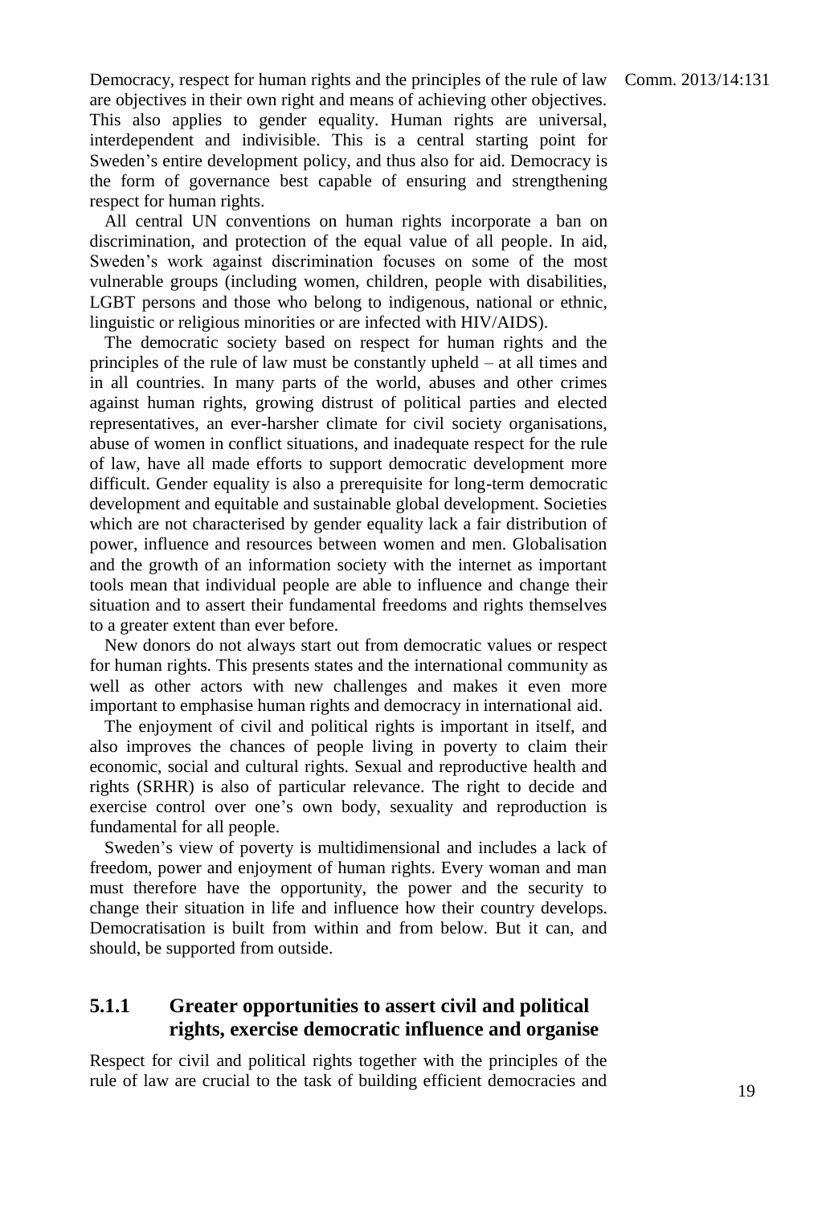Democracy, respect for human rights and the principles of the rule of law are objectives in their own right and means of achieving other objectives. This also applies to gender equality. Human rights are universal, interdependent and indivisible. This is a central starting point for Sweden's entire development policy, and thus also for aid. Democracy is the form of governance best capable of ensuring and strengthening respect for human rights.

All central UN conventions on human rights incorporate a ban on discrimination, and protection of the equal value of all people. In aid, Sweden's work against discrimination focuses on some of the most vulnerable groups (including women, children, people with disabilities, LGBT persons and those who belong to indigenous, national or ethnic, linguistic or religious minorities or are infected with HIV/AIDS).

The democratic society based on respect for human rights and the principles of the rule of law must be constantly upheld – at all times and in all countries. In many parts of the world, abuses and other crimes against human rights, growing distrust of political parties and elected representatives, an ever-harsher climate for civil society organisations, abuse of women in conflict situations, and inadequate respect for the rule of law, have all made efforts to support democratic development more difficult. Gender equality is also a prerequisite for long-term democratic development and equitable and sustainable global development. Societies which are not characterised by gender equality lack a fair distribution of power, influence and resources between women and men. Globalisation and the growth of an information society with the internet as important tools mean that individual people are able to influence and change their situation and to assert their fundamental freedoms and rights themselves to a greater extent than ever before.

New donors do not always start out from democratic values or respect for human rights. This presents states and the international community as well as other actors with new challenges and makes it even more important to emphasise human rights and democracy in international aid.

The enjoyment of civil and political rights is important in itself, and also improves the chances of people living in poverty to claim their economic, social and cultural rights. Sexual and reproductive health and rights (SRHR) is also of particular relevance. The right to decide and exercise control over one's own body, sexuality and reproduction is fundamental for all people.

Sweden's view of poverty is multidimensional and includes a lack of freedom, power and enjoyment of human rights. Every woman and man must therefore have the opportunity, the power and the security to change their situation in life and influence how their country develops. Democratisation is built from within and from below. But it can, and should, be supported from outside.

### 5.1.1 Greater opportunities to assert civil and political rights, exercise democratic influence and organise

Respect for civil and political rights together with the principles of the rule of law are crucial to the task of building efficient democracies and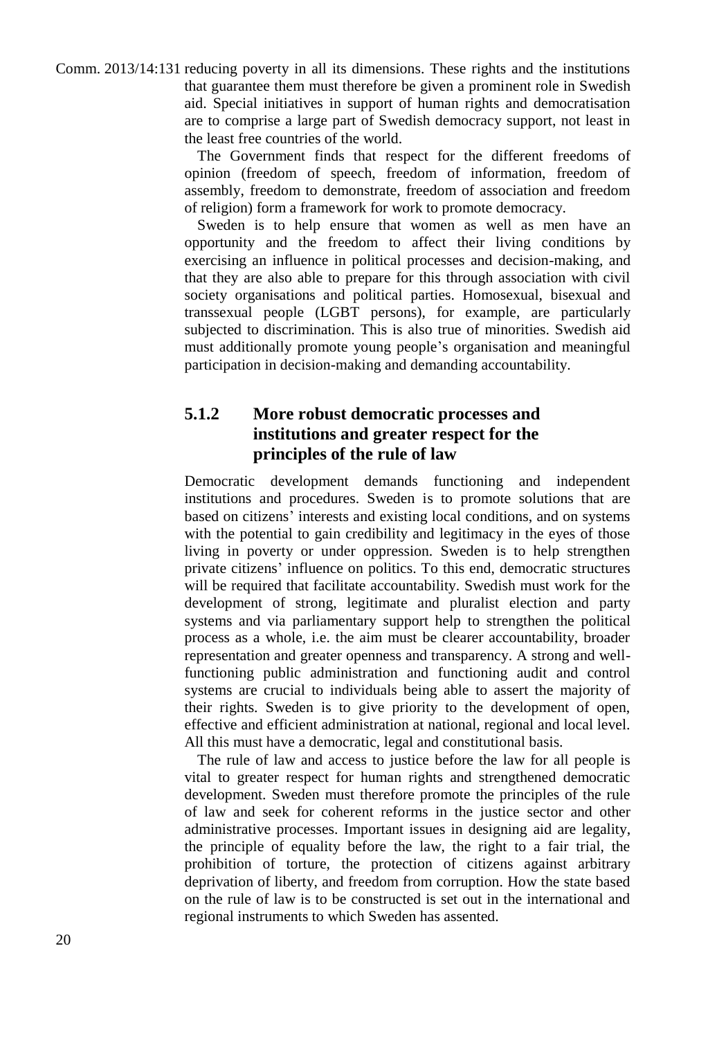reducing poverty in all its dimensions. These rights and the institutions that guarantee them must therefore be given a prominent role in Swedish aid. Special initiatives in support of human rights and democratisation are to comprise a large part of Swedish democracy support, not least in the least free countries of the world.

The Government finds that respect for the different freedoms of opinion (freedom of speech, freedom of information, freedom of assembly, freedom to demonstrate, freedom of association and freedom of religion) form a framework for work to promote democracy.

Sweden is to help ensure that women as well as men have an opportunity and the freedom to affect their living conditions by exercising an influence in political processes and decision-making, and that they are also able to prepare for this through association with civil society organisations and political parties. Homosexual, bisexual and transsexual people (LGBT persons), for example, are particularly subjected to discrimination. This is also true of minorities. Swedish aid must additionally promote young people's organisation and meaningful participation in decision-making and demanding accountability.

### 5.1.2 More robust democratic processes and institutions and greater respect for the principles of the rule of law

Democratic development demands functioning and independent institutions and procedures. Sweden is to promote solutions that are based on citizens' interests and existing local conditions, and on systems with the potential to gain credibility and legitimacy in the eyes of those living in poverty or under oppression. Sweden is to help strengthen private citizens' influence on politics. To this end, democratic structures will be required that facilitate accountability. Swedish must work for the development of strong, legitimate and pluralist election and party systems and via parliamentary support help to strengthen the political process as a whole, i.e. the aim must be clearer accountability, broader representation and greater openness and transparency. A strong and well-functioning public administration and functioning audit and control systems are crucial to individuals being able to assert the majority of their rights. Sweden is to give priority to the development of open, effective and efficient administration at national, regional and local level. All this must have a democratic, legal and constitutional basis.

The rule of law and access to justice before the law for all people is vital to greater respect for human rights and strengthened democratic development. Sweden must therefore promote the principles of the rule of law and seek for coherent reforms in the justice sector and other administrative processes. Important issues in designing aid are legality, the principle of equality before the law, the right to a fair trial, the prohibition of torture, the protection of citizens against arbitrary deprivation of liberty, and freedom from corruption. How the state based on the rule of law is to be constructed is set out in the international and regional instruments to which Sweden has assented.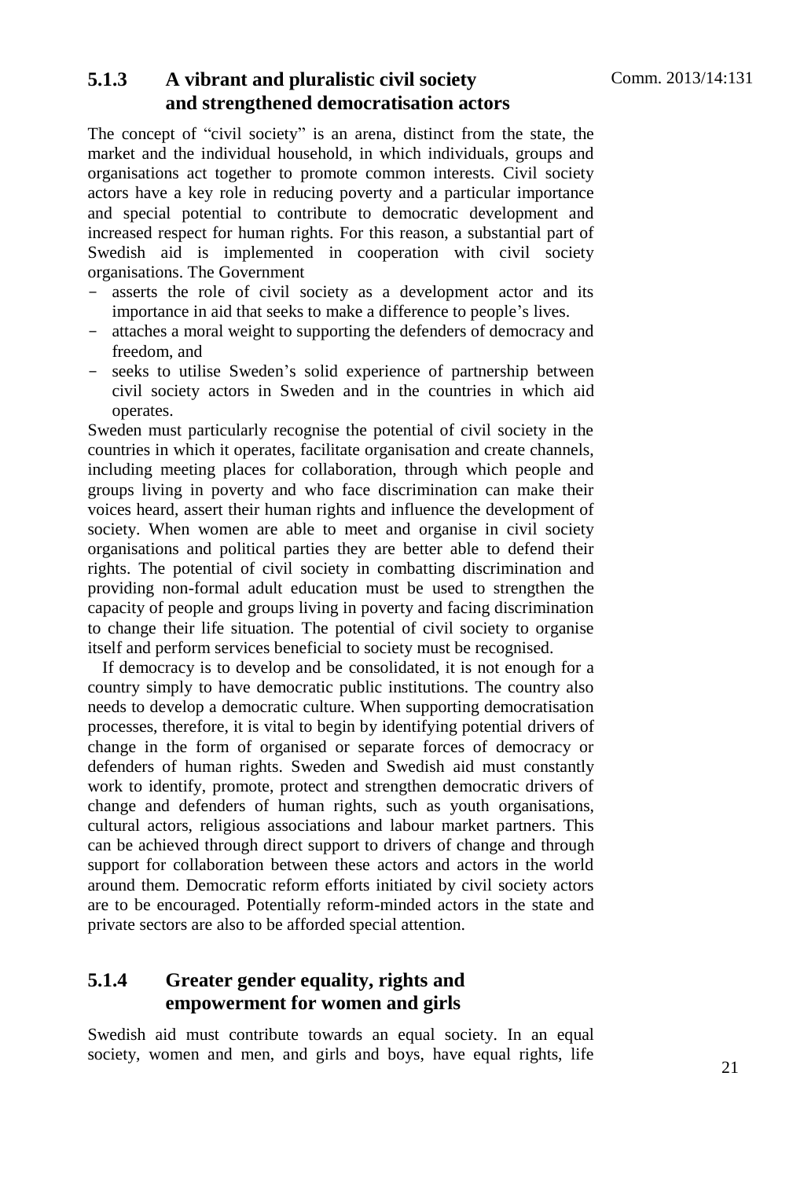### 5.1.3 A vibrant and pluralistic civil society and strengthened democratisation actors

The concept of "civil society" is an arena, distinct from the state, the market and the individual household, in which individuals, groups and organisations act together to promote common interests. Civil society actors have a key role in reducing poverty and a particular importance and special potential to contribute to democratic development and increased respect for human rights. For this reason, a substantial part of Swedish aid is implemented in cooperation with civil society organisations. The Government

- asserts the role of civil society as a development actor and its importance in aid that seeks to make a difference to people's lives.
- attaches a moral weight to supporting the defenders of democracy and freedom, and
- seeks to utilise Sweden's solid experience of partnership between civil society actors in Sweden and in the countries in which aid operates.

Sweden must particularly recognise the potential of civil society in the countries in which it operates, facilitate organisation and create channels, including meeting places for collaboration, through which people and groups living in poverty and who face discrimination can make their voices heard, assert their human rights and influence the development of society. When women are able to meet and organise in civil society organisations and political parties they are better able to defend their rights. The potential of civil society in combatting discrimination and providing non-formal adult education must be used to strengthen the capacity of people and groups living in poverty and facing discrimination to change their life situation. The potential of civil society to organise itself and perform services beneficial to society must be recognised.

If democracy is to develop and be consolidated, it is not enough for a country simply to have democratic public institutions. The country also needs to develop a democratic culture. When supporting democratisation processes, therefore, it is vital to begin by identifying potential drivers of change in the form of organised or separate forces of democracy or defenders of human rights. Sweden and Swedish aid must constantly work to identify, promote, protect and strengthen democratic drivers of change and defenders of human rights, such as youth organisations, cultural actors, religious associations and labour market partners. This can be achieved through direct support to drivers of change and through support for collaboration between these actors and actors in the world around them. Democratic reform efforts initiated by civil society actors are to be encouraged. Potentially reform-minded actors in the state and private sectors are also to be afforded special attention.

### 5.1.4 Greater gender equality, rights and empowerment for women and girls

Swedish aid must contribute towards an equal society. In an equal society, women and men, and girls and boys, have equal rights, life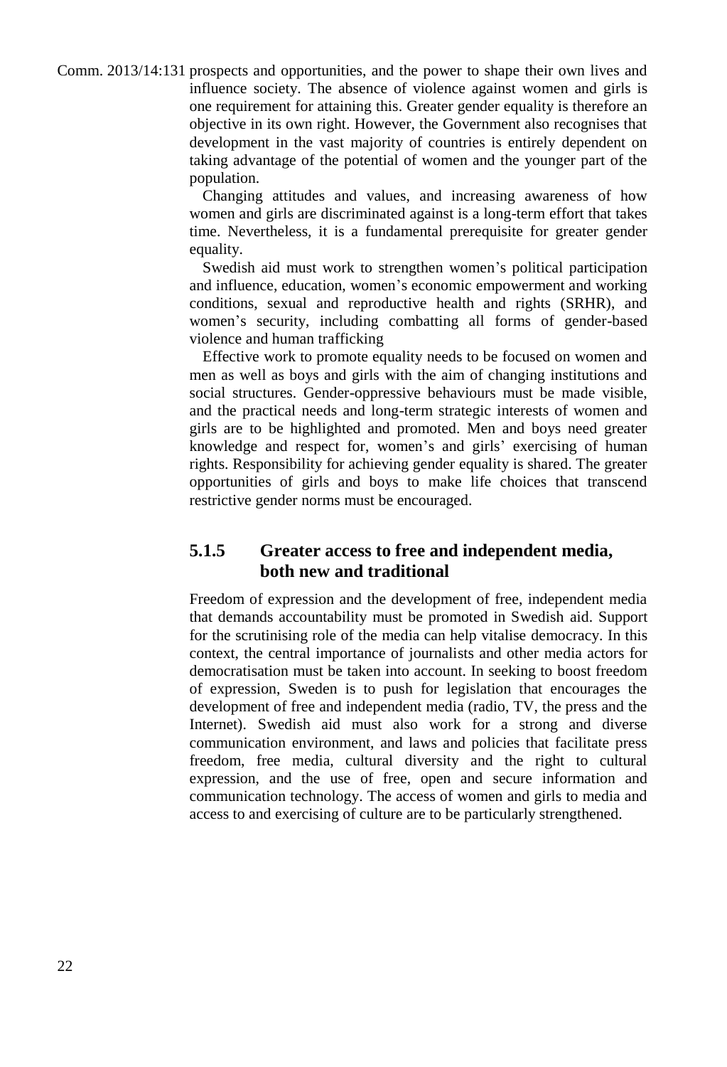prospects and opportunities, and the power to shape their own lives and influence society. The absence of violence against women and girls is one requirement for attaining this. Greater gender equality is therefore an objective in its own right. However, the Government also recognises that development in the vast majority of countries is entirely dependent on taking advantage of the potential of women and the younger part of the population.

Changing attitudes and values, and increasing awareness of how women and girls are discriminated against is a long-term effort that takes time. Nevertheless, it is a fundamental prerequisite for greater gender equality.

Swedish aid must work to strengthen women's political participation and influence, education, women's economic empowerment and working conditions, sexual and reproductive health and rights (SRHR), and women's security, including combatting all forms of gender-based violence and human trafficking

Effective work to promote equality needs to be focused on women and men as well as boys and girls with the aim of changing institutions and social structures. Gender-oppressive behaviours must be made visible, and the practical needs and long-term strategic interests of women and girls are to be highlighted and promoted. Men and boys need greater knowledge and respect for, women's and girls' exercising of human rights. Responsibility for achieving gender equality is shared. The greater opportunities of girls and boys to make life choices that transcend restrictive gender norms must be encouraged.

### 5.1.5 Greater access to free and independent media, both new and traditional

Freedom of expression and the development of free, independent media that demands accountability must be promoted in Swedish aid. Support for the scrutinising role of the media can help vitalise democracy. In this context, the central importance of journalists and other media actors for democratisation must be taken into account. In seeking to boost freedom of expression, Sweden is to push for legislation that encourages the development of free and independent media (radio, TV, the press and the Internet). Swedish aid must also work for a strong and diverse communication environment, and laws and policies that facilitate press freedom, free media, cultural diversity and the right to cultural expression, and the use of free, open and secure information and communication technology. The access of women and girls to media and access to and exercising of culture are to be particularly strengthened.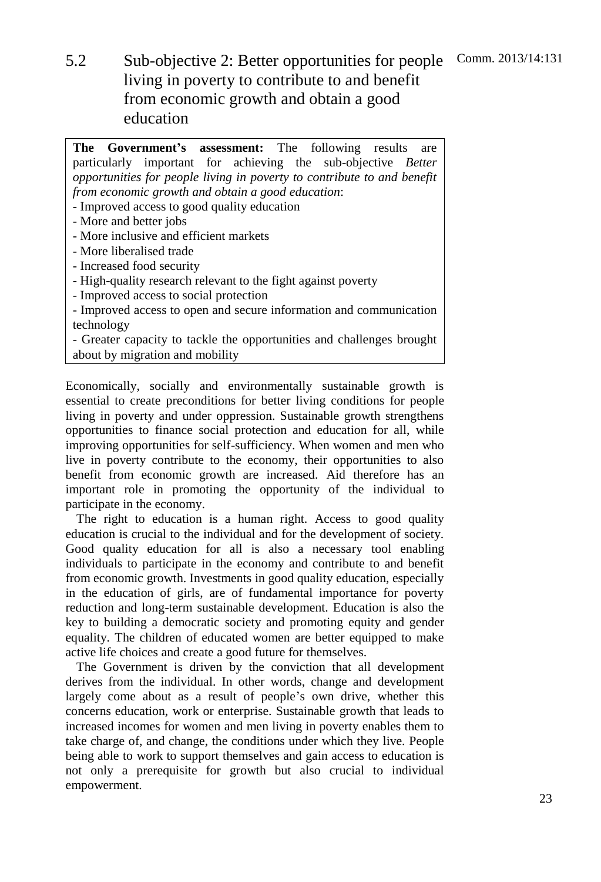## 5.2 Sub-objective 2: Better opportunities for people living in poverty to contribute to and benefit from economic growth and obtain a good education

**The Government's assessment:** The following results are particularly important for achieving the sub-objective *Better opportunities for people living in poverty to contribute to and benefit from economic growth and obtain a good education*:

- Improved access to good quality education
- More and better jobs
- More inclusive and efficient markets
- More liberalised trade
- Increased food security
- High-quality research relevant to the fight against poverty
- Improved access to social protection
- Improved access to open and secure information and communication technology
- Greater capacity to tackle the opportunities and challenges brought about by migration and mobility

Economically, socially and environmentally sustainable growth is essential to create preconditions for better living conditions for people living in poverty and under oppression. Sustainable growth strengthens opportunities to finance social protection and education for all, while improving opportunities for self-sufficiency. When women and men who live in poverty contribute to the economy, their opportunities to also benefit from economic growth are increased. Aid therefore has an important role in promoting the opportunity of the individual to participate in the economy.

The right to education is a human right. Access to good quality education is crucial to the individual and for the development of society. Good quality education for all is also a necessary tool enabling individuals to participate in the economy and contribute to and benefit from economic growth. Investments in good quality education, especially in the education of girls, are of fundamental importance for poverty reduction and long-term sustainable development. Education is also the key to building a democratic society and promoting equity and gender equality. The children of educated women are better equipped to make active life choices and create a good future for themselves.

The Government is driven by the conviction that all development derives from the individual. In other words, change and development largely come about as a result of people's own drive, whether this concerns education, work or enterprise. Sustainable growth that leads to increased incomes for women and men living in poverty enables them to take charge of, and change, the conditions under which they live. People being able to work to support themselves and gain access to education is not only a prerequisite for growth but also crucial to individual empowerment.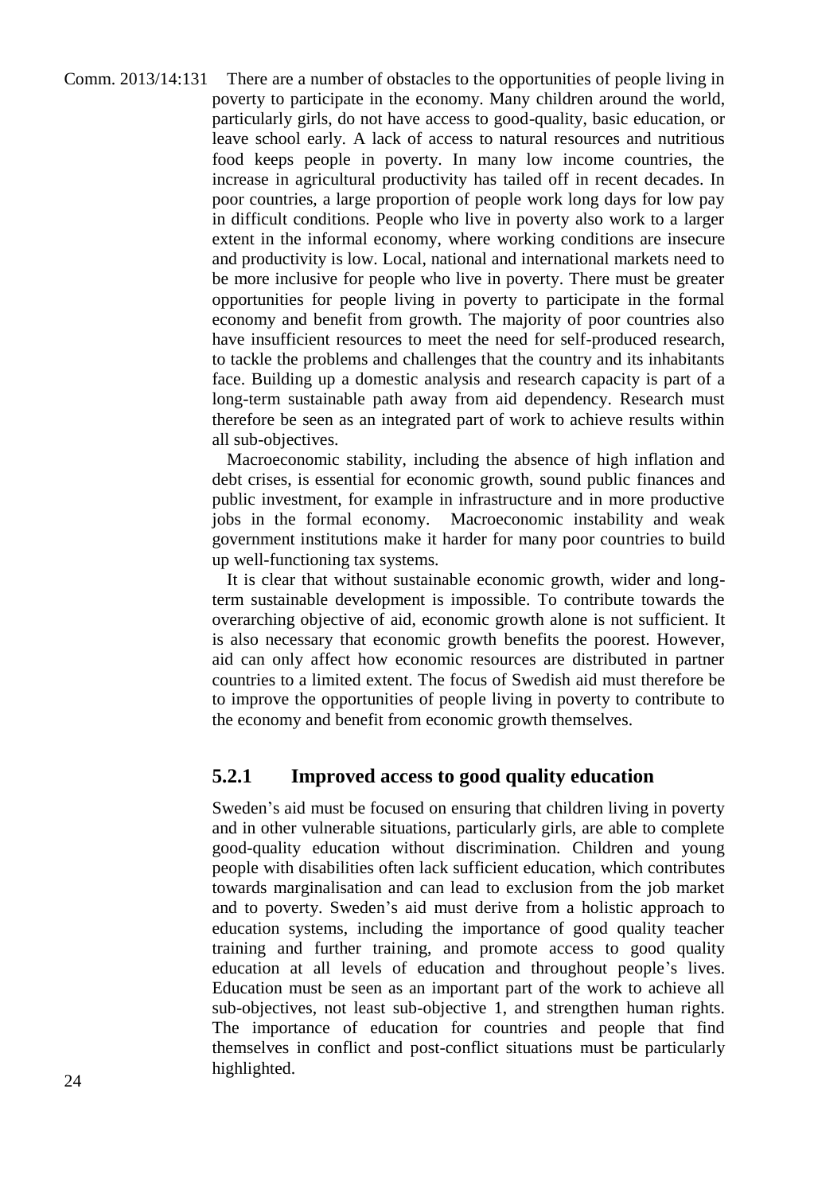There are a number of obstacles to the opportunities of people living in poverty to participate in the economy. Many children around the world, particularly girls, do not have access to good-quality, basic education, or leave school early. A lack of access to natural resources and nutritious food keeps people in poverty. In many low income countries, the increase in agricultural productivity has tailed off in recent decades. In poor countries, a large proportion of people work long days for low pay in difficult conditions. People who live in poverty also work to a larger extent in the informal economy, where working conditions are insecure and productivity is low. Local, national and international markets need to be more inclusive for people who live in poverty. There must be greater opportunities for people living in poverty to participate in the formal economy and benefit from growth. The majority of poor countries also have insufficient resources to meet the need for self-produced research, to tackle the problems and challenges that the country and its inhabitants face. Building up a domestic analysis and research capacity is part of a long-term sustainable path away from aid dependency. Research must therefore be seen as an integrated part of work to achieve results within all sub-objectives.

Macroeconomic stability, including the absence of high inflation and debt crises, is essential for economic growth, sound public finances and public investment, for example in infrastructure and in more productive jobs in the formal economy. Macroeconomic instability and weak government institutions make it harder for many poor countries to build up well-functioning tax systems.

It is clear that without sustainable economic growth, wider and long-term sustainable development is impossible. To contribute towards the overarching objective of aid, economic growth alone is not sufficient. It is also necessary that economic growth benefits the poorest. However, aid can only affect how economic resources are distributed in partner countries to a limited extent. The focus of Swedish aid must therefore be to improve the opportunities of people living in poverty to contribute to the economy and benefit from economic growth themselves.

### 5.2.1 Improved access to good quality education

Sweden's aid must be focused on ensuring that children living in poverty and in other vulnerable situations, particularly girls, are able to complete good-quality education without discrimination. Children and young people with disabilities often lack sufficient education, which contributes towards marginalisation and can lead to exclusion from the job market and to poverty. Sweden's aid must derive from a holistic approach to education systems, including the importance of good quality teacher training and further training, and promote access to good quality education at all levels of education and throughout people's lives. Education must be seen as an important part of the work to achieve all sub-objectives, not least sub-objective 1, and strengthen human rights. The importance of education for countries and people that find themselves in conflict and post-conflict situations must be particularly highlighted.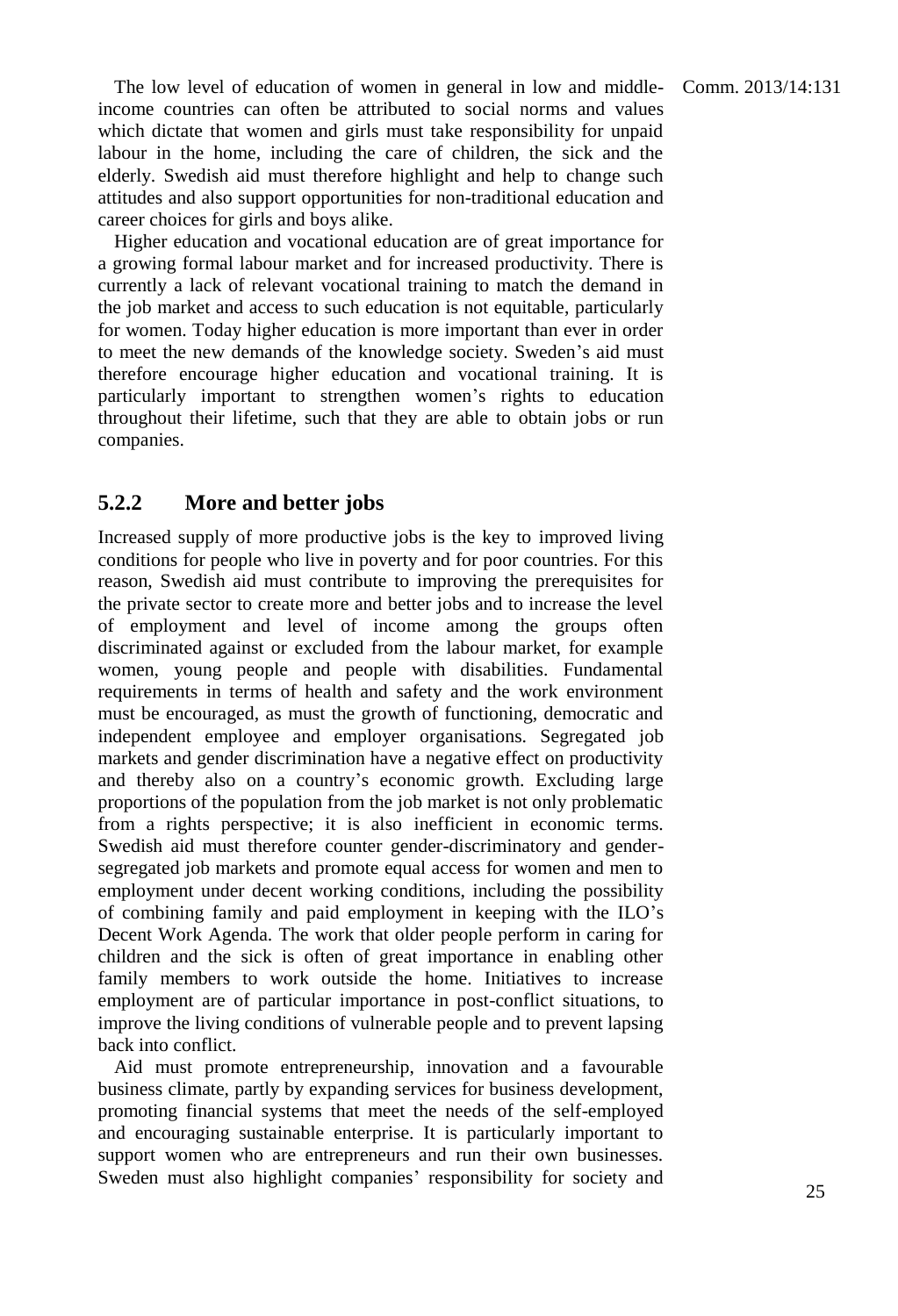The low level of education of women in general in low and middle-income countries can often be attributed to social norms and values which dictate that women and girls must take responsibility for unpaid labour in the home, including the care of children, the sick and the elderly. Swedish aid must therefore highlight and help to change such attitudes and also support opportunities for non-traditional education and career choices for girls and boys alike.

Higher education and vocational education are of great importance for a growing formal labour market and for increased productivity. There is currently a lack of relevant vocational training to match the demand in the job market and access to such education is not equitable, particularly for women. Today higher education is more important than ever in order to meet the new demands of the knowledge society. Sweden's aid must therefore encourage higher education and vocational training. It is particularly important to strengthen women's rights to education throughout their lifetime, such that they are able to obtain jobs or run companies.

### 5.2.2 More and better jobs

Increased supply of more productive jobs is the key to improved living conditions for people who live in poverty and for poor countries. For this reason, Swedish aid must contribute to improving the prerequisites for the private sector to create more and better jobs and to increase the level of employment and level of income among the groups often discriminated against or excluded from the labour market, for example women, young people and people with disabilities. Fundamental requirements in terms of health and safety and the work environment must be encouraged, as must the growth of functioning, democratic and independent employee and employer organisations. Segregated job markets and gender discrimination have a negative effect on productivity and thereby also on a country's economic growth. Excluding large proportions of the population from the job market is not only problematic from a rights perspective; it is also inefficient in economic terms. Swedish aid must therefore counter gender-discriminatory and gender-segregated job markets and promote equal access for women and men to employment under decent working conditions, including the possibility of combining family and paid employment in keeping with the ILO's Decent Work Agenda. The work that older people perform in caring for children and the sick is often of great importance in enabling other family members to work outside the home. Initiatives to increase employment are of particular importance in post-conflict situations, to improve the living conditions of vulnerable people and to prevent lapsing back into conflict.

Aid must promote entrepreneurship, innovation and a favourable business climate, partly by expanding services for business development, promoting financial systems that meet the needs of the self-employed and encouraging sustainable enterprise. It is particularly important to support women who are entrepreneurs and run their own businesses. Sweden must also highlight companies' responsibility for society and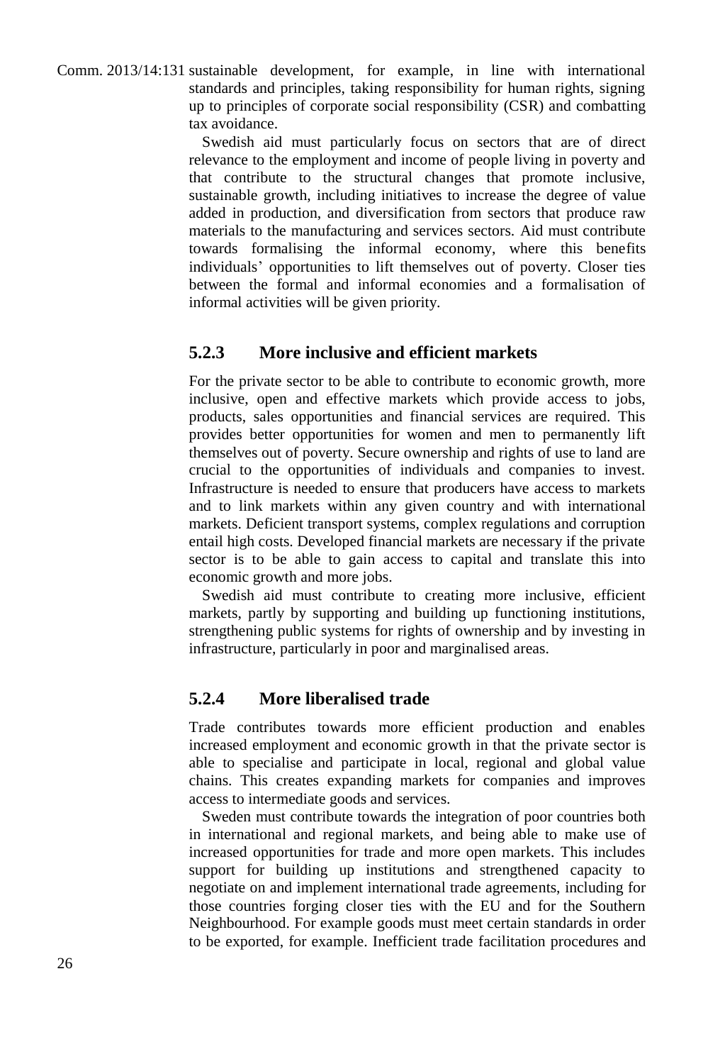sustainable development, for example, in line with international standards and principles, taking responsibility for human rights, signing up to principles of corporate social responsibility (CSR) and combatting tax avoidance.

Swedish aid must particularly focus on sectors that are of direct relevance to the employment and income of people living in poverty and that contribute to the structural changes that promote inclusive, sustainable growth, including initiatives to increase the degree of value added in production, and diversification from sectors that produce raw materials to the manufacturing and services sectors. Aid must contribute towards formalising the informal economy, where this benefits individuals' opportunities to lift themselves out of poverty. Closer ties between the formal and informal economies and a formalisation of informal activities will be given priority.

### 5.2.3 More inclusive and efficient markets

For the private sector to be able to contribute to economic growth, more inclusive, open and effective markets which provide access to jobs, products, sales opportunities and financial services are required. This provides better opportunities for women and men to permanently lift themselves out of poverty. Secure ownership and rights of use to land are crucial to the opportunities of individuals and companies to invest. Infrastructure is needed to ensure that producers have access to markets and to link markets within any given country and with international markets. Deficient transport systems, complex regulations and corruption entail high costs. Developed financial markets are necessary if the private sector is to be able to gain access to capital and translate this into economic growth and more jobs.

Swedish aid must contribute to creating more inclusive, efficient markets, partly by supporting and building up functioning institutions, strengthening public systems for rights of ownership and by investing in infrastructure, particularly in poor and marginalised areas.

### 5.2.4 More liberalised trade

Trade contributes towards more efficient production and enables increased employment and economic growth in that the private sector is able to specialise and participate in local, regional and global value chains. This creates expanding markets for companies and improves access to intermediate goods and services.

Sweden must contribute towards the integration of poor countries both in international and regional markets, and being able to make use of increased opportunities for trade and more open markets. This includes support for building up institutions and strengthened capacity to negotiate on and implement international trade agreements, including for those countries forging closer ties with the EU and for the Southern Neighbourhood. For example goods must meet certain standards in order to be exported, for example. Inefficient trade facilitation procedures and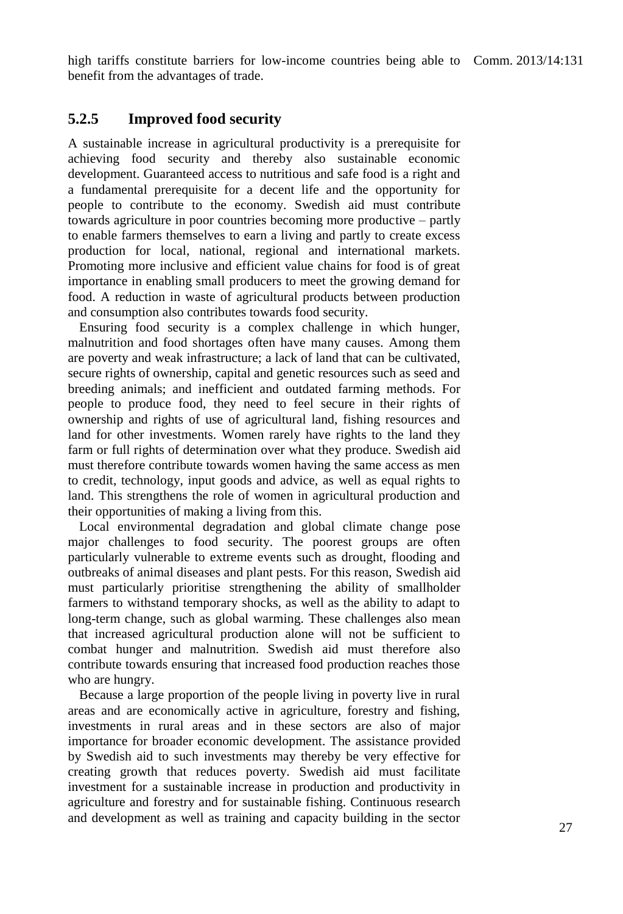high tariffs constitute barriers for low-income countries being able to benefit from the advantages of trade.

### 5.2.5 Improved food security

A sustainable increase in agricultural productivity is a prerequisite for achieving food security and thereby also sustainable economic development. Guaranteed access to nutritious and safe food is a right and a fundamental prerequisite for a decent life and the opportunity for people to contribute to the economy. Swedish aid must contribute towards agriculture in poor countries becoming more productive – partly to enable farmers themselves to earn a living and partly to create excess production for local, national, regional and international markets. Promoting more inclusive and efficient value chains for food is of great importance in enabling small producers to meet the growing demand for food. A reduction in waste of agricultural products between production and consumption also contributes towards food security.

Ensuring food security is a complex challenge in which hunger, malnutrition and food shortages often have many causes. Among them are poverty and weak infrastructure; a lack of land that can be cultivated, secure rights of ownership, capital and genetic resources such as seed and breeding animals; and inefficient and outdated farming methods. For people to produce food, they need to feel secure in their rights of ownership and rights of use of agricultural land, fishing resources and land for other investments. Women rarely have rights to the land they farm or full rights of determination over what they produce. Swedish aid must therefore contribute towards women having the same access as men to credit, technology, input goods and advice, as well as equal rights to land. This strengthens the role of women in agricultural production and their opportunities of making a living from this.

Local environmental degradation and global climate change pose major challenges to food security. The poorest groups are often particularly vulnerable to extreme events such as drought, flooding and outbreaks of animal diseases and plant pests. For this reason, Swedish aid must particularly prioritise strengthening the ability of smallholder farmers to withstand temporary shocks, as well as the ability to adapt to long-term change, such as global warming. These challenges also mean that increased agricultural production alone will not be sufficient to combat hunger and malnutrition. Swedish aid must therefore also contribute towards ensuring that increased food production reaches those who are hungry.

Because a large proportion of the people living in poverty live in rural areas and are economically active in agriculture, forestry and fishing, investments in rural areas and in these sectors are also of major importance for broader economic development. The assistance provided by Swedish aid to such investments may thereby be very effective for creating growth that reduces poverty. Swedish aid must facilitate investment for a sustainable increase in production and productivity in agriculture and forestry and for sustainable fishing. Continuous research and development as well as training and capacity building in the sector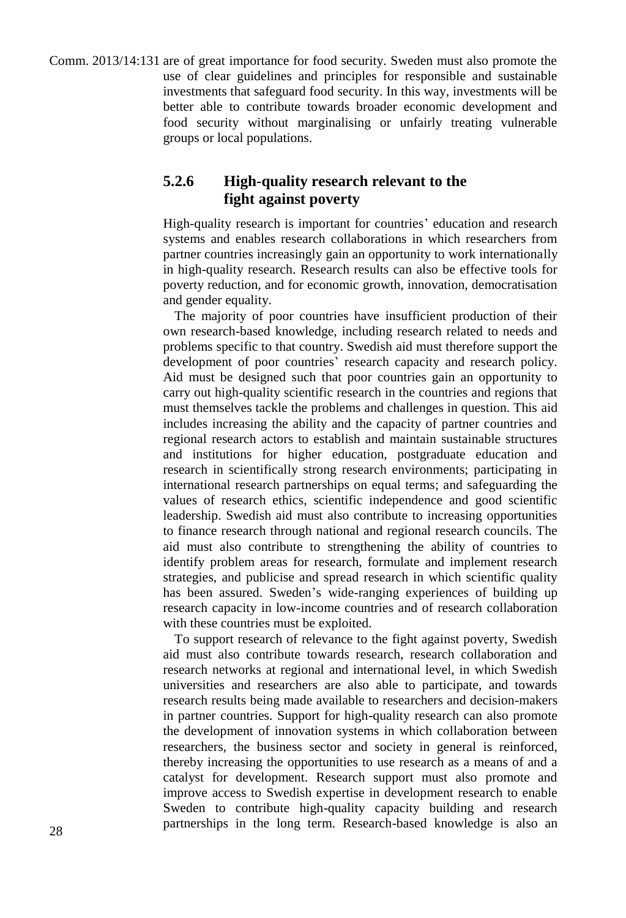are of great importance for food security. Sweden must also promote the use of clear guidelines and principles for responsible and sustainable investments that safeguard food security. In this way, investments will be better able to contribute towards broader economic development and food security without marginalising or unfairly treating vulnerable groups or local populations.

### 5.2.6 High-quality research relevant to the fight against poverty

High-quality research is important for countries' education and research systems and enables research collaborations in which researchers from partner countries increasingly gain an opportunity to work internationally in high-quality research. Research results can also be effective tools for poverty reduction, and for economic growth, innovation, democratisation and gender equality.

The majority of poor countries have insufficient production of their own research-based knowledge, including research related to needs and problems specific to that country. Swedish aid must therefore support the development of poor countries' research capacity and research policy. Aid must be designed such that poor countries gain an opportunity to carry out high-quality scientific research in the countries and regions that must themselves tackle the problems and challenges in question. This aid includes increasing the ability and the capacity of partner countries and regional research actors to establish and maintain sustainable structures and institutions for higher education, postgraduate education and research in scientifically strong research environments; participating in international research partnerships on equal terms; and safeguarding the values of research ethics, scientific independence and good scientific leadership. Swedish aid must also contribute to increasing opportunities to finance research through national and regional research councils. The aid must also contribute to strengthening the ability of countries to identify problem areas for research, formulate and implement research strategies, and publicise and spread research in which scientific quality has been assured. Sweden's wide-ranging experiences of building up research capacity in low-income countries and of research collaboration with these countries must be exploited.

To support research of relevance to the fight against poverty, Swedish aid must also contribute towards research, research collaboration and research networks at regional and international level, in which Swedish universities and researchers are also able to participate, and towards research results being made available to researchers and decision-makers in partner countries. Support for high-quality research can also promote the development of innovation systems in which collaboration between researchers, the business sector and society in general is reinforced, thereby increasing the opportunities to use research as a means of and a catalyst for development. Research support must also promote and improve access to Swedish expertise in development research to enable Sweden to contribute high-quality capacity building and research partnerships in the long term. Research-based knowledge is also an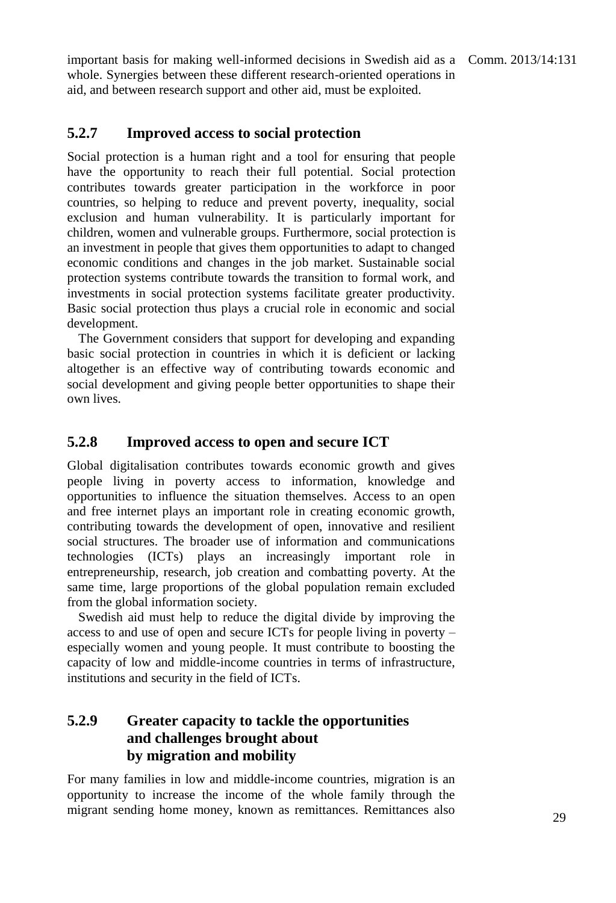important basis for making well-informed decisions in Swedish aid as a whole. Synergies between these different research-oriented operations in aid, and between research support and other aid, must be exploited.

### 5.2.7 Improved access to social protection

Social protection is a human right and a tool for ensuring that people have the opportunity to reach their full potential. Social protection contributes towards greater participation in the workforce in poor countries, so helping to reduce and prevent poverty, inequality, social exclusion and human vulnerability. It is particularly important for children, women and vulnerable groups. Furthermore, social protection is an investment in people that gives them opportunities to adapt to changed economic conditions and changes in the job market. Sustainable social protection systems contribute towards the transition to formal work, and investments in social protection systems facilitate greater productivity. Basic social protection thus plays a crucial role in economic and social development.

The Government considers that support for developing and expanding basic social protection in countries in which it is deficient or lacking altogether is an effective way of contributing towards economic and social development and giving people better opportunities to shape their own lives.

### 5.2.8 Improved access to open and secure ICT

Global digitalisation contributes towards economic growth and gives people living in poverty access to information, knowledge and opportunities to influence the situation themselves. Access to an open and free internet plays an important role in creating economic growth, contributing towards the development of open, innovative and resilient social structures. The broader use of information and communications technologies (ICTs) plays an increasingly important role in entrepreneurship, research, job creation and combatting poverty. At the same time, large proportions of the global population remain excluded from the global information society.

Swedish aid must help to reduce the digital divide by improving the access to and use of open and secure ICTs for people living in poverty – especially women and young people. It must contribute to boosting the capacity of low and middle-income countries in terms of infrastructure, institutions and security in the field of ICTs.

### 5.2.9 Greater capacity to tackle the opportunities and challenges brought about by migration and mobility

For many families in low and middle-income countries, migration is an opportunity to increase the income of the whole family through the migrant sending home money, known as remittances. Remittances also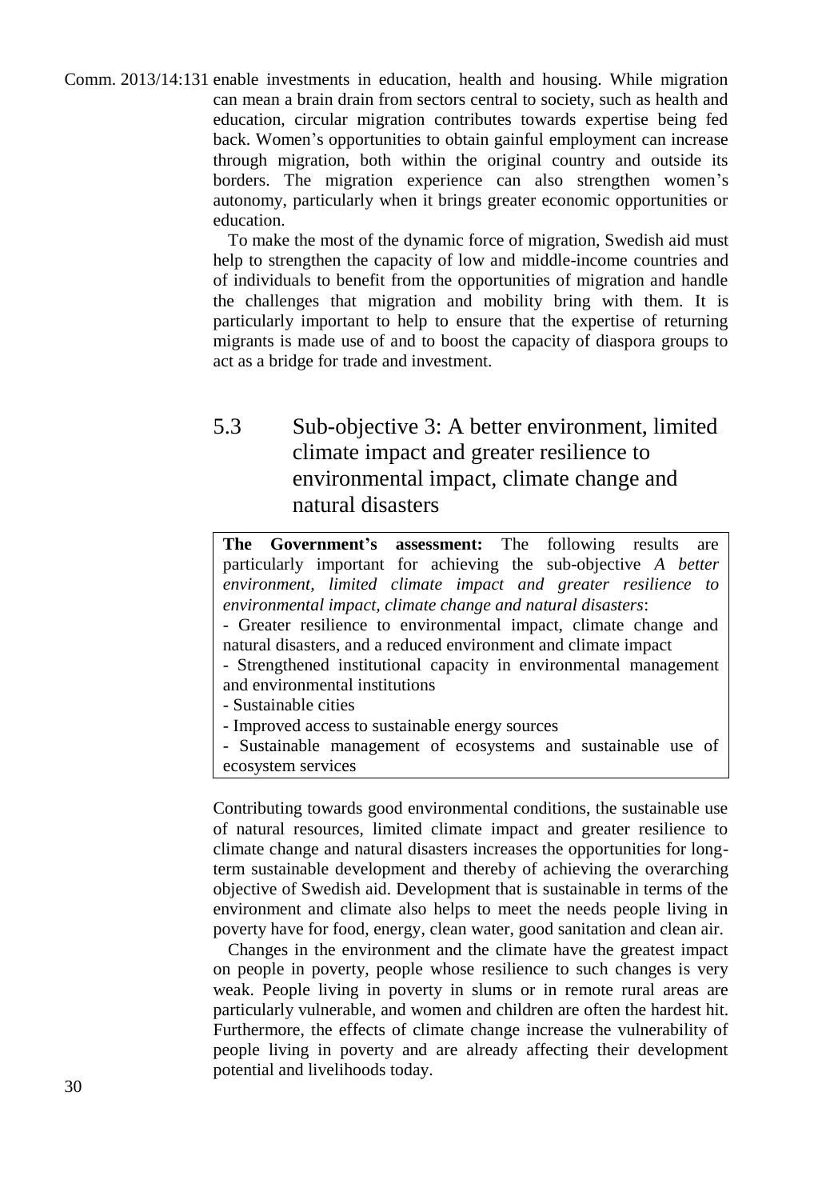enable investments in education, health and housing. While migration can mean a brain drain from sectors central to society, such as health and education, circular migration contributes towards expertise being fed back. Women's opportunities to obtain gainful employment can increase through migration, both within the original country and outside its borders. The migration experience can also strengthen women's autonomy, particularly when it brings greater economic opportunities or education.

To make the most of the dynamic force of migration, Swedish aid must help to strengthen the capacity of low and middle-income countries and of individuals to benefit from the opportunities of migration and handle the challenges that migration and mobility bring with them. It is particularly important to help to ensure that the expertise of returning migrants is made use of and to boost the capacity of diaspora groups to act as a bridge for trade and investment.

## 5.3 Sub-objective 3: A better environment, limited climate impact and greater resilience to environmental impact, climate change and natural disasters

**The Government's assessment:** The following results are particularly important for achieving the sub-objective *A better environment, limited climate impact and greater resilience to environmental impact, climate change and natural disasters*:

- Greater resilience to environmental impact, climate change and natural disasters, and a reduced environment and climate impact
- Strengthened institutional capacity in environmental management and environmental institutions
- Sustainable cities
- Improved access to sustainable energy sources
- Sustainable management of ecosystems and sustainable use of ecosystem services

Contributing towards good environmental conditions, the sustainable use of natural resources, limited climate impact and greater resilience to climate change and natural disasters increases the opportunities for long-term sustainable development and thereby of achieving the overarching objective of Swedish aid. Development that is sustainable in terms of the environment and climate also helps to meet the needs people living in poverty have for food, energy, clean water, good sanitation and clean air.

Changes in the environment and the climate have the greatest impact on people in poverty, people whose resilience to such changes is very weak. People living in poverty in slums or in remote rural areas are particularly vulnerable, and women and children are often the hardest hit. Furthermore, the effects of climate change increase the vulnerability of people living in poverty and are already affecting their development potential and livelihoods today.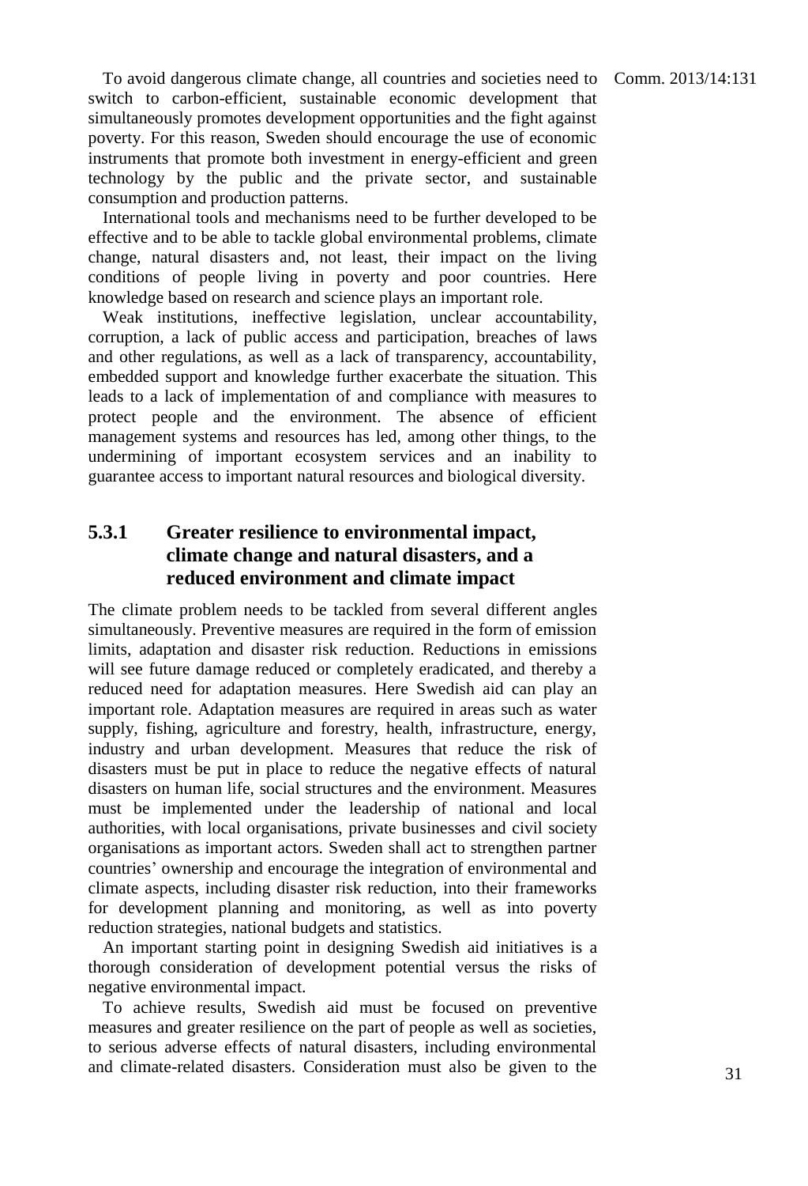To avoid dangerous climate change, all countries and societies need to switch to carbon-efficient, sustainable economic development that simultaneously promotes development opportunities and the fight against poverty. For this reason, Sweden should encourage the use of economic instruments that promote both investment in energy-efficient and green technology by the public and the private sector, and sustainable consumption and production patterns.

International tools and mechanisms need to be further developed to be effective and to be able to tackle global environmental problems, climate change, natural disasters and, not least, their impact on the living conditions of people living in poverty and poor countries. Here knowledge based on research and science plays an important role.

Weak institutions, ineffective legislation, unclear accountability, corruption, a lack of public access and participation, breaches of laws and other regulations, as well as a lack of transparency, accountability, embedded support and knowledge further exacerbate the situation. This leads to a lack of implementation of and compliance with measures to protect people and the environment. The absence of efficient management systems and resources has led, among other things, to the undermining of important ecosystem services and an inability to guarantee access to important natural resources and biological diversity.

### 5.3.1 Greater resilience to environmental impact, climate change and natural disasters, and a reduced environment and climate impact

The climate problem needs to be tackled from several different angles simultaneously. Preventive measures are required in the form of emission limits, adaptation and disaster risk reduction. Reductions in emissions will see future damage reduced or completely eradicated, and thereby a reduced need for adaptation measures. Here Swedish aid can play an important role. Adaptation measures are required in areas such as water supply, fishing, agriculture and forestry, health, infrastructure, energy, industry and urban development. Measures that reduce the risk of disasters must be put in place to reduce the negative effects of natural disasters on human life, social structures and the environment. Measures must be implemented under the leadership of national and local authorities, with local organisations, private businesses and civil society organisations as important actors. Sweden shall act to strengthen partner countries' ownership and encourage the integration of environmental and climate aspects, including disaster risk reduction, into their frameworks for development planning and monitoring, as well as into poverty reduction strategies, national budgets and statistics.

An important starting point in designing Swedish aid initiatives is a thorough consideration of development potential versus the risks of negative environmental impact.

To achieve results, Swedish aid must be focused on preventive measures and greater resilience on the part of people as well as societies, to serious adverse effects of natural disasters, including environmental and climate-related disasters. Consideration must also be given to the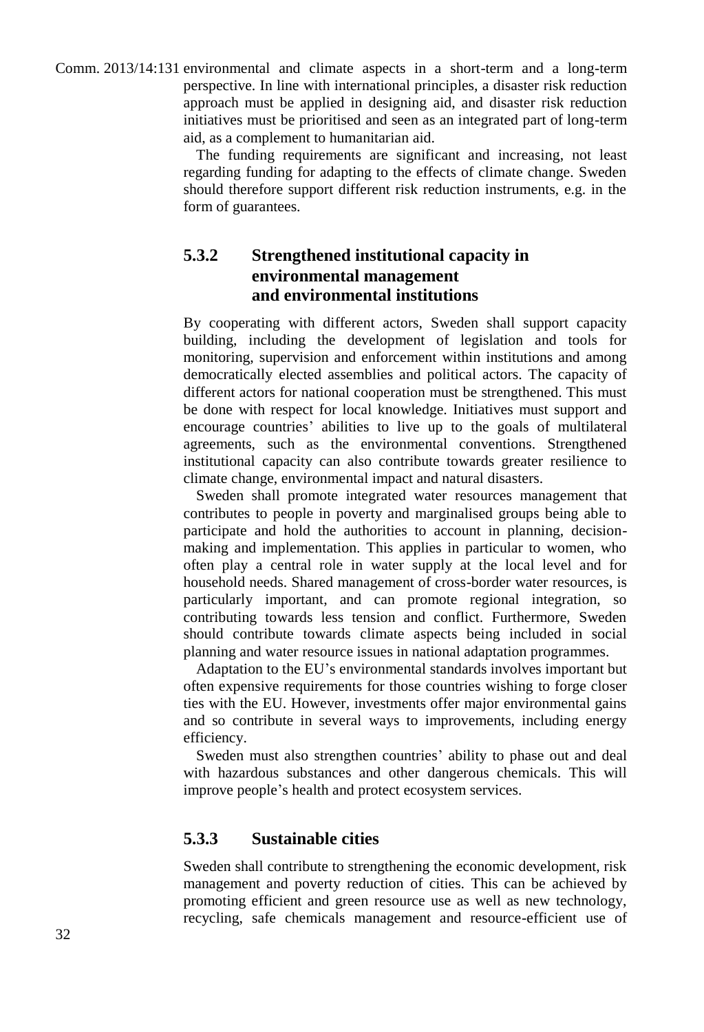environmental and climate aspects in a short-term and a long-term perspective. In line with international principles, a disaster risk reduction approach must be applied in designing aid, and disaster risk reduction initiatives must be prioritised and seen as an integrated part of long-term aid, as a complement to humanitarian aid.

The funding requirements are significant and increasing, not least regarding funding for adapting to the effects of climate change. Sweden should therefore support different risk reduction instruments, e.g. in the form of guarantees.

### 5.3.2 Strengthened institutional capacity in environmental management and environmental institutions

By cooperating with different actors, Sweden shall support capacity building, including the development of legislation and tools for monitoring, supervision and enforcement within institutions and among democratically elected assemblies and political actors. The capacity of different actors for national cooperation must be strengthened. This must be done with respect for local knowledge. Initiatives must support and encourage countries' abilities to live up to the goals of multilateral agreements, such as the environmental conventions. Strengthened institutional capacity can also contribute towards greater resilience to climate change, environmental impact and natural disasters.

Sweden shall promote integrated water resources management that contributes to people in poverty and marginalised groups being able to participate and hold the authorities to account in planning, decision-making and implementation. This applies in particular to women, who often play a central role in water supply at the local level and for household needs. Shared management of cross-border water resources, is particularly important, and can promote regional integration, so contributing towards less tension and conflict. Furthermore, Sweden should contribute towards climate aspects being included in social planning and water resource issues in national adaptation programmes.

Adaptation to the EU's environmental standards involves important but often expensive requirements for those countries wishing to forge closer ties with the EU. However, investments offer major environmental gains and so contribute in several ways to improvements, including energy efficiency.

Sweden must also strengthen countries' ability to phase out and deal with hazardous substances and other dangerous chemicals. This will improve people's health and protect ecosystem services.

### 5.3.3 Sustainable cities

Sweden shall contribute to strengthening the economic development, risk management and poverty reduction of cities. This can be achieved by promoting efficient and green resource use as well as new technology, recycling, safe chemicals management and resource-efficient use of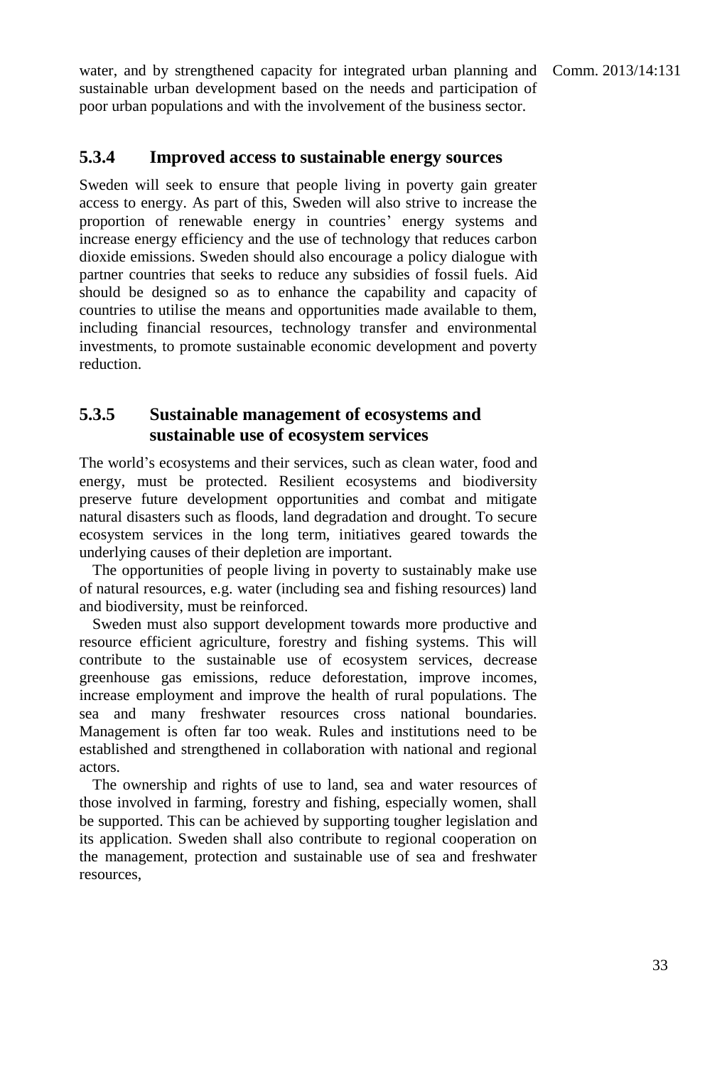water, and by strengthened capacity for integrated urban planning and sustainable urban development based on the needs and participation of poor urban populations and with the involvement of the business sector.

### 5.3.4 Improved access to sustainable energy sources

Sweden will seek to ensure that people living in poverty gain greater access to energy. As part of this, Sweden will also strive to increase the proportion of renewable energy in countries' energy systems and increase energy efficiency and the use of technology that reduces carbon dioxide emissions. Sweden should also encourage a policy dialogue with partner countries that seeks to reduce any subsidies of fossil fuels. Aid should be designed so as to enhance the capability and capacity of countries to utilise the means and opportunities made available to them, including financial resources, technology transfer and environmental investments, to promote sustainable economic development and poverty reduction.

### 5.3.5 Sustainable management of ecosystems and sustainable use of ecosystem services

The world's ecosystems and their services, such as clean water, food and energy, must be protected. Resilient ecosystems and biodiversity preserve future development opportunities and combat and mitigate natural disasters such as floods, land degradation and drought. To secure ecosystem services in the long term, initiatives geared towards the underlying causes of their depletion are important.

The opportunities of people living in poverty to sustainably make use of natural resources, e.g. water (including sea and fishing resources) land and biodiversity, must be reinforced.

Sweden must also support development towards more productive and resource efficient agriculture, forestry and fishing systems. This will contribute to the sustainable use of ecosystem services, decrease greenhouse gas emissions, reduce deforestation, improve incomes, increase employment and improve the health of rural populations. The sea and many freshwater resources cross national boundaries. Management is often far too weak. Rules and institutions need to be established and strengthened in collaboration with national and regional actors.

The ownership and rights of use to land, sea and water resources of those involved in farming, forestry and fishing, especially women, shall be supported. This can be achieved by supporting tougher legislation and its application. Sweden shall also contribute to regional cooperation on the management, protection and sustainable use of sea and freshwater resources,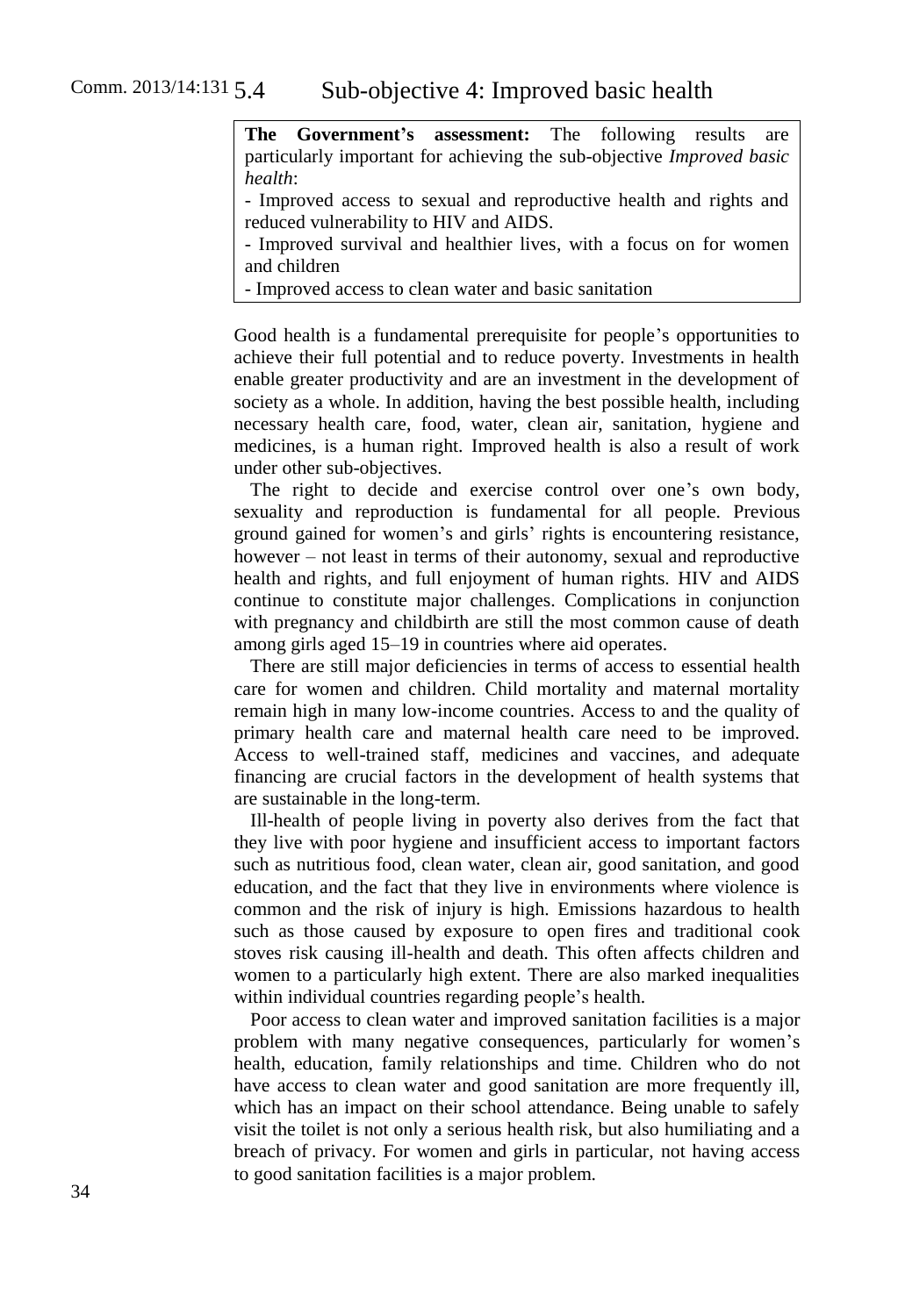Comm. 2013/14:131

## 5.4 Sub-objective 4: Improved basic health

**The Government's assessment:** The following results are particularly important for achieving the sub-objective *Improved basic health*:

- Improved access to sexual and reproductive health and rights and reduced vulnerability to HIV and AIDS.
- Improved survival and healthier lives, with a focus on for women and children
- Improved access to clean water and basic sanitation

Good health is a fundamental prerequisite for people's opportunities to achieve their full potential and to reduce poverty. Investments in health enable greater productivity and are an investment in the development of society as a whole. In addition, having the best possible health, including necessary health care, food, water, clean air, sanitation, hygiene and medicines, is a human right. Improved health is also a result of work under other sub-objectives.

The right to decide and exercise control over one's own body, sexuality and reproduction is fundamental for all people. Previous ground gained for women's and girls' rights is encountering resistance, however – not least in terms of their autonomy, sexual and reproductive health and rights, and full enjoyment of human rights. HIV and AIDS continue to constitute major challenges. Complications in conjunction with pregnancy and childbirth are still the most common cause of death among girls aged 15–19 in countries where aid operates.

There are still major deficiencies in terms of access to essential health care for women and children. Child mortality and maternal mortality remain high in many low-income countries. Access to and the quality of primary health care and maternal health care need to be improved. Access to well-trained staff, medicines and vaccines, and adequate financing are crucial factors in the development of health systems that are sustainable in the long-term.

Ill-health of people living in poverty also derives from the fact that they live with poor hygiene and insufficient access to important factors such as nutritious food, clean water, clean air, good sanitation, and good education, and the fact that they live in environments where violence is common and the risk of injury is high. Emissions hazardous to health such as those caused by exposure to open fires and traditional cook stoves risk causing ill-health and death. This often affects children and women to a particularly high extent. There are also marked inequalities within individual countries regarding people's health.

Poor access to clean water and improved sanitation facilities is a major problem with many negative consequences, particularly for women's health, education, family relationships and time. Children who do not have access to clean water and good sanitation are more frequently ill, which has an impact on their school attendance. Being unable to safely visit the toilet is not only a serious health risk, but also humiliating and a breach of privacy. For women and girls in particular, not having access to good sanitation facilities is a major problem.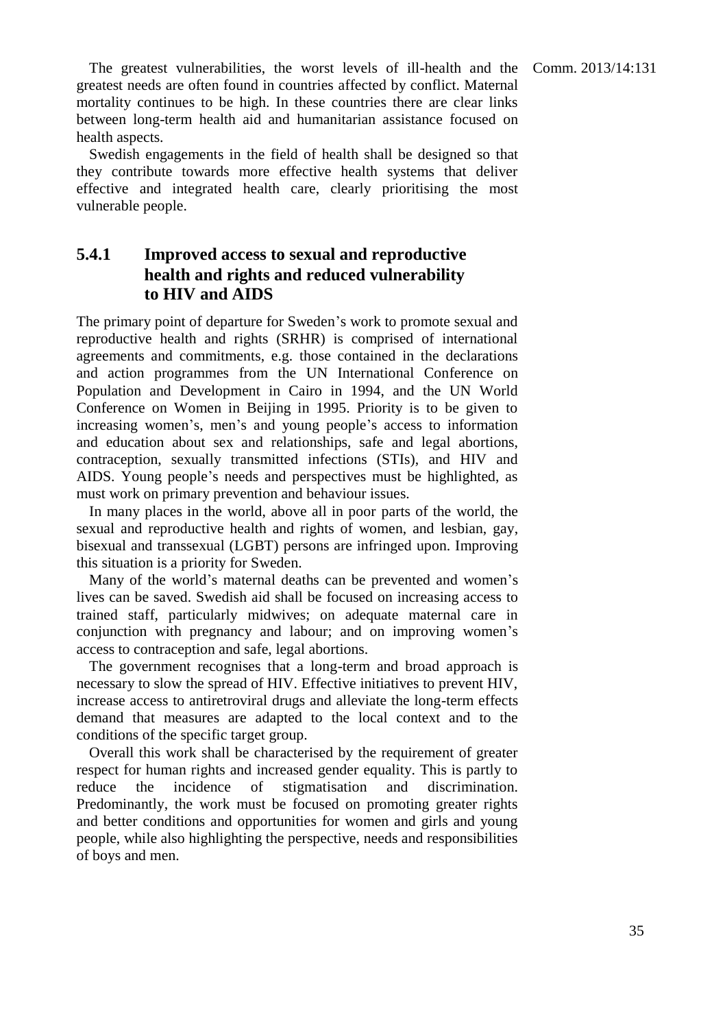The greatest vulnerabilities, the worst levels of ill-health and the greatest needs are often found in countries affected by conflict. Maternal mortality continues to be high. In these countries there are clear links between long-term health aid and humanitarian assistance focused on health aspects.

Swedish engagements in the field of health shall be designed so that they contribute towards more effective health systems that deliver effective and integrated health care, clearly prioritising the most vulnerable people.

### 5.4.1 Improved access to sexual and reproductive health and rights and reduced vulnerability to HIV and AIDS

The primary point of departure for Sweden's work to promote sexual and reproductive health and rights (SRHR) is comprised of international agreements and commitments, e.g. those contained in the declarations and action programmes from the UN International Conference on Population and Development in Cairo in 1994, and the UN World Conference on Women in Beijing in 1995. Priority is to be given to increasing women's, men's and young people's access to information and education about sex and relationships, safe and legal abortions, contraception, sexually transmitted infections (STIs), and HIV and AIDS. Young people's needs and perspectives must be highlighted, as must work on primary prevention and behaviour issues.

In many places in the world, above all in poor parts of the world, the sexual and reproductive health and rights of women, and lesbian, gay, bisexual and transsexual (LGBT) persons are infringed upon. Improving this situation is a priority for Sweden.

Many of the world's maternal deaths can be prevented and women's lives can be saved. Swedish aid shall be focused on increasing access to trained staff, particularly midwives; on adequate maternal care in conjunction with pregnancy and labour; and on improving women's access to contraception and safe, legal abortions.

The government recognises that a long-term and broad approach is necessary to slow the spread of HIV. Effective initiatives to prevent HIV, increase access to antiretroviral drugs and alleviate the long-term effects demand that measures are adapted to the local context and to the conditions of the specific target group.

Overall this work shall be characterised by the requirement of greater respect for human rights and increased gender equality. This is partly to reduce the incidence of stigmatisation and discrimination. Predominantly, the work must be focused on promoting greater rights and better conditions and opportunities for women and girls and young people, while also highlighting the perspective, needs and responsibilities of boys and men.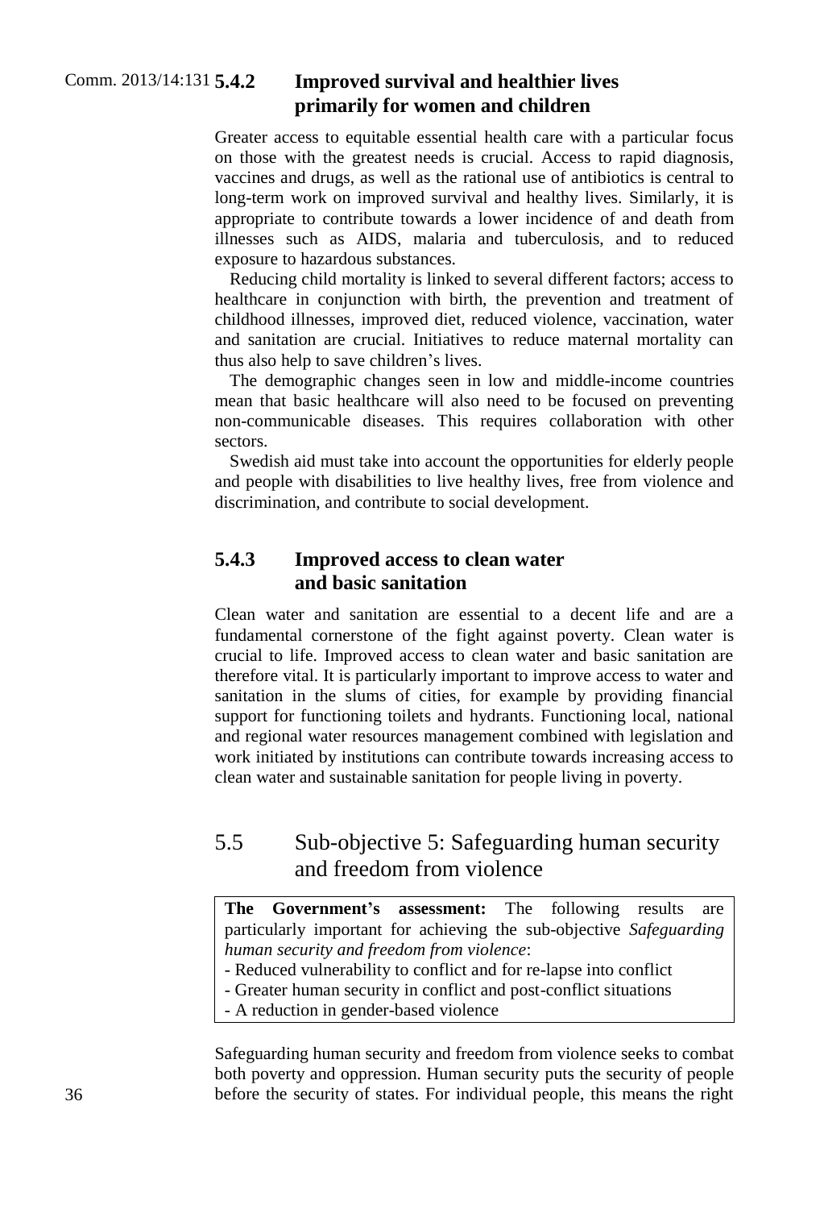### 5.4.2 Improved survival and healthier lives primarily for women and children

Greater access to equitable essential health care with a particular focus on those with the greatest needs is crucial. Access to rapid diagnosis, vaccines and drugs, as well as the rational use of antibiotics is central to long-term work on improved survival and healthy lives. Similarly, it is appropriate to contribute towards a lower incidence of and death from illnesses such as AIDS, malaria and tuberculosis, and to reduced exposure to hazardous substances.

Reducing child mortality is linked to several different factors; access to healthcare in conjunction with birth, the prevention and treatment of childhood illnesses, improved diet, reduced violence, vaccination, water and sanitation are crucial. Initiatives to reduce maternal mortality can thus also help to save children's lives.

The demographic changes seen in low and middle-income countries mean that basic healthcare will also need to be focused on preventing non-communicable diseases. This requires collaboration with other sectors.

Swedish aid must take into account the opportunities for elderly people and people with disabilities to live healthy lives, free from violence and discrimination, and contribute to social development.

### 5.4.3 Improved access to clean water and basic sanitation

Clean water and sanitation are essential to a decent life and are a fundamental cornerstone of the fight against poverty. Clean water is crucial to life. Improved access to clean water and basic sanitation are therefore vital. It is particularly important to improve access to water and sanitation in the slums of cities, for example by providing financial support for functioning toilets and hydrants. Functioning local, national and regional water resources management combined with legislation and work initiated by institutions can contribute towards increasing access to clean water and sustainable sanitation for people living in poverty.

## 5.5 Sub-objective 5: Safeguarding human security and freedom from violence

**The Government's assessment:** The following results are particularly important for achieving the sub-objective *Safeguarding human security and freedom from violence*:

- Reduced vulnerability to conflict and for re-lapse into conflict
- Greater human security in conflict and post-conflict situations
- A reduction in gender-based violence

Safeguarding human security and freedom from violence seeks to combat both poverty and oppression. Human security puts the security of people before the security of states. For individual people, this means the right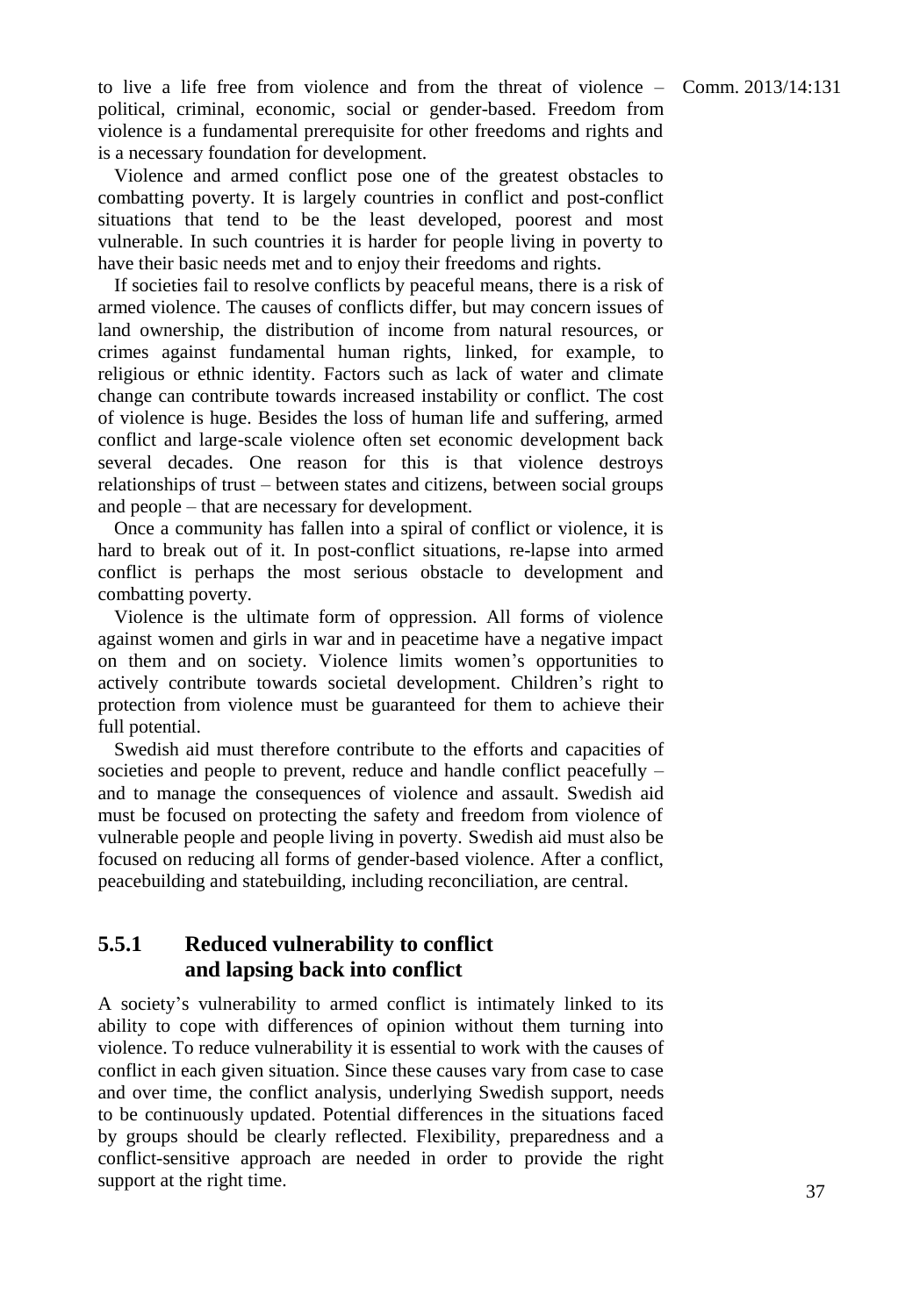to live a life free from violence and from the threat of violence – political, criminal, economic, social or gender-based. Freedom from violence is a fundamental prerequisite for other freedoms and rights and is a necessary foundation for development.

Violence and armed conflict pose one of the greatest obstacles to combatting poverty. It is largely countries in conflict and post-conflict situations that tend to be the least developed, poorest and most vulnerable. In such countries it is harder for people living in poverty to have their basic needs met and to enjoy their freedoms and rights.

If societies fail to resolve conflicts by peaceful means, there is a risk of armed violence. The causes of conflicts differ, but may concern issues of land ownership, the distribution of income from natural resources, or crimes against fundamental human rights, linked, for example, to religious or ethnic identity. Factors such as lack of water and climate change can contribute towards increased instability or conflict. The cost of violence is huge. Besides the loss of human life and suffering, armed conflict and large-scale violence often set economic development back several decades. One reason for this is that violence destroys relationships of trust – between states and citizens, between social groups and people – that are necessary for development.

Once a community has fallen into a spiral of conflict or violence, it is hard to break out of it. In post-conflict situations, re-lapse into armed conflict is perhaps the most serious obstacle to development and combatting poverty.

Violence is the ultimate form of oppression. All forms of violence against women and girls in war and in peacetime have a negative impact on them and on society. Violence limits women's opportunities to actively contribute towards societal development. Children's right to protection from violence must be guaranteed for them to achieve their full potential.

Swedish aid must therefore contribute to the efforts and capacities of societies and people to prevent, reduce and handle conflict peacefully – and to manage the consequences of violence and assault. Swedish aid must be focused on protecting the safety and freedom from violence of vulnerable people and people living in poverty. Swedish aid must also be focused on reducing all forms of gender-based violence. After a conflict, peacebuilding and statebuilding, including reconciliation, are central.

### 5.5.1 Reduced vulnerability to conflict and lapsing back into conflict

A society's vulnerability to armed conflict is intimately linked to its ability to cope with differences of opinion without them turning into violence. To reduce vulnerability it is essential to work with the causes of conflict in each given situation. Since these causes vary from case to case and over time, the conflict analysis, underlying Swedish support, needs to be continuously updated. Potential differences in the situations faced by groups should be clearly reflected. Flexibility, preparedness and a conflict-sensitive approach are needed in order to provide the right support at the right time.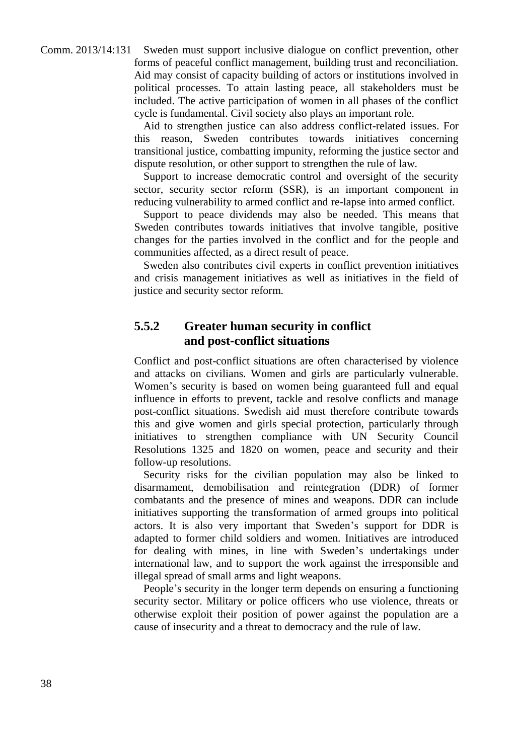Sweden must support inclusive dialogue on conflict prevention, other forms of peaceful conflict management, building trust and reconciliation. Aid may consist of capacity building of actors or institutions involved in political processes. To attain lasting peace, all stakeholders must be included. The active participation of women in all phases of the conflict cycle is fundamental. Civil society also plays an important role.

Aid to strengthen justice can also address conflict-related issues. For this reason, Sweden contributes towards initiatives concerning transitional justice, combatting impunity, reforming the justice sector and dispute resolution, or other support to strengthen the rule of law.

Support to increase democratic control and oversight of the security sector, security sector reform (SSR), is an important component in reducing vulnerability to armed conflict and re-lapse into armed conflict.

Support to peace dividends may also be needed. This means that Sweden contributes towards initiatives that involve tangible, positive changes for the parties involved in the conflict and for the people and communities affected, as a direct result of peace.

Sweden also contributes civil experts in conflict prevention initiatives and crisis management initiatives as well as initiatives in the field of justice and security sector reform.

### 5.5.2 Greater human security in conflict and post-conflict situations

Conflict and post-conflict situations are often characterised by violence and attacks on civilians. Women and girls are particularly vulnerable. Women's security is based on women being guaranteed full and equal influence in efforts to prevent, tackle and resolve conflicts and manage post-conflict situations. Swedish aid must therefore contribute towards this and give women and girls special protection, particularly through initiatives to strengthen compliance with UN Security Council Resolutions 1325 and 1820 on women, peace and security and their follow-up resolutions.

Security risks for the civilian population may also be linked to disarmament, demobilisation and reintegration (DDR) of former combatants and the presence of mines and weapons. DDR can include initiatives supporting the transformation of armed groups into political actors. It is also very important that Sweden's support for DDR is adapted to former child soldiers and women. Initiatives are introduced for dealing with mines, in line with Sweden's undertakings under international law, and to support the work against the irresponsible and illegal spread of small arms and light weapons.

People's security in the longer term depends on ensuring a functioning security sector. Military or police officers who use violence, threats or otherwise exploit their position of power against the population are a cause of insecurity and a threat to democracy and the rule of law.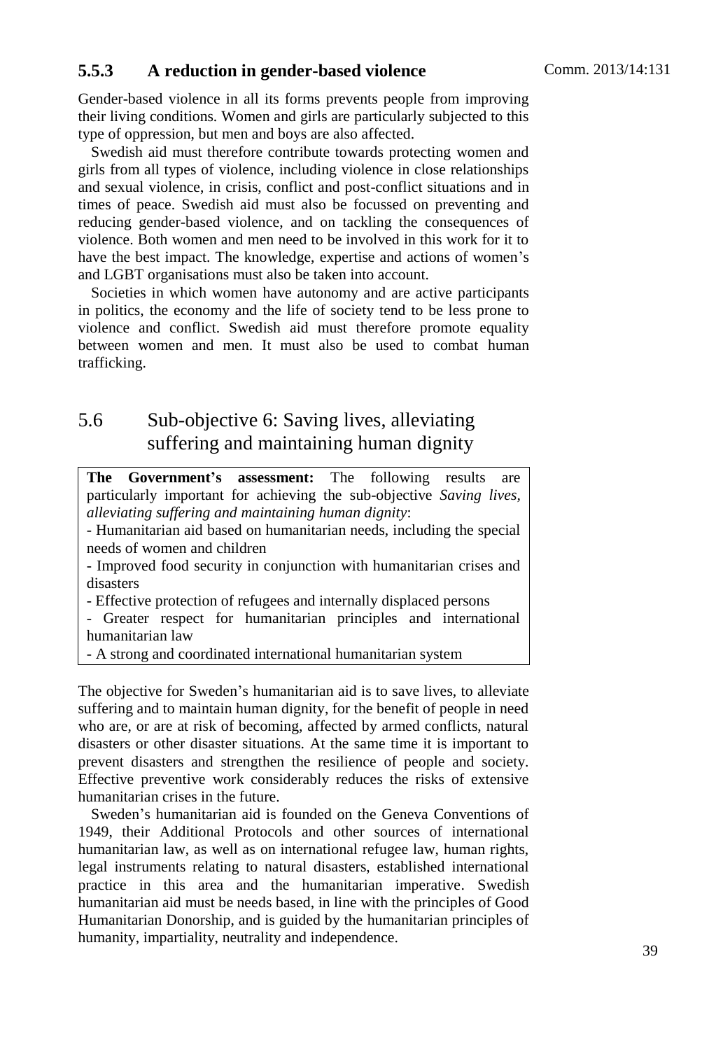### 5.5.3 A reduction in gender-based violence

Gender-based violence in all its forms prevents people from improving their living conditions. Women and girls are particularly subjected to this type of oppression, but men and boys are also affected.

Swedish aid must therefore contribute towards protecting women and girls from all types of violence, including violence in close relationships and sexual violence, in crisis, conflict and post-conflict situations and in times of peace. Swedish aid must also be focussed on preventing and reducing gender-based violence, and on tackling the consequences of violence. Both women and men need to be involved in this work for it to have the best impact. The knowledge, expertise and actions of women's and LGBT organisations must also be taken into account.

Societies in which women have autonomy and are active participants in politics, the economy and the life of society tend to be less prone to violence and conflict. Swedish aid must therefore promote equality between women and men. It must also be used to combat human trafficking.

## 5.6 Sub-objective 6: Saving lives, alleviating suffering and maintaining human dignity

**The Government's assessment:** The following results are particularly important for achieving the sub-objective *Saving lives, alleviating suffering and maintaining human dignity*:

- Humanitarian aid based on humanitarian needs, including the special needs of women and children
- Improved food security in conjunction with humanitarian crises and disasters
- Effective protection of refugees and internally displaced persons
- Greater respect for humanitarian principles and international humanitarian law
- A strong and coordinated international humanitarian system

The objective for Sweden's humanitarian aid is to save lives, to alleviate suffering and to maintain human dignity, for the benefit of people in need who are, or are at risk of becoming, affected by armed conflicts, natural disasters or other disaster situations. At the same time it is important to prevent disasters and strengthen the resilience of people and society. Effective preventive work considerably reduces the risks of extensive humanitarian crises in the future.

Sweden's humanitarian aid is founded on the Geneva Conventions of 1949, their Additional Protocols and other sources of international humanitarian law, as well as on international refugee law, human rights, legal instruments relating to natural disasters, established international practice in this area and the humanitarian imperative. Swedish humanitarian aid must be needs based, in line with the principles of Good Humanitarian Donorship, and is guided by the humanitarian principles of humanity, impartiality, neutrality and independence.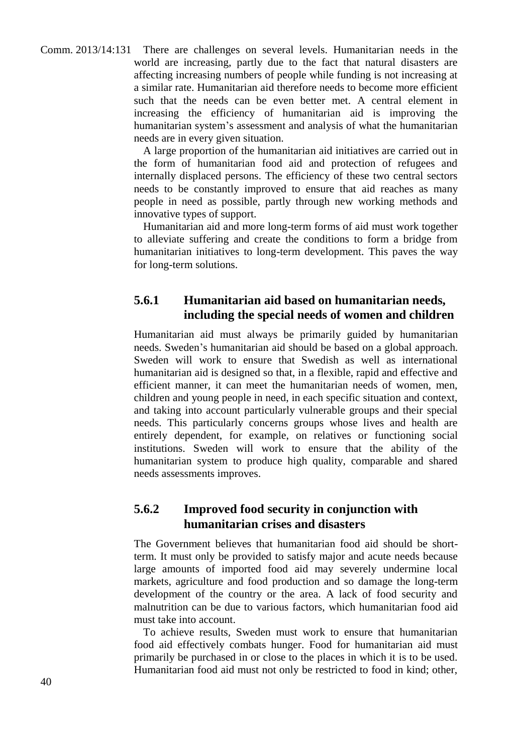There are challenges on several levels. Humanitarian needs in the world are increasing, partly due to the fact that natural disasters are affecting increasing numbers of people while funding is not increasing at a similar rate. Humanitarian aid therefore needs to become more efficient such that the needs can be even better met. A central element in increasing the efficiency of humanitarian aid is improving the humanitarian system's assessment and analysis of what the humanitarian needs are in every given situation.

A large proportion of the humanitarian aid initiatives are carried out in the form of humanitarian food aid and protection of refugees and internally displaced persons. The efficiency of these two central sectors needs to be constantly improved to ensure that aid reaches as many people in need as possible, partly through new working methods and innovative types of support.

Humanitarian aid and more long-term forms of aid must work together to alleviate suffering and create the conditions to form a bridge from humanitarian initiatives to long-term development. This paves the way for long-term solutions.

### 5.6.1 Humanitarian aid based on humanitarian needs, including the special needs of women and children

Humanitarian aid must always be primarily guided by humanitarian needs. Sweden's humanitarian aid should be based on a global approach. Sweden will work to ensure that Swedish as well as international humanitarian aid is designed so that, in a flexible, rapid and effective and efficient manner, it can meet the humanitarian needs of women, men, children and young people in need, in each specific situation and context, and taking into account particularly vulnerable groups and their special needs. This particularly concerns groups whose lives and health are entirely dependent, for example, on relatives or functioning social institutions. Sweden will work to ensure that the ability of the humanitarian system to produce high quality, comparable and shared needs assessments improves.

### 5.6.2 Improved food security in conjunction with humanitarian crises and disasters

The Government believes that humanitarian food aid should be short-term. It must only be provided to satisfy major and acute needs because large amounts of imported food aid may severely undermine local markets, agriculture and food production and so damage the long-term development of the country or the area. A lack of food security and malnutrition can be due to various factors, which humanitarian food aid must take into account.

To achieve results, Sweden must work to ensure that humanitarian food aid effectively combats hunger. Food for humanitarian aid must primarily be purchased in or close to the places in which it is to be used. Humanitarian food aid must not only be restricted to food in kind; other,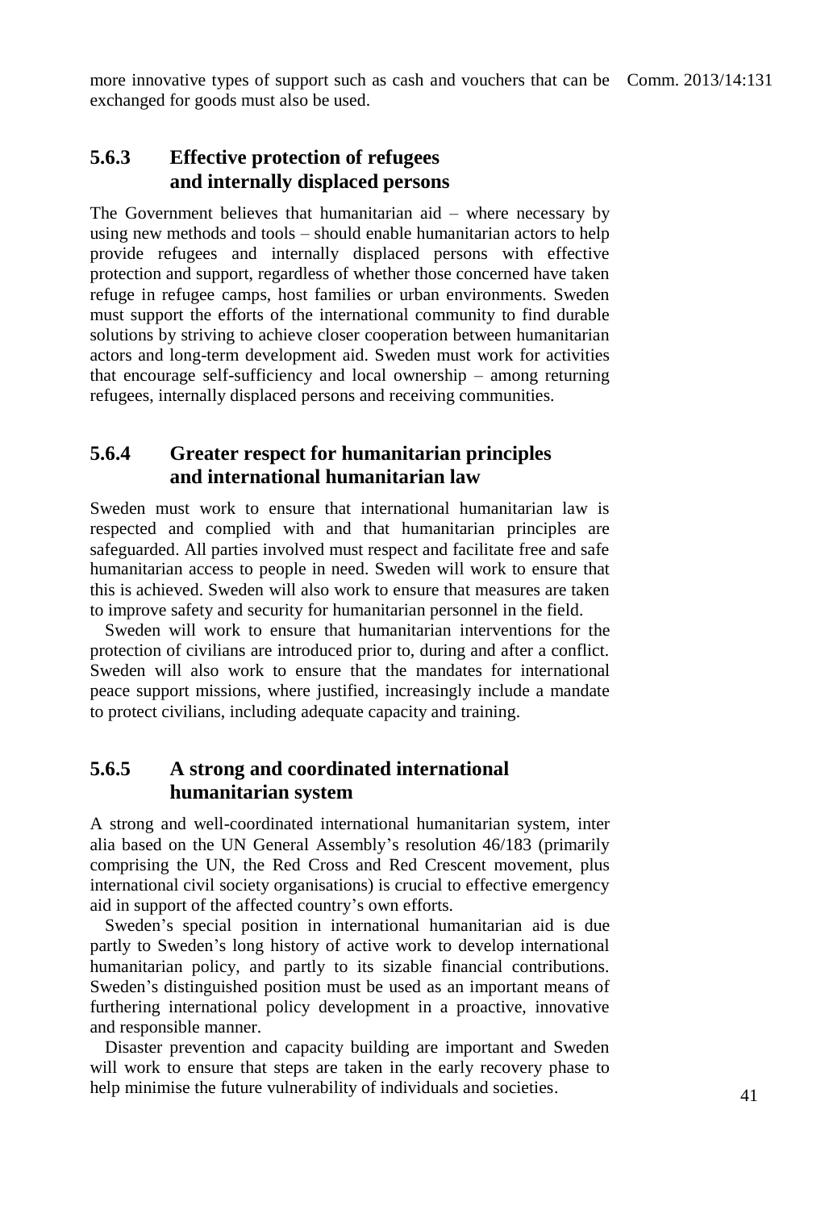more innovative types of support such as cash and vouchers that can be exchanged for goods must also be used.

### 5.6.3 Effective protection of refugees and internally displaced persons

The Government believes that humanitarian aid – where necessary by using new methods and tools – should enable humanitarian actors to help provide refugees and internally displaced persons with effective protection and support, regardless of whether those concerned have taken refuge in refugee camps, host families or urban environments. Sweden must support the efforts of the international community to find durable solutions by striving to achieve closer cooperation between humanitarian actors and long-term development aid. Sweden must work for activities that encourage self-sufficiency and local ownership – among returning refugees, internally displaced persons and receiving communities.

### 5.6.4 Greater respect for humanitarian principles and international humanitarian law

Sweden must work to ensure that international humanitarian law is respected and complied with and that humanitarian principles are safeguarded. All parties involved must respect and facilitate free and safe humanitarian access to people in need. Sweden will work to ensure that this is achieved. Sweden will also work to ensure that measures are taken to improve safety and security for humanitarian personnel in the field.

Sweden will work to ensure that humanitarian interventions for the protection of civilians are introduced prior to, during and after a conflict. Sweden will also work to ensure that the mandates for international peace support missions, where justified, increasingly include a mandate to protect civilians, including adequate capacity and training.

### 5.6.5 A strong and coordinated international humanitarian system

A strong and well-coordinated international humanitarian system, inter alia based on the UN General Assembly's resolution 46/183 (primarily comprising the UN, the Red Cross and Red Crescent movement, plus international civil society organisations) is crucial to effective emergency aid in support of the affected country's own efforts.

Sweden's special position in international humanitarian aid is due partly to Sweden's long history of active work to develop international humanitarian policy, and partly to its sizable financial contributions. Sweden's distinguished position must be used as an important means of furthering international policy development in a proactive, innovative and responsible manner.

Disaster prevention and capacity building are important and Sweden will work to ensure that steps are taken in the early recovery phase to help minimise the future vulnerability of individuals and societies.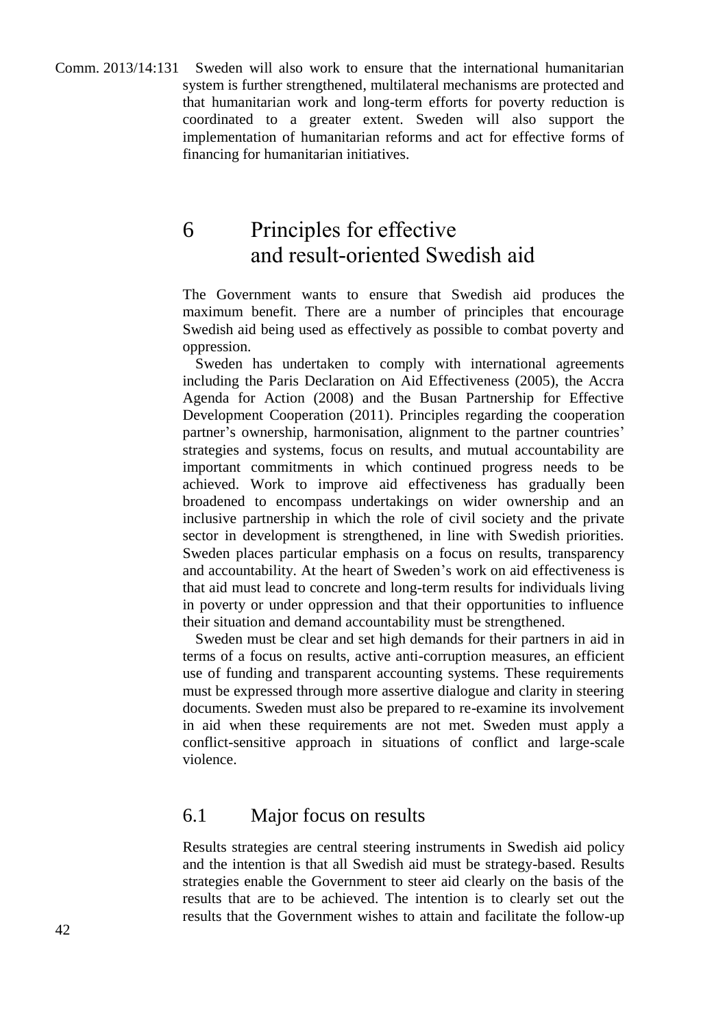Sweden will also work to ensure that the international humanitarian system is further strengthened, multilateral mechanisms are protected and that humanitarian work and long-term efforts for poverty reduction is coordinated to a greater extent. Sweden will also support the implementation of humanitarian reforms and act for effective forms of financing for humanitarian initiatives.

# 6 Principles for effective and result-oriented Swedish aid

The Government wants to ensure that Swedish aid produces the maximum benefit. There are a number of principles that encourage Swedish aid being used as effectively as possible to combat poverty and oppression.

Sweden has undertaken to comply with international agreements including the Paris Declaration on Aid Effectiveness (2005), the Accra Agenda for Action (2008) and the Busan Partnership for Effective Development Cooperation (2011). Principles regarding the cooperation partner's ownership, harmonisation, alignment to the partner countries' strategies and systems, focus on results, and mutual accountability are important commitments in which continued progress needs to be achieved. Work to improve aid effectiveness has gradually been broadened to encompass undertakings on wider ownership and an inclusive partnership in which the role of civil society and the private sector in development is strengthened, in line with Swedish priorities. Sweden places particular emphasis on a focus on results, transparency and accountability. At the heart of Sweden's work on aid effectiveness is that aid must lead to concrete and long-term results for individuals living in poverty or under oppression and that their opportunities to influence their situation and demand accountability must be strengthened.

Sweden must be clear and set high demands for their partners in aid in terms of a focus on results, active anti-corruption measures, an efficient use of funding and transparent accounting systems. These requirements must be expressed through more assertive dialogue and clarity in steering documents. Sweden must also be prepared to re-examine its involvement in aid when these requirements are not met. Sweden must apply a conflict-sensitive approach in situations of conflict and large-scale violence.

## 6.1 Major focus on results

Results strategies are central steering instruments in Swedish aid policy and the intention is that all Swedish aid must be strategy-based. Results strategies enable the Government to steer aid clearly on the basis of the results that are to be achieved. The intention is to clearly set out the results that the Government wishes to attain and facilitate the follow-up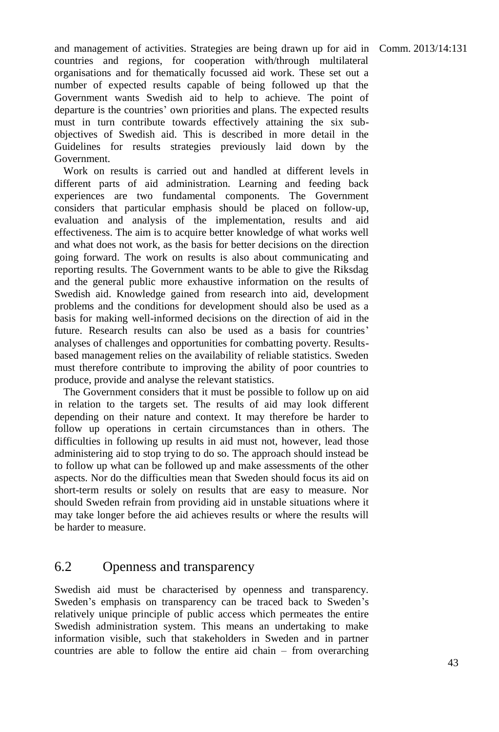and management of activities. Strategies are being drawn up for aid in countries and regions, for cooperation with/through multilateral organisations and for thematically focussed aid work. These set out a number of expected results capable of being followed up that the Government wants Swedish aid to help to achieve. The point of departure is the countries' own priorities and plans. The expected results must in turn contribute towards effectively attaining the six sub-objectives of Swedish aid. This is described in more detail in the Guidelines for results strategies previously laid down by the Government.

Work on results is carried out and handled at different levels in different parts of aid administration. Learning and feeding back experiences are two fundamental components. The Government considers that particular emphasis should be placed on follow-up, evaluation and analysis of the implementation, results and aid effectiveness. The aim is to acquire better knowledge of what works well and what does not work, as the basis for better decisions on the direction going forward. The work on results is also about communicating and reporting results. The Government wants to be able to give the Riksdag and the general public more exhaustive information on the results of Swedish aid. Knowledge gained from research into aid, development problems and the conditions for development should also be used as a basis for making well-informed decisions on the direction of aid in the future. Research results can also be used as a basis for countries' analyses of challenges and opportunities for combatting poverty. Results-based management relies on the availability of reliable statistics. Sweden must therefore contribute to improving the ability of poor countries to produce, provide and analyse the relevant statistics.

The Government considers that it must be possible to follow up on aid in relation to the targets set. The results of aid may look different depending on their nature and context. It may therefore be harder to follow up operations in certain circumstances than in others. The difficulties in following up results in aid must not, however, lead those administering aid to stop trying to do so. The approach should instead be to follow up what can be followed up and make assessments of the other aspects. Nor do the difficulties mean that Sweden should focus its aid on short-term results or solely on results that are easy to measure. Nor should Sweden refrain from providing aid in unstable situations where it may take longer before the aid achieves results or where the results will be harder to measure.

## 6.2 Openness and transparency

Swedish aid must be characterised by openness and transparency. Sweden's emphasis on transparency can be traced back to Sweden's relatively unique principle of public access which permeates the entire Swedish administration system. This means an undertaking to make information visible, such that stakeholders in Sweden and in partner countries are able to follow the entire aid chain – from overarching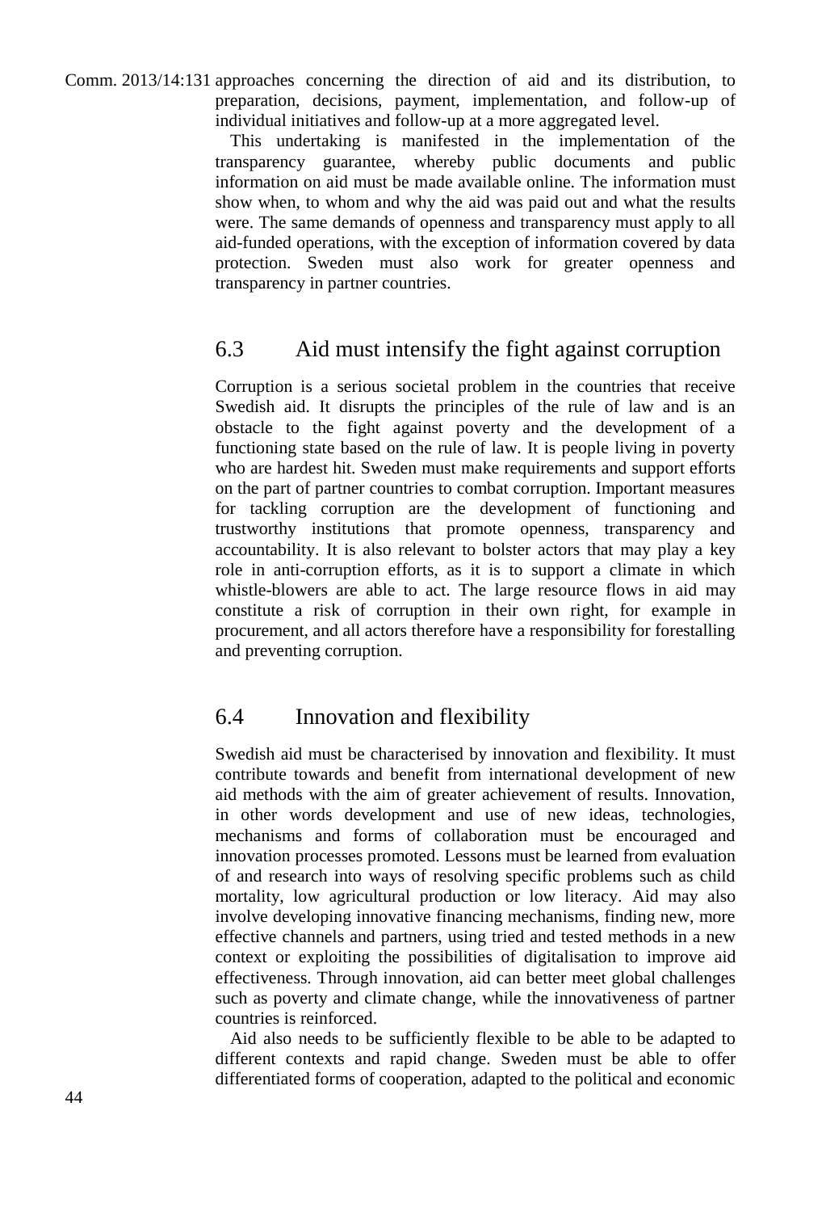approaches concerning the direction of aid and its distribution, to preparation, decisions, payment, implementation, and follow-up of individual initiatives and follow-up at a more aggregated level.

This undertaking is manifested in the implementation of the transparency guarantee, whereby public documents and public information on aid must be made available online. The information must show when, to whom and why the aid was paid out and what the results were. The same demands of openness and transparency must apply to all aid-funded operations, with the exception of information covered by data protection. Sweden must also work for greater openness and transparency in partner countries.

## 6.3 Aid must intensify the fight against corruption

Corruption is a serious societal problem in the countries that receive Swedish aid. It disrupts the principles of the rule of law and is an obstacle to the fight against poverty and the development of a functioning state based on the rule of law. It is people living in poverty who are hardest hit. Sweden must make requirements and support efforts on the part of partner countries to combat corruption. Important measures for tackling corruption are the development of functioning and trustworthy institutions that promote openness, transparency and accountability. It is also relevant to bolster actors that may play a key role in anti-corruption efforts, as it is to support a climate in which whistle-blowers are able to act. The large resource flows in aid may constitute a risk of corruption in their own right, for example in procurement, and all actors therefore have a responsibility for forestalling and preventing corruption.

## 6.4 Innovation and flexibility

Swedish aid must be characterised by innovation and flexibility. It must contribute towards and benefit from international development of new aid methods with the aim of greater achievement of results. Innovation, in other words development and use of new ideas, technologies, mechanisms and forms of collaboration must be encouraged and innovation processes promoted. Lessons must be learned from evaluation of and research into ways of resolving specific problems such as child mortality, low agricultural production or low literacy. Aid may also involve developing innovative financing mechanisms, finding new, more effective channels and partners, using tried and tested methods in a new context or exploiting the possibilities of digitalisation to improve aid effectiveness. Through innovation, aid can better meet global challenges such as poverty and climate change, while the innovativeness of partner countries is reinforced.

Aid also needs to be sufficiently flexible to be able to be adapted to different contexts and rapid change. Sweden must be able to offer differentiated forms of cooperation, adapted to the political and economic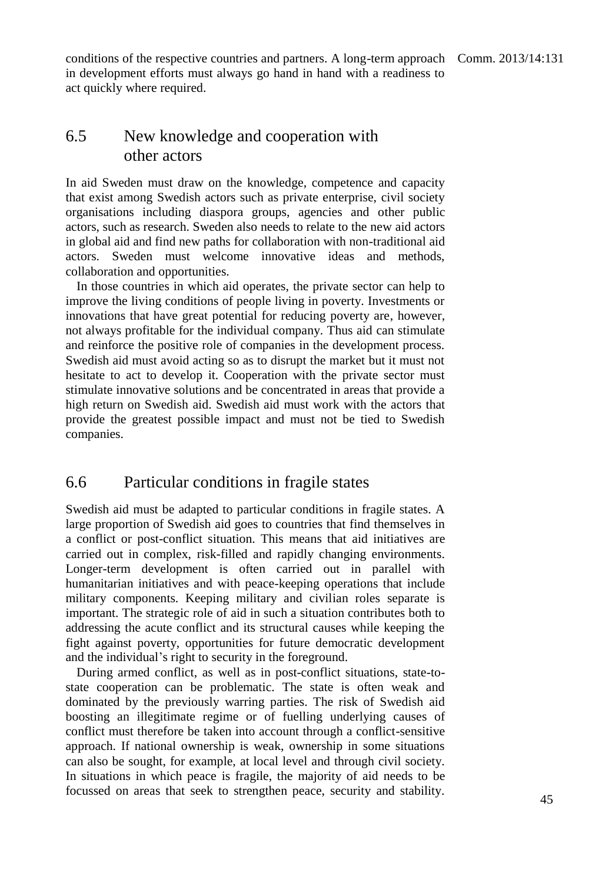conditions of the respective countries and partners. A long-term approach in development efforts must always go hand in hand with a readiness to act quickly where required.

## 6.5 New knowledge and cooperation with other actors

In aid Sweden must draw on the knowledge, competence and capacity that exist among Swedish actors such as private enterprise, civil society organisations including diaspora groups, agencies and other public actors, such as research. Sweden also needs to relate to the new aid actors in global aid and find new paths for collaboration with non-traditional aid actors. Sweden must welcome innovative ideas and methods, collaboration and opportunities.

In those countries in which aid operates, the private sector can help to improve the living conditions of people living in poverty. Investments or innovations that have great potential for reducing poverty are, however, not always profitable for the individual company. Thus aid can stimulate and reinforce the positive role of companies in the development process. Swedish aid must avoid acting so as to disrupt the market but it must not hesitate to act to develop it. Cooperation with the private sector must stimulate innovative solutions and be concentrated in areas that provide a high return on Swedish aid. Swedish aid must work with the actors that provide the greatest possible impact and must not be tied to Swedish companies.

## 6.6 Particular conditions in fragile states

Swedish aid must be adapted to particular conditions in fragile states. A large proportion of Swedish aid goes to countries that find themselves in a conflict or post-conflict situation. This means that aid initiatives are carried out in complex, risk-filled and rapidly changing environments. Longer-term development is often carried out in parallel with humanitarian initiatives and with peace-keeping operations that include military components. Keeping military and civilian roles separate is important. The strategic role of aid in such a situation contributes both to addressing the acute conflict and its structural causes while keeping the fight against poverty, opportunities for future democratic development and the individual's right to security in the foreground.

During armed conflict, as well as in post-conflict situations, state-to-state cooperation can be problematic. The state is often weak and dominated by the previously warring parties. The risk of Swedish aid boosting an illegitimate regime or of fuelling underlying causes of conflict must therefore be taken into account through a conflict-sensitive approach. If national ownership is weak, ownership in some situations can also be sought, for example, at local level and through civil society. In situations in which peace is fragile, the majority of aid needs to be focussed on areas that seek to strengthen peace, security and stability.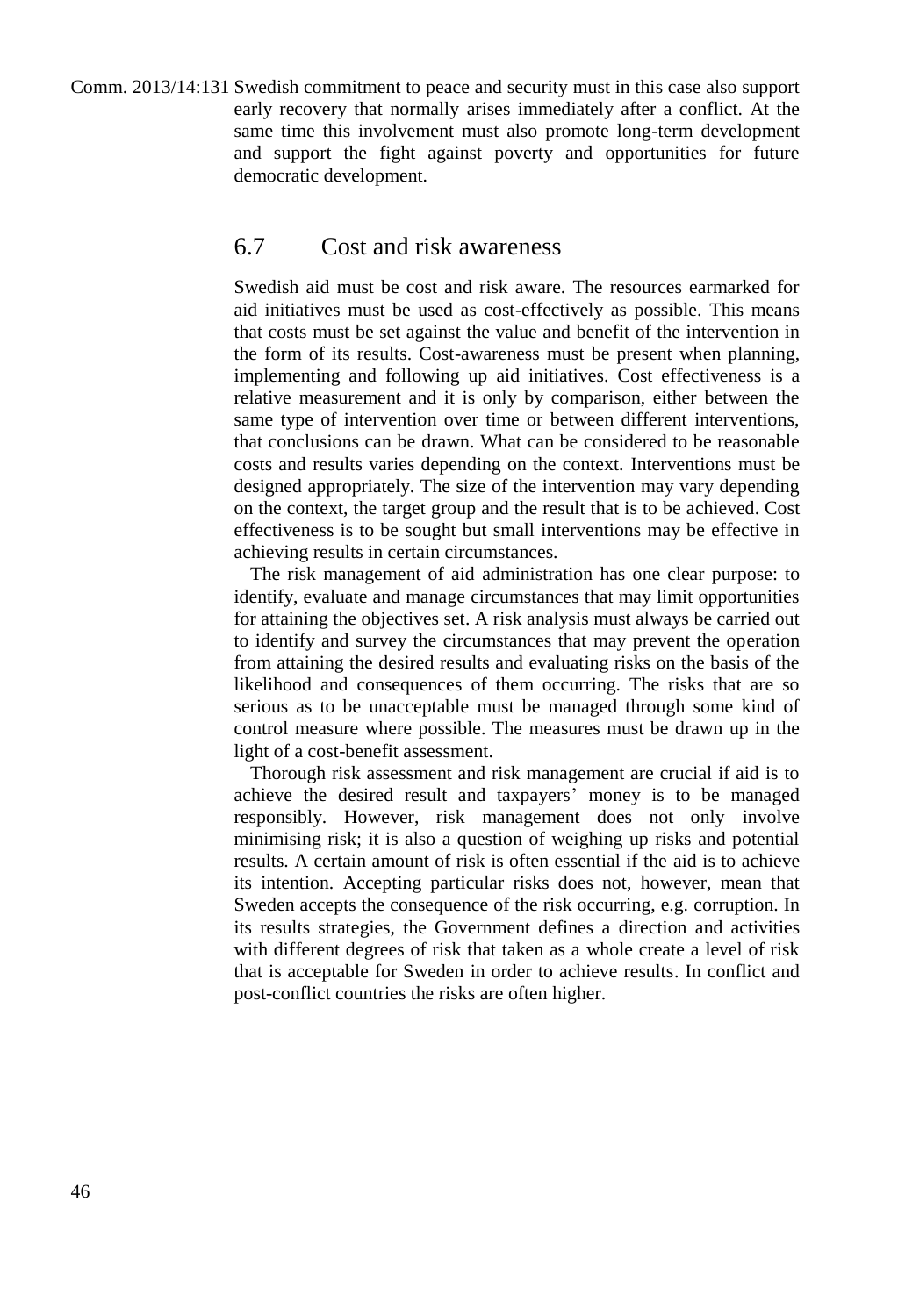Swedish commitment to peace and security must in this case also support early recovery that normally arises immediately after a conflict. At the same time this involvement must also promote long-term development and support the fight against poverty and opportunities for future democratic development.

## 6.7 Cost and risk awareness

Swedish aid must be cost and risk aware. The resources earmarked for aid initiatives must be used as cost-effectively as possible. This means that costs must be set against the value and benefit of the intervention in the form of its results. Cost-awareness must be present when planning, implementing and following up aid initiatives. Cost effectiveness is a relative measurement and it is only by comparison, either between the same type of intervention over time or between different interventions, that conclusions can be drawn. What can be considered to be reasonable costs and results varies depending on the context. Interventions must be designed appropriately. The size of the intervention may vary depending on the context, the target group and the result that is to be achieved. Cost effectiveness is to be sought but small interventions may be effective in achieving results in certain circumstances.

The risk management of aid administration has one clear purpose: to identify, evaluate and manage circumstances that may limit opportunities for attaining the objectives set. A risk analysis must always be carried out to identify and survey the circumstances that may prevent the operation from attaining the desired results and evaluating risks on the basis of the likelihood and consequences of them occurring. The risks that are so serious as to be unacceptable must be managed through some kind of control measure where possible. The measures must be drawn up in the light of a cost-benefit assessment.

Thorough risk assessment and risk management are crucial if aid is to achieve the desired result and taxpayers' money is to be managed responsibly. However, risk management does not only involve minimising risk; it is also a question of weighing up risks and potential results. A certain amount of risk is often essential if the aid is to achieve its intention. Accepting particular risks does not, however, mean that Sweden accepts the consequence of the risk occurring, e.g. corruption. In its results strategies, the Government defines a direction and activities with different degrees of risk that taken as a whole create a level of risk that is acceptable for Sweden in order to achieve results. In conflict and post-conflict countries the risks are often higher.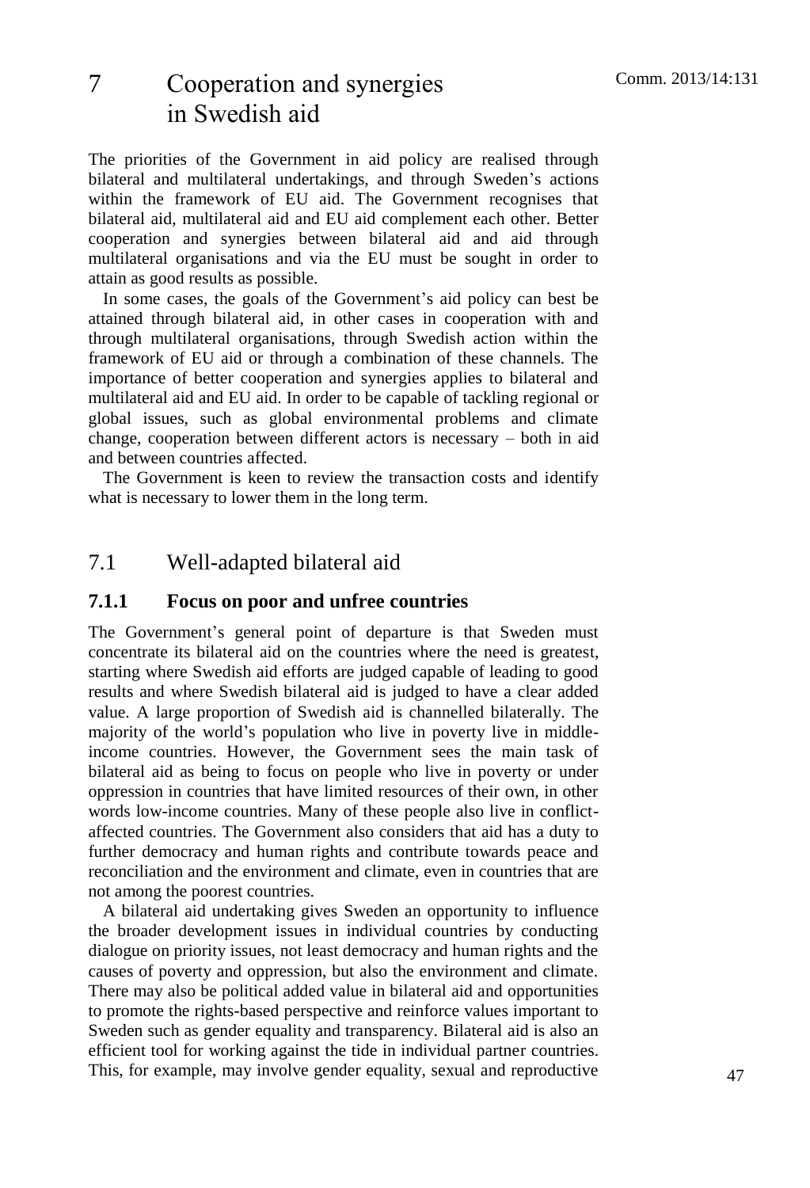# 7 Cooperation and synergies in Swedish aid

The priorities of the Government in aid policy are realised through bilateral and multilateral undertakings, and through Sweden's actions within the framework of EU aid. The Government recognises that bilateral aid, multilateral aid and EU aid complement each other. Better cooperation and synergies between bilateral aid and aid through multilateral organisations and via the EU must be sought in order to attain as good results as possible.

In some cases, the goals of the Government's aid policy can best be attained through bilateral aid, in other cases in cooperation with and through multilateral organisations, through Swedish action within the framework of EU aid or through a combination of these channels. The importance of better cooperation and synergies applies to bilateral and multilateral aid and EU aid. In order to be capable of tackling regional or global issues, such as global environmental problems and climate change, cooperation between different actors is necessary – both in aid and between countries affected.

The Government is keen to review the transaction costs and identify what is necessary to lower them in the long term.

## 7.1 Well-adapted bilateral aid

### 7.1.1 Focus on poor and unfree countries

The Government's general point of departure is that Sweden must concentrate its bilateral aid on the countries where the need is greatest, starting where Swedish aid efforts are judged capable of leading to good results and where Swedish bilateral aid is judged to have a clear added value. A large proportion of Swedish aid is channelled bilaterally. The majority of the world's population who live in poverty live in middle-income countries. However, the Government sees the main task of bilateral aid as being to focus on people who live in poverty or under oppression in countries that have limited resources of their own, in other words low-income countries. Many of these people also live in conflict-affected countries. The Government also considers that aid has a duty to further democracy and human rights and contribute towards peace and reconciliation and the environment and climate, even in countries that are not among the poorest countries.

A bilateral aid undertaking gives Sweden an opportunity to influence the broader development issues in individual countries by conducting dialogue on priority issues, not least democracy and human rights and the causes of poverty and oppression, but also the environment and climate. There may also be political added value in bilateral aid and opportunities to promote the rights-based perspective and reinforce values important to Sweden such as gender equality and transparency. Bilateral aid is also an efficient tool for working against the tide in individual partner countries. This, for example, may involve gender equality, sexual and reproductive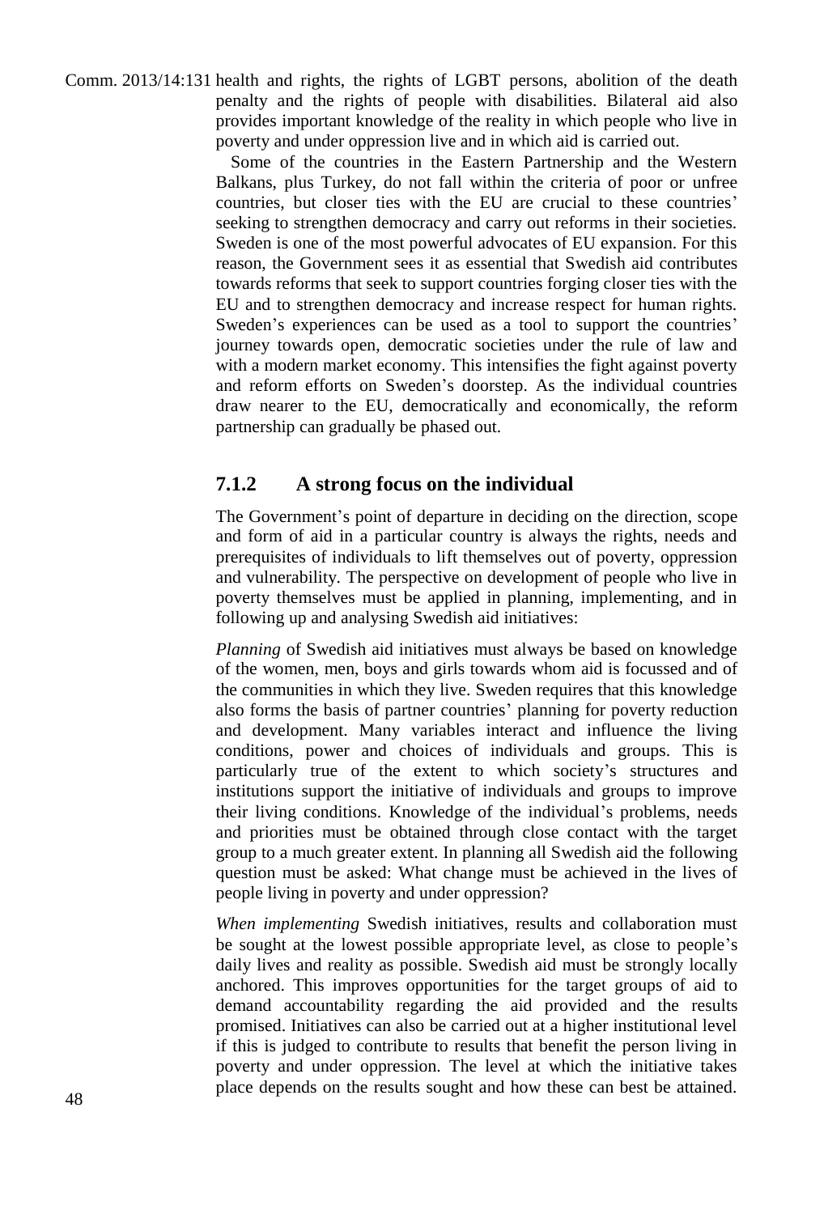health and rights, the rights of LGBT persons, abolition of the death penalty and the rights of people with disabilities. Bilateral aid also provides important knowledge of the reality in which people who live in poverty and under oppression live and in which aid is carried out.

Some of the countries in the Eastern Partnership and the Western Balkans, plus Turkey, do not fall within the criteria of poor or unfree countries, but closer ties with the EU are crucial to these countries' seeking to strengthen democracy and carry out reforms in their societies. Sweden is one of the most powerful advocates of EU expansion. For this reason, the Government sees it as essential that Swedish aid contributes towards reforms that seek to support countries forging closer ties with the EU and to strengthen democracy and increase respect for human rights. Sweden's experiences can be used as a tool to support the countries' journey towards open, democratic societies under the rule of law and with a modern market economy. This intensifies the fight against poverty and reform efforts on Sweden's doorstep. As the individual countries draw nearer to the EU, democratically and economically, the reform partnership can gradually be phased out.

### 7.1.2 A strong focus on the individual

The Government's point of departure in deciding on the direction, scope and form of aid in a particular country is always the rights, needs and prerequisites of individuals to lift themselves out of poverty, oppression and vulnerability. The perspective on development of people who live in poverty themselves must be applied in planning, implementing, and in following up and analysing Swedish aid initiatives:

*Planning* of Swedish aid initiatives must always be based on knowledge of the women, men, boys and girls towards whom aid is focussed and of the communities in which they live. Sweden requires that this knowledge also forms the basis of partner countries' planning for poverty reduction and development. Many variables interact and influence the living conditions, power and choices of individuals and groups. This is particularly true of the extent to which society's structures and institutions support the initiative of individuals and groups to improve their living conditions. Knowledge of the individual's problems, needs and priorities must be obtained through close contact with the target group to a much greater extent. In planning all Swedish aid the following question must be asked: What change must be achieved in the lives of people living in poverty and under oppression?

*When implementing* Swedish initiatives, results and collaboration must be sought at the lowest possible appropriate level, as close to people's daily lives and reality as possible. Swedish aid must be strongly locally anchored. This improves opportunities for the target groups of aid to demand accountability regarding the aid provided and the results promised. Initiatives can also be carried out at a higher institutional level if this is judged to contribute to results that benefit the person living in poverty and under oppression. The level at which the initiative takes place depends on the results sought and how these can best be attained.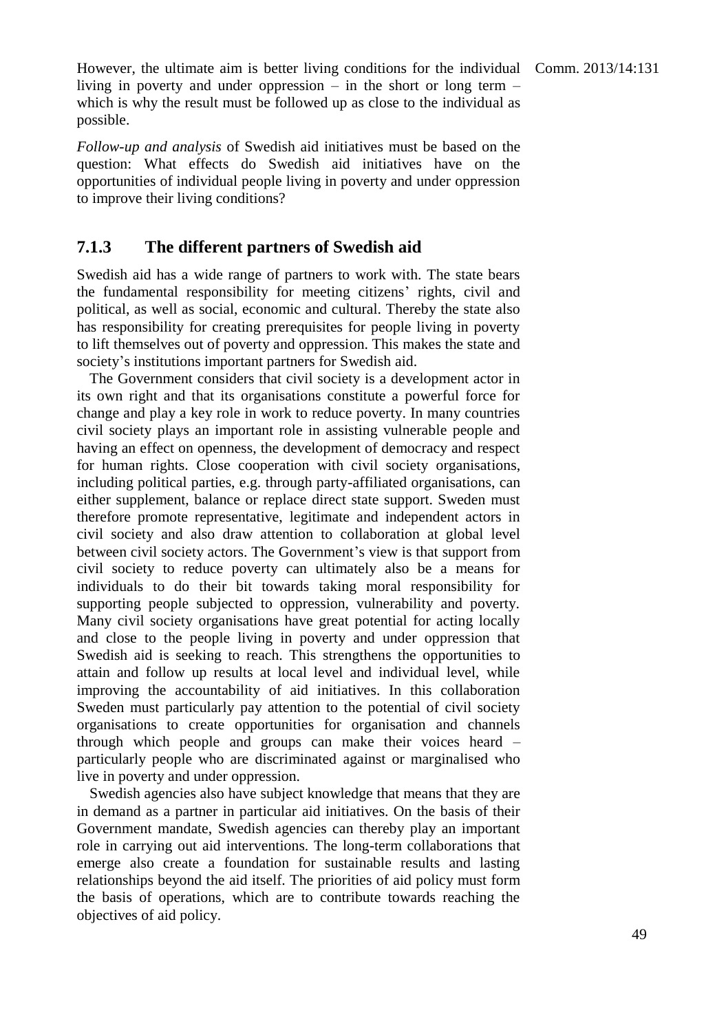However, the ultimate aim is better living conditions for the individual living in poverty and under oppression – in the short or long term – which is why the result must be followed up as close to the individual as possible.

*Follow-up and analysis* of Swedish aid initiatives must be based on the question: What effects do Swedish aid initiatives have on the opportunities of individual people living in poverty and under oppression to improve their living conditions?

### 7.1.3 The different partners of Swedish aid

Swedish aid has a wide range of partners to work with. The state bears the fundamental responsibility for meeting citizens' rights, civil and political, as well as social, economic and cultural. Thereby the state also has responsibility for creating prerequisites for people living in poverty to lift themselves out of poverty and oppression. This makes the state and society's institutions important partners for Swedish aid.

The Government considers that civil society is a development actor in its own right and that its organisations constitute a powerful force for change and play a key role in work to reduce poverty. In many countries civil society plays an important role in assisting vulnerable people and having an effect on openness, the development of democracy and respect for human rights. Close cooperation with civil society organisations, including political parties, e.g. through party-affiliated organisations, can either supplement, balance or replace direct state support. Sweden must therefore promote representative, legitimate and independent actors in civil society and also draw attention to collaboration at global level between civil society actors. The Government's view is that support from civil society to reduce poverty can ultimately also be a means for individuals to do their bit towards taking moral responsibility for supporting people subjected to oppression, vulnerability and poverty. Many civil society organisations have great potential for acting locally and close to the people living in poverty and under oppression that Swedish aid is seeking to reach. This strengthens the opportunities to attain and follow up results at local level and individual level, while improving the accountability of aid initiatives. In this collaboration Sweden must particularly pay attention to the potential of civil society organisations to create opportunities for organisation and channels through which people and groups can make their voices heard – particularly people who are discriminated against or marginalised who live in poverty and under oppression.

Swedish agencies also have subject knowledge that means that they are in demand as a partner in particular aid initiatives. On the basis of their Government mandate, Swedish agencies can thereby play an important role in carrying out aid interventions. The long-term collaborations that emerge also create a foundation for sustainable results and lasting relationships beyond the aid itself. The priorities of aid policy must form the basis of operations, which are to contribute towards reaching the objectives of aid policy.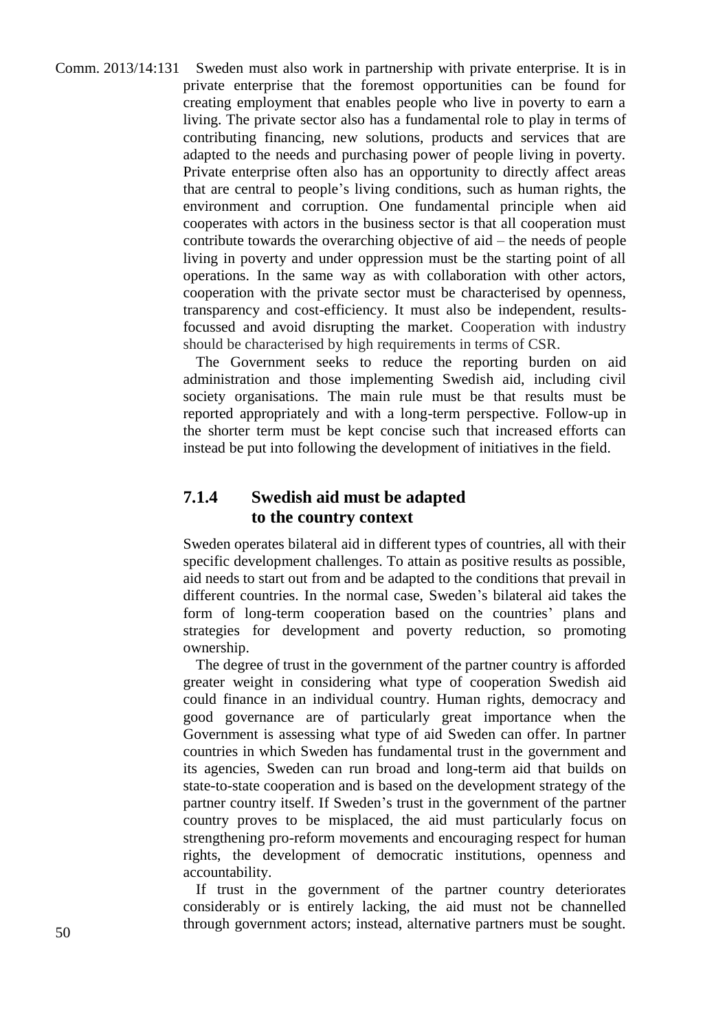Sweden must also work in partnership with private enterprise. It is in private enterprise that the foremost opportunities can be found for creating employment that enables people who live in poverty to earn a living. The private sector also has a fundamental role to play in terms of contributing financing, new solutions, products and services that are adapted to the needs and purchasing power of people living in poverty. Private enterprise often also has an opportunity to directly affect areas that are central to people's living conditions, such as human rights, the environment and corruption. One fundamental principle when aid cooperates with actors in the business sector is that all cooperation must contribute towards the overarching objective of aid – the needs of people living in poverty and under oppression must be the starting point of all operations. In the same way as with collaboration with other actors, cooperation with the private sector must be characterised by openness, transparency and cost-efficiency. It must also be independent, results-focussed and avoid disrupting the market. Cooperation with industry should be characterised by high requirements in terms of CSR.

The Government seeks to reduce the reporting burden on aid administration and those implementing Swedish aid, including civil society organisations. The main rule must be that results must be reported appropriately and with a long-term perspective. Follow-up in the shorter term must be kept concise such that increased efforts can instead be put into following the development of initiatives in the field.

### 7.1.4 Swedish aid must be adapted to the country context

Sweden operates bilateral aid in different types of countries, all with their specific development challenges. To attain as positive results as possible, aid needs to start out from and be adapted to the conditions that prevail in different countries. In the normal case, Sweden's bilateral aid takes the form of long-term cooperation based on the countries' plans and strategies for development and poverty reduction, so promoting ownership.

The degree of trust in the government of the partner country is afforded greater weight in considering what type of cooperation Swedish aid could finance in an individual country. Human rights, democracy and good governance are of particularly great importance when the Government is assessing what type of aid Sweden can offer. In partner countries in which Sweden has fundamental trust in the government and its agencies, Sweden can run broad and long-term aid that builds on state-to-state cooperation and is based on the development strategy of the partner country itself. If Sweden's trust in the government of the partner country proves to be misplaced, the aid must particularly focus on strengthening pro-reform movements and encouraging respect for human rights, the development of democratic institutions, openness and accountability.

If trust in the government of the partner country deteriorates considerably or is entirely lacking, the aid must not be channelled through government actors; instead, alternative partners must be sought.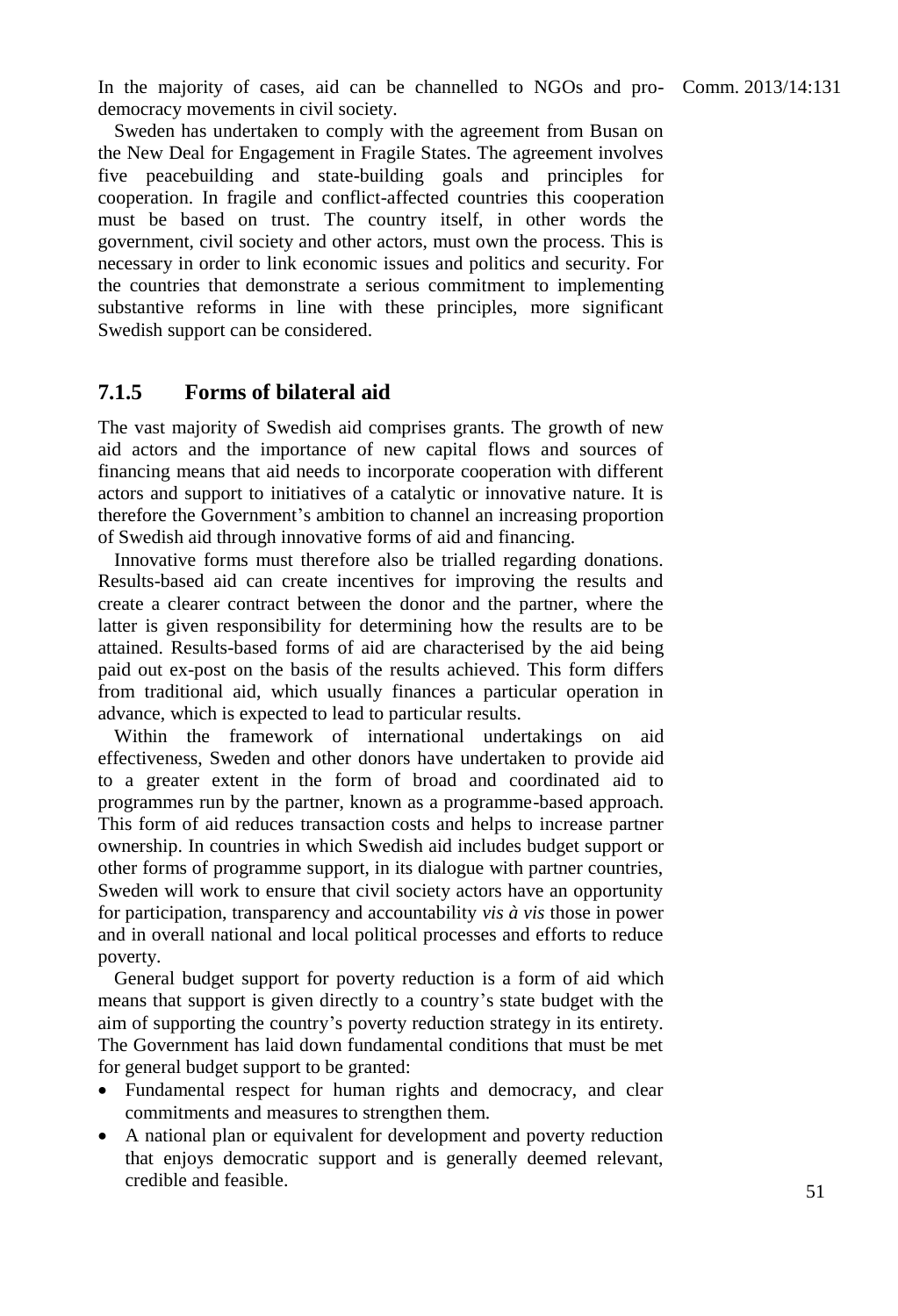In the majority of cases, aid can be channelled to NGOs and pro-democracy movements in civil society.

Sweden has undertaken to comply with the agreement from Busan on the New Deal for Engagement in Fragile States. The agreement involves five peacebuilding and state-building goals and principles for cooperation. In fragile and conflict-affected countries this cooperation must be based on trust. The country itself, in other words the government, civil society and other actors, must own the process. This is necessary in order to link economic issues and politics and security. For the countries that demonstrate a serious commitment to implementing substantive reforms in line with these principles, more significant Swedish support can be considered.

### 7.1.5 Forms of bilateral aid

The vast majority of Swedish aid comprises grants. The growth of new aid actors and the importance of new capital flows and sources of financing means that aid needs to incorporate cooperation with different actors and support to initiatives of a catalytic or innovative nature. It is therefore the Government's ambition to channel an increasing proportion of Swedish aid through innovative forms of aid and financing.

Innovative forms must therefore also be trialled regarding donations. Results-based aid can create incentives for improving the results and create a clearer contract between the donor and the partner, where the latter is given responsibility for determining how the results are to be attained. Results-based forms of aid are characterised by the aid being paid out ex-post on the basis of the results achieved. This form differs from traditional aid, which usually finances a particular operation in advance, which is expected to lead to particular results.

Within the framework of international undertakings on aid effectiveness, Sweden and other donors have undertaken to provide aid to a greater extent in the form of broad and coordinated aid to programmes run by the partner, known as a programme-based approach. This form of aid reduces transaction costs and helps to increase partner ownership. In countries in which Swedish aid includes budget support or other forms of programme support, in its dialogue with partner countries, Sweden will work to ensure that civil society actors have an opportunity for participation, transparency and accountability *vis à vis* those in power and in overall national and local political processes and efforts to reduce poverty.

General budget support for poverty reduction is a form of aid which means that support is given directly to a country's state budget with the aim of supporting the country's poverty reduction strategy in its entirety. The Government has laid down fundamental conditions that must be met for general budget support to be granted:

- Fundamental respect for human rights and democracy, and clear commitments and measures to strengthen them.
- A national plan or equivalent for development and poverty reduction that enjoys democratic support and is generally deemed relevant, credible and feasible.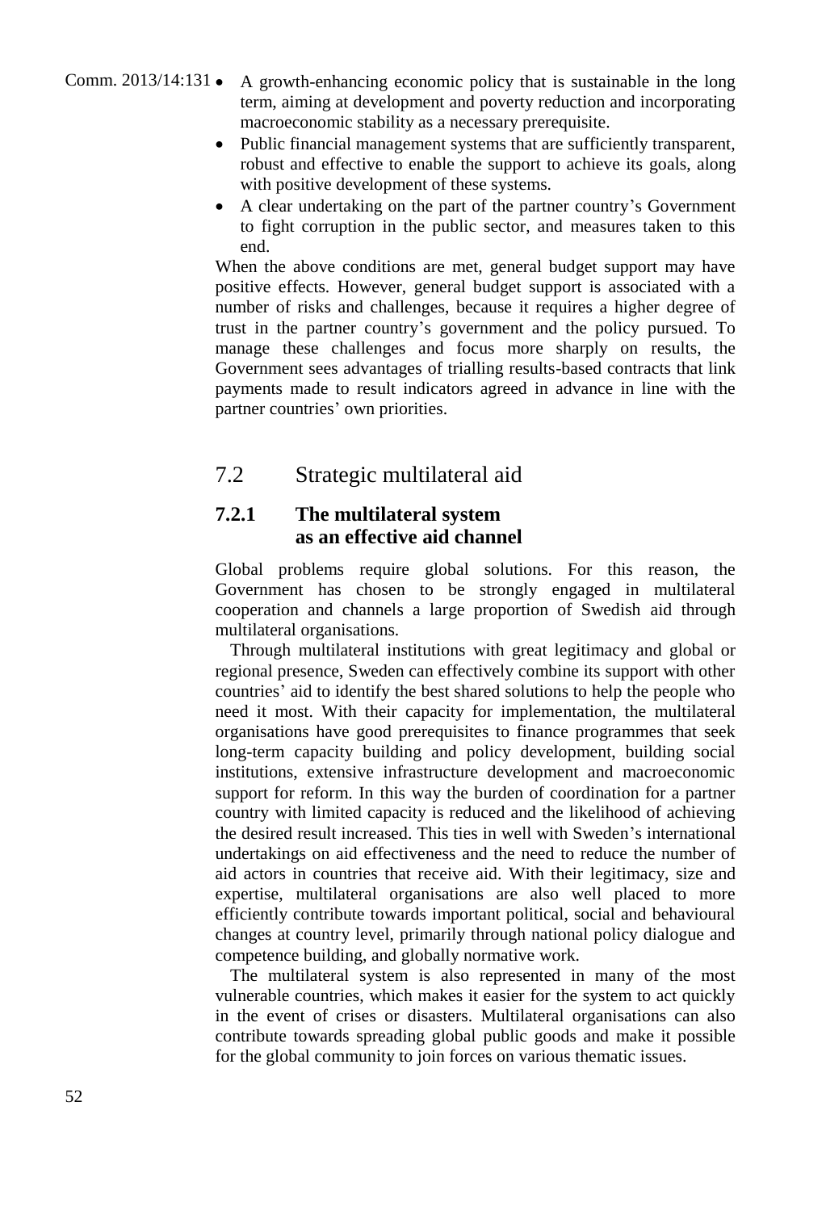- A growth-enhancing economic policy that is sustainable in the long term, aiming at development and poverty reduction and incorporating macroeconomic stability as a necessary prerequisite.
- Public financial management systems that are sufficiently transparent, robust and effective to enable the support to achieve its goals, along with positive development of these systems.
- A clear undertaking on the part of the partner country's Government to fight corruption in the public sector, and measures taken to this end.

When the above conditions are met, general budget support may have positive effects. However, general budget support is associated with a number of risks and challenges, because it requires a higher degree of trust in the partner country's government and the policy pursued. To manage these challenges and focus more sharply on results, the Government sees advantages of trialling results-based contracts that link payments made to result indicators agreed in advance in line with the partner countries' own priorities.

## 7.2 Strategic multilateral aid

### 7.2.1 The multilateral system as an effective aid channel

Global problems require global solutions. For this reason, the Government has chosen to be strongly engaged in multilateral cooperation and channels a large proportion of Swedish aid through multilateral organisations.

Through multilateral institutions with great legitimacy and global or regional presence, Sweden can effectively combine its support with other countries' aid to identify the best shared solutions to help the people who need it most. With their capacity for implementation, the multilateral organisations have good prerequisites to finance programmes that seek long-term capacity building and policy development, building social institutions, extensive infrastructure development and macroeconomic support for reform. In this way the burden of coordination for a partner country with limited capacity is reduced and the likelihood of achieving the desired result increased. This ties in well with Sweden's international undertakings on aid effectiveness and the need to reduce the number of aid actors in countries that receive aid. With their legitimacy, size and expertise, multilateral organisations are also well placed to more efficiently contribute towards important political, social and behavioural changes at country level, primarily through national policy dialogue and competence building, and globally normative work.

The multilateral system is also represented in many of the most vulnerable countries, which makes it easier for the system to act quickly in the event of crises or disasters. Multilateral organisations can also contribute towards spreading global public goods and make it possible for the global community to join forces on various thematic issues.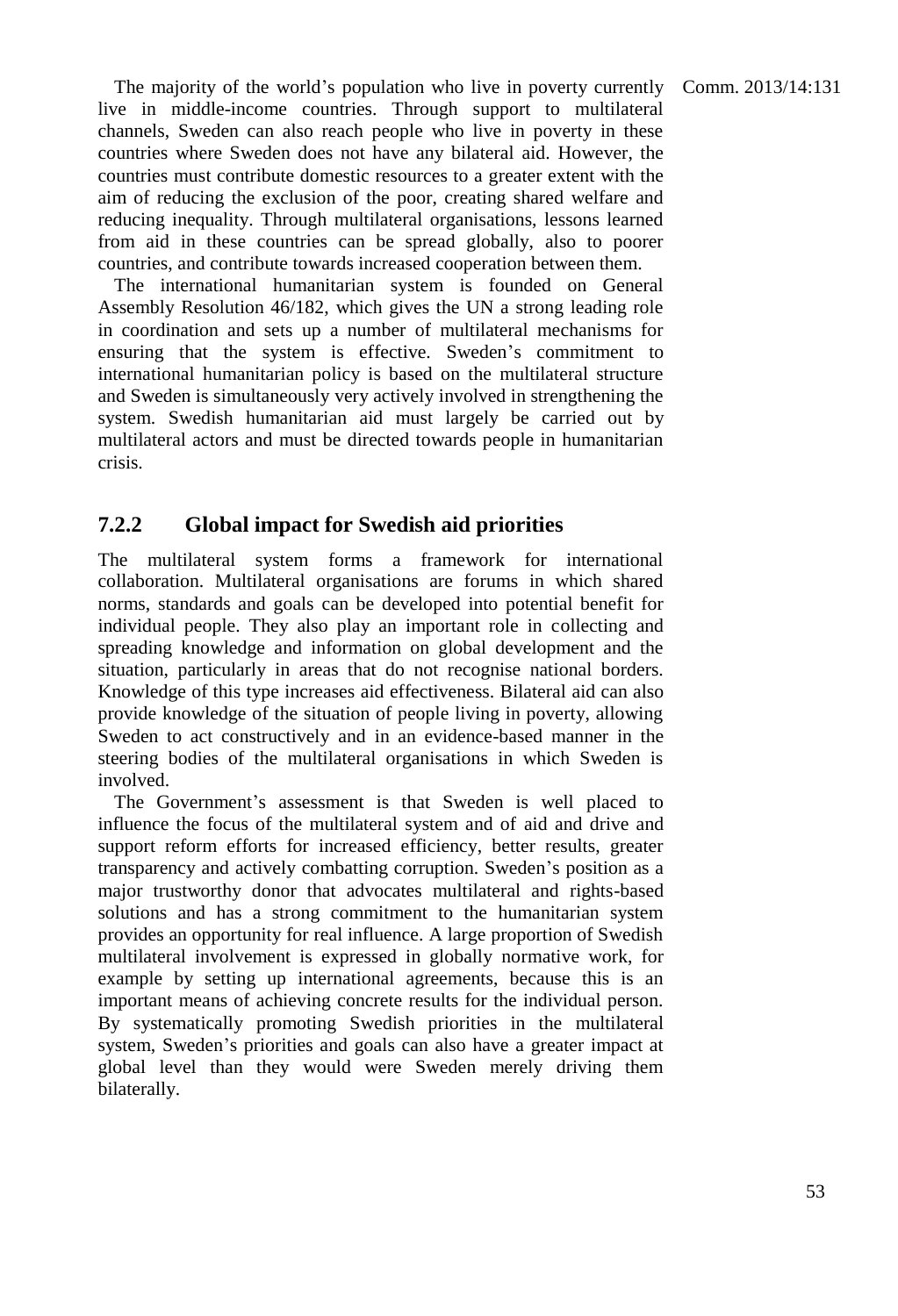The majority of the world's population who live in poverty currently live in middle-income countries. Through support to multilateral channels, Sweden can also reach people who live in poverty in these countries where Sweden does not have any bilateral aid. However, the countries must contribute domestic resources to a greater extent with the aim of reducing the exclusion of the poor, creating shared welfare and reducing inequality. Through multilateral organisations, lessons learned from aid in these countries can be spread globally, also to poorer countries, and contribute towards increased cooperation between them.

The international humanitarian system is founded on General Assembly Resolution 46/182, which gives the UN a strong leading role in coordination and sets up a number of multilateral mechanisms for ensuring that the system is effective. Sweden's commitment to international humanitarian policy is based on the multilateral structure and Sweden is simultaneously very actively involved in strengthening the system. Swedish humanitarian aid must largely be carried out by multilateral actors and must be directed towards people in humanitarian crisis.

### 7.2.2 Global impact for Swedish aid priorities

The multilateral system forms a framework for international collaboration. Multilateral organisations are forums in which shared norms, standards and goals can be developed into potential benefit for individual people. They also play an important role in collecting and spreading knowledge and information on global development and the situation, particularly in areas that do not recognise national borders. Knowledge of this type increases aid effectiveness. Bilateral aid can also provide knowledge of the situation of people living in poverty, allowing Sweden to act constructively and in an evidence-based manner in the steering bodies of the multilateral organisations in which Sweden is involved.

The Government's assessment is that Sweden is well placed to influence the focus of the multilateral system and of aid and drive and support reform efforts for increased efficiency, better results, greater transparency and actively combatting corruption. Sweden's position as a major trustworthy donor that advocates multilateral and rights-based solutions and has a strong commitment to the humanitarian system provides an opportunity for real influence. A large proportion of Swedish multilateral involvement is expressed in globally normative work, for example by setting up international agreements, because this is an important means of achieving concrete results for the individual person. By systematically promoting Swedish priorities in the multilateral system, Sweden's priorities and goals can also have a greater impact at global level than they would were Sweden merely driving them bilaterally.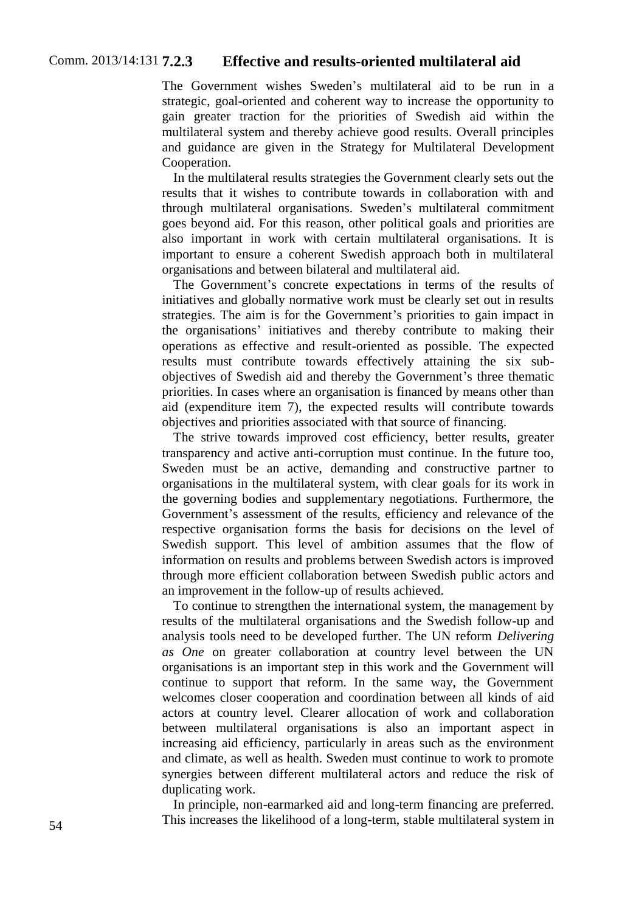### 7.2.3 Effective and results-oriented multilateral aid

The Government wishes Sweden's multilateral aid to be run in a strategic, goal-oriented and coherent way to increase the opportunity to gain greater traction for the priorities of Swedish aid within the multilateral system and thereby achieve good results. Overall principles and guidance are given in the Strategy for Multilateral Development Cooperation.

In the multilateral results strategies the Government clearly sets out the results that it wishes to contribute towards in collaboration with and through multilateral organisations. Sweden's multilateral commitment goes beyond aid. For this reason, other political goals and priorities are also important in work with certain multilateral organisations. It is important to ensure a coherent Swedish approach both in multilateral organisations and between bilateral and multilateral aid.

The Government's concrete expectations in terms of the results of initiatives and globally normative work must be clearly set out in results strategies. The aim is for the Government's priorities to gain impact in the organisations' initiatives and thereby contribute to making their operations as effective and result-oriented as possible. The expected results must contribute towards effectively attaining the six sub-objectives of Swedish aid and thereby the Government's three thematic priorities. In cases where an organisation is financed by means other than aid (expenditure item 7), the expected results will contribute towards objectives and priorities associated with that source of financing.

The strive towards improved cost efficiency, better results, greater transparency and active anti-corruption must continue. In the future too, Sweden must be an active, demanding and constructive partner to organisations in the multilateral system, with clear goals for its work in the governing bodies and supplementary negotiations. Furthermore, the Government's assessment of the results, efficiency and relevance of the respective organisation forms the basis for decisions on the level of Swedish support. This level of ambition assumes that the flow of information on results and problems between Swedish actors is improved through more efficient collaboration between Swedish public actors and an improvement in the follow-up of results achieved.

To continue to strengthen the international system, the management by results of the multilateral organisations and the Swedish follow-up and analysis tools need to be developed further. The UN reform *Delivering as One* on greater collaboration at country level between the UN organisations is an important step in this work and the Government will continue to support that reform. In the same way, the Government welcomes closer cooperation and coordination between all kinds of aid actors at country level. Clearer allocation of work and collaboration between multilateral organisations is also an important aspect in increasing aid efficiency, particularly in areas such as the environment and climate, as well as health. Sweden must continue to work to promote synergies between different multilateral actors and reduce the risk of duplicating work.

In principle, non-earmarked aid and long-term financing are preferred. This increases the likelihood of a long-term, stable multilateral system in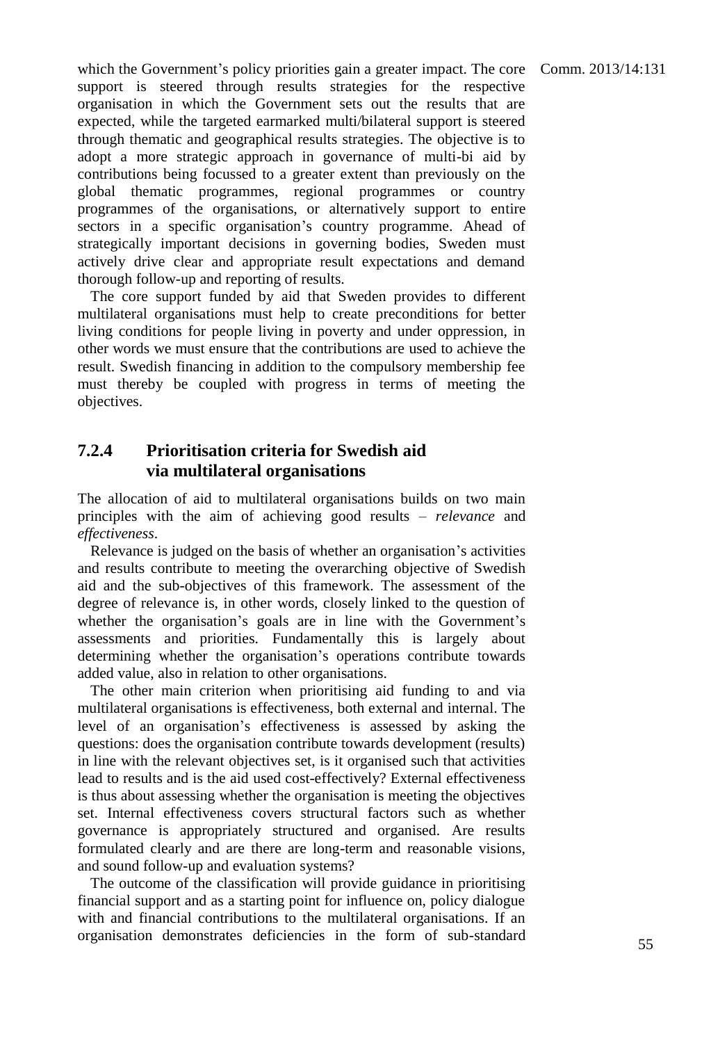which the Government's policy priorities gain a greater impact. The core support is steered through results strategies for the respective organisation in which the Government sets out the results that are expected, while the targeted earmarked multi/bilateral support is steered through thematic and geographical results strategies. The objective is to adopt a more strategic approach in governance of multi-bi aid by contributions being focussed to a greater extent than previously on the global thematic programmes, regional programmes or country programmes of the organisations, or alternatively support to entire sectors in a specific organisation's country programme. Ahead of strategically important decisions in governing bodies, Sweden must actively drive clear and appropriate result expectations and demand thorough follow-up and reporting of results.

The core support funded by aid that Sweden provides to different multilateral organisations must help to create preconditions for better living conditions for people living in poverty and under oppression, in other words we must ensure that the contributions are used to achieve the result. Swedish financing in addition to the compulsory membership fee must thereby be coupled with progress in terms of meeting the objectives.

### 7.2.4 Prioritisation criteria for Swedish aid via multilateral organisations

The allocation of aid to multilateral organisations builds on two main principles with the aim of achieving good results – *relevance* and *effectiveness*.

Relevance is judged on the basis of whether an organisation's activities and results contribute to meeting the overarching objective of Swedish aid and the sub-objectives of this framework. The assessment of the degree of relevance is, in other words, closely linked to the question of whether the organisation's goals are in line with the Government's assessments and priorities. Fundamentally this is largely about determining whether the organisation's operations contribute towards added value, also in relation to other organisations.

The other main criterion when prioritising aid funding to and via multilateral organisations is effectiveness, both external and internal. The level of an organisation's effectiveness is assessed by asking the questions: does the organisation contribute towards development (results) in line with the relevant objectives set, is it organised such that activities lead to results and is the aid used cost-effectively? External effectiveness is thus about assessing whether the organisation is meeting the objectives set. Internal effectiveness covers structural factors such as whether governance is appropriately structured and organised. Are results formulated clearly and are there are long-term and reasonable visions, and sound follow-up and evaluation systems?

The outcome of the classification will provide guidance in prioritising financial support and as a starting point for influence on, policy dialogue with and financial contributions to the multilateral organisations. If an organisation demonstrates deficiencies in the form of sub-standard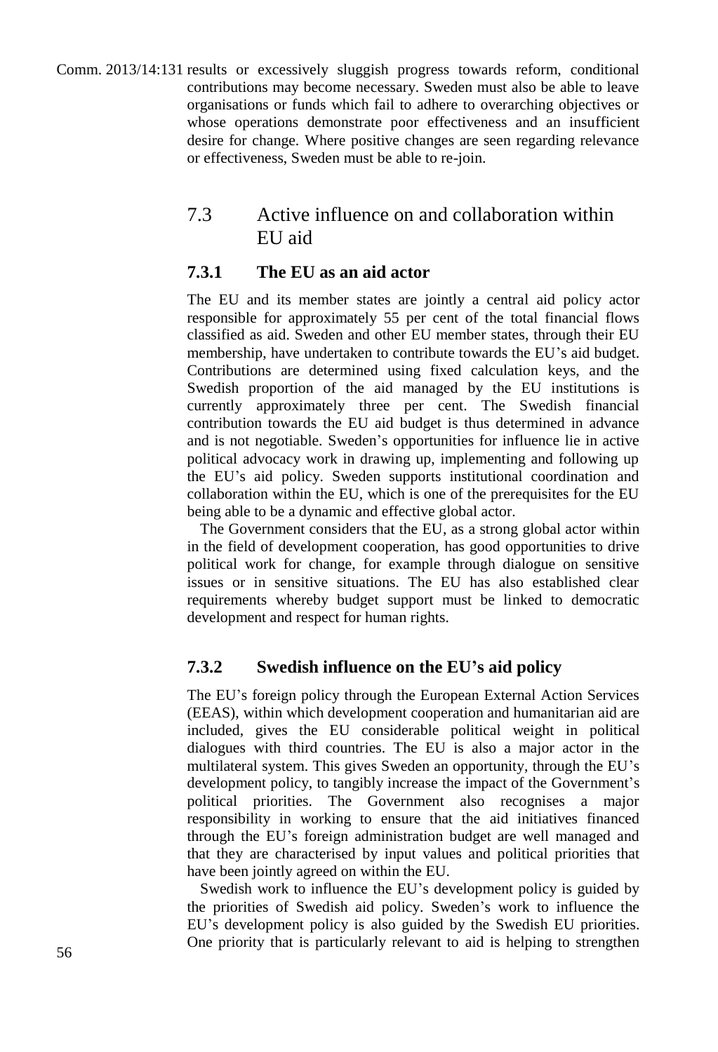results or excessively sluggish progress towards reform, conditional contributions may become necessary. Sweden must also be able to leave organisations or funds which fail to adhere to overarching objectives or whose operations demonstrate poor effectiveness and an insufficient desire for change. Where positive changes are seen regarding relevance or effectiveness, Sweden must be able to re-join.

## 7.3 Active influence on and collaboration within EU aid

### 7.3.1 The EU as an aid actor

The EU and its member states are jointly a central aid policy actor responsible for approximately 55 per cent of the total financial flows classified as aid. Sweden and other EU member states, through their EU membership, have undertaken to contribute towards the EU's aid budget. Contributions are determined using fixed calculation keys, and the Swedish proportion of the aid managed by the EU institutions is currently approximately three per cent. The Swedish financial contribution towards the EU aid budget is thus determined in advance and is not negotiable. Sweden's opportunities for influence lie in active political advocacy work in drawing up, implementing and following up the EU's aid policy. Sweden supports institutional coordination and collaboration within the EU, which is one of the prerequisites for the EU being able to be a dynamic and effective global actor.

The Government considers that the EU, as a strong global actor within in the field of development cooperation, has good opportunities to drive political work for change, for example through dialogue on sensitive issues or in sensitive situations. The EU has also established clear requirements whereby budget support must be linked to democratic development and respect for human rights.

### 7.3.2 Swedish influence on the EU's aid policy

The EU's foreign policy through the European External Action Services (EEAS), within which development cooperation and humanitarian aid are included, gives the EU considerable political weight in political dialogues with third countries. The EU is also a major actor in the multilateral system. This gives Sweden an opportunity, through the EU's development policy, to tangibly increase the impact of the Government's political priorities. The Government also recognises a major responsibility in working to ensure that the aid initiatives financed through the EU's foreign administration budget are well managed and that they are characterised by input values and political priorities that have been jointly agreed on within the EU.

Swedish work to influence the EU's development policy is guided by the priorities of Swedish aid policy. Sweden's work to influence the EU's development policy is also guided by the Swedish EU priorities. One priority that is particularly relevant to aid is helping to strengthen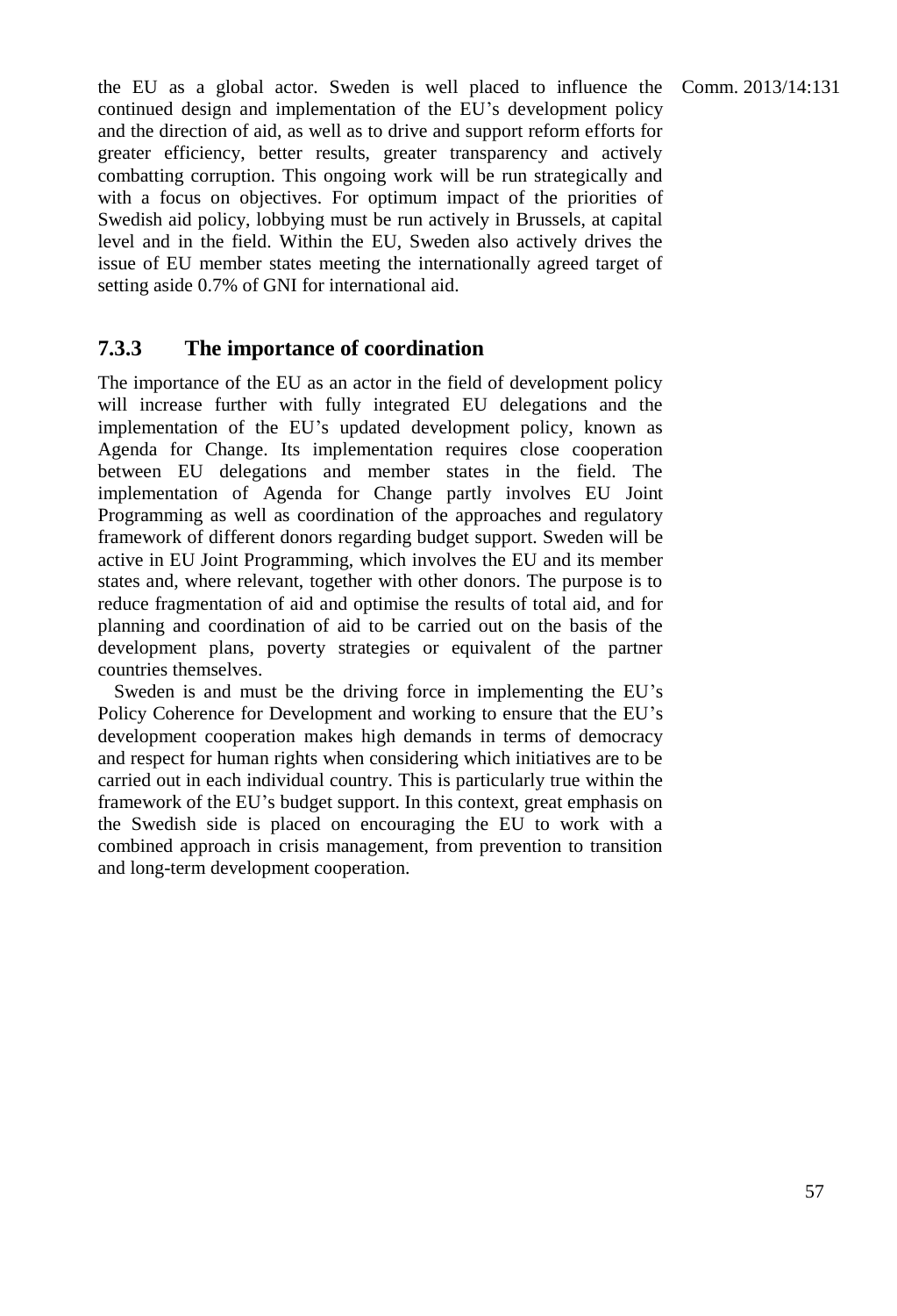the EU as a global actor. Sweden is well placed to influence the continued design and implementation of the EU's development policy and the direction of aid, as well as to drive and support reform efforts for greater efficiency, better results, greater transparency and actively combatting corruption. This ongoing work will be run strategically and with a focus on objectives. For optimum impact of the priorities of Swedish aid policy, lobbying must be run actively in Brussels, at capital level and in the field. Within the EU, Sweden also actively drives the issue of EU member states meeting the internationally agreed target of setting aside 0.7% of GNI for international aid.

### 7.3.3 The importance of coordination

The importance of the EU as an actor in the field of development policy will increase further with fully integrated EU delegations and the implementation of the EU's updated development policy, known as Agenda for Change. Its implementation requires close cooperation between EU delegations and member states in the field. The implementation of Agenda for Change partly involves EU Joint Programming as well as coordination of the approaches and regulatory framework of different donors regarding budget support. Sweden will be active in EU Joint Programming, which involves the EU and its member states and, where relevant, together with other donors. The purpose is to reduce fragmentation of aid and optimise the results of total aid, and for planning and coordination of aid to be carried out on the basis of the development plans, poverty strategies or equivalent of the partner countries themselves.

Sweden is and must be the driving force in implementing the EU's Policy Coherence for Development and working to ensure that the EU's development cooperation makes high demands in terms of democracy and respect for human rights when considering which initiatives are to be carried out in each individual country. This is particularly true within the framework of the EU's budget support. In this context, great emphasis on the Swedish side is placed on encouraging the EU to work with a combined approach in crisis management, from prevention to transition and long-term development cooperation.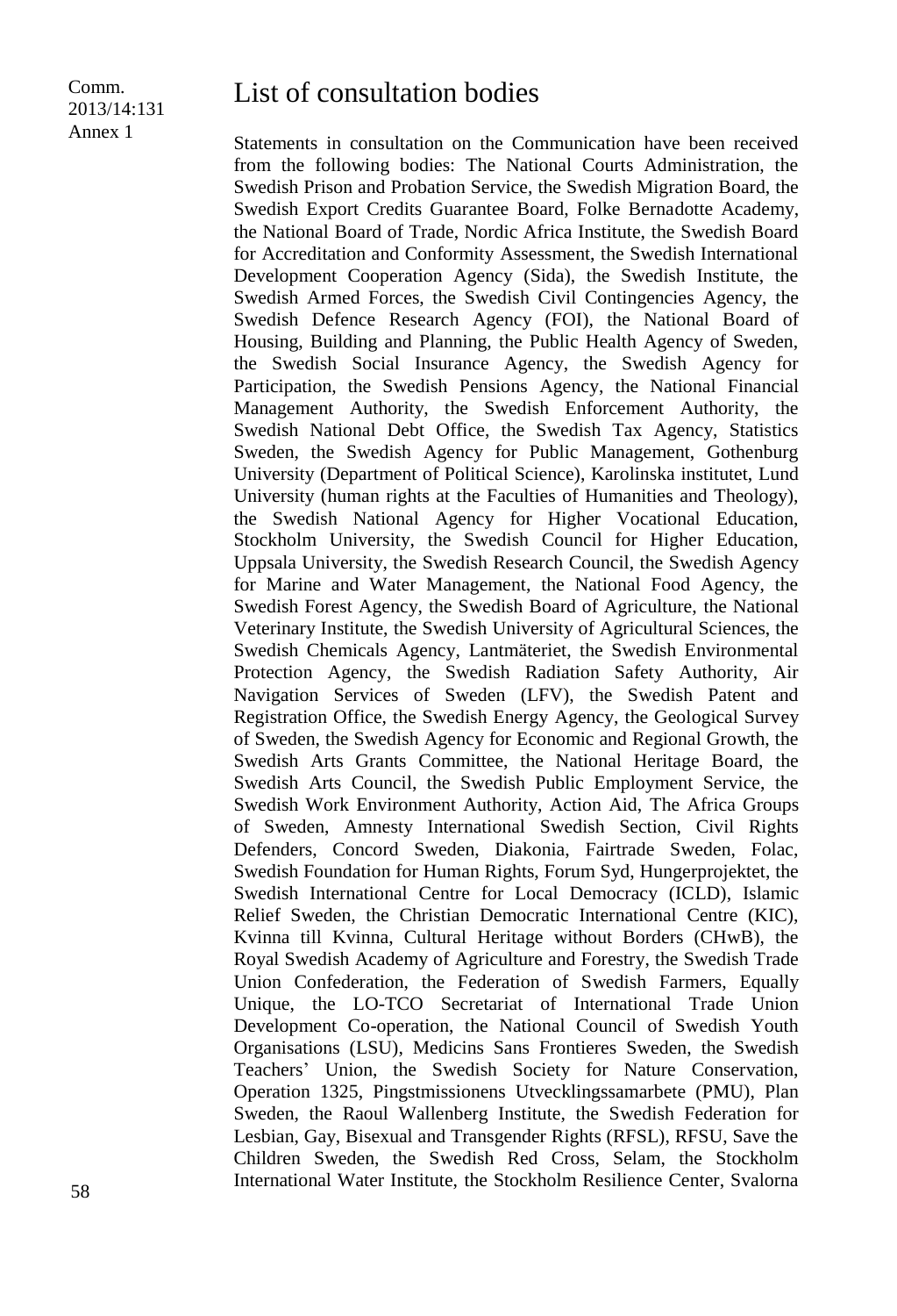# List of consultation bodies

Statements in consultation on the Communication have been received from the following bodies: The National Courts Administration, the Swedish Prison and Probation Service, the Swedish Migration Board, the Swedish Export Credits Guarantee Board, Folke Bernadotte Academy, the National Board of Trade, Nordic Africa Institute, the Swedish Board for Accreditation and Conformity Assessment, the Swedish International Development Cooperation Agency (Sida), the Swedish Institute, the Swedish Armed Forces, the Swedish Civil Contingencies Agency, the Swedish Defence Research Agency (FOI), the National Board of Housing, Building and Planning, the Public Health Agency of Sweden, the Swedish Social Insurance Agency, the Swedish Agency for Participation, the Swedish Pensions Agency, the National Financial Management Authority, the Swedish Enforcement Authority, the Swedish National Debt Office, the Swedish Tax Agency, Statistics Sweden, the Swedish Agency for Public Management, Gothenburg University (Department of Political Science), Karolinska institutet, Lund University (human rights at the Faculties of Humanities and Theology), the Swedish National Agency for Higher Vocational Education, Stockholm University, the Swedish Council for Higher Education, Uppsala University, the Swedish Research Council, the Swedish Agency for Marine and Water Management, the National Food Agency, the Swedish Forest Agency, the Swedish Board of Agriculture, the National Veterinary Institute, the Swedish University of Agricultural Sciences, the Swedish Chemicals Agency, Lantmäteriet, the Swedish Environmental Protection Agency, the Swedish Radiation Safety Authority, Air Navigation Services of Sweden (LFV), the Swedish Patent and Registration Office, the Swedish Energy Agency, the Geological Survey of Sweden, the Swedish Agency for Economic and Regional Growth, the Swedish Arts Grants Committee, the National Heritage Board, the Swedish Arts Council, the Swedish Public Employment Service, the Swedish Work Environment Authority, Action Aid, The Africa Groups of Sweden, Amnesty International Swedish Section, Civil Rights Defenders, Concord Sweden, Diakonia, Fairtrade Sweden, Folac, Swedish Foundation for Human Rights, Forum Syd, Hungerprojektet, the Swedish International Centre for Local Democracy (ICLD), Islamic Relief Sweden, the Christian Democratic International Centre (KIC), Kvinna till Kvinna, Cultural Heritage without Borders (CHwB), the Royal Swedish Academy of Agriculture and Forestry, the Swedish Trade Union Confederation, the Federation of Swedish Farmers, Equally Unique, the LO-TCO Secretariat of International Trade Union Development Co-operation, the National Council of Swedish Youth Organisations (LSU), Medicins Sans Frontieres Sweden, the Swedish Teachers' Union, the Swedish Society for Nature Conservation, Operation 1325, Pingstmissionens Utvecklingssamarbete (PMU), Plan Sweden, the Raoul Wallenberg Institute, the Swedish Federation for Lesbian, Gay, Bisexual and Transgender Rights (RFSL), RFSU, Save the Children Sweden, the Swedish Red Cross, Selam, the Stockholm International Water Institute, the Stockholm Resilience Center, Svalorna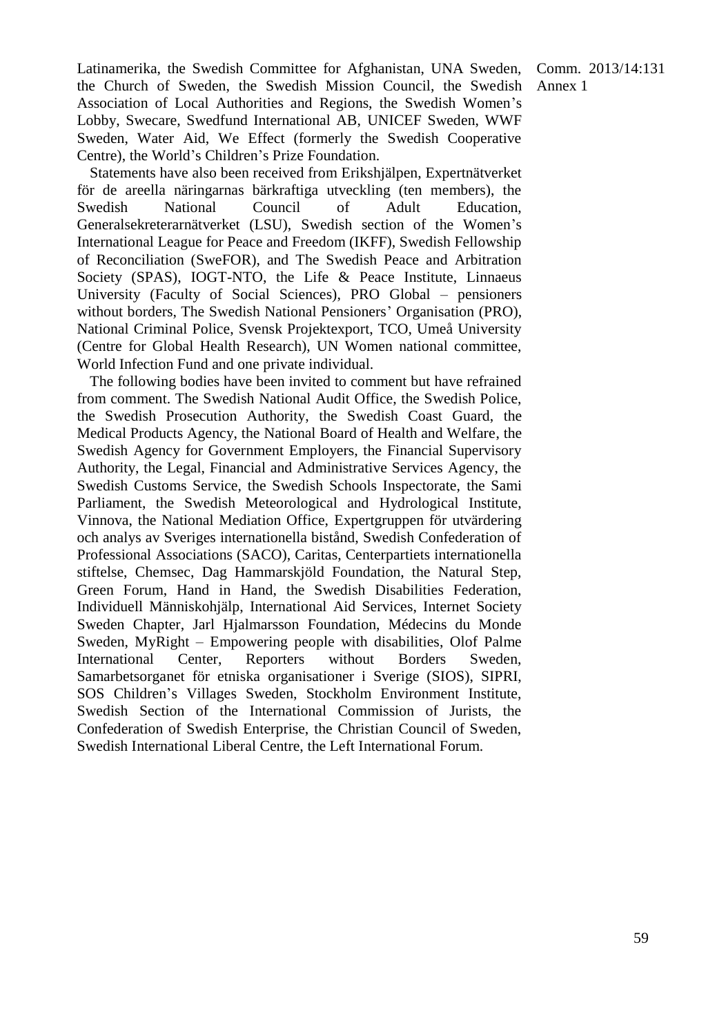Latinamerika, the Swedish Committee for Afghanistan, UNA Sweden, the Church of Sweden, the Swedish Mission Council, the Swedish Association of Local Authorities and Regions, the Swedish Women's Lobby, Swecare, Swedfund International AB, UNICEF Sweden, WWF Sweden, Water Aid, We Effect (formerly the Swedish Cooperative Centre), the World's Children's Prize Foundation.

Statements have also been received from Erikshjälpen, Expertnätverket för de areella näringarnas bärkraftiga utveckling (ten members), the Swedish National Council of Adult Education, Generalsekreterarnätverket (LSU), Swedish section of the Women's International League for Peace and Freedom (IKFF), Swedish Fellowship of Reconciliation (SweFOR), and The Swedish Peace and Arbitration Society (SPAS), IOGT-NTO, the Life & Peace Institute, Linnaeus University (Faculty of Social Sciences), PRO Global – pensioners without borders, The Swedish National Pensioners' Organisation (PRO), National Criminal Police, Svensk Projektexport, TCO, Umeå University (Centre for Global Health Research), UN Women national committee, World Infection Fund and one private individual.

The following bodies have been invited to comment but have refrained from comment. The Swedish National Audit Office, the Swedish Police, the Swedish Prosecution Authority, the Swedish Coast Guard, the Medical Products Agency, the National Board of Health and Welfare, the Swedish Agency for Government Employers, the Financial Supervisory Authority, the Legal, Financial and Administrative Services Agency, the Swedish Customs Service, the Swedish Schools Inspectorate, the Sami Parliament, the Swedish Meteorological and Hydrological Institute, Vinnova, the National Mediation Office, Expertgruppen för utvärdering och analys av Sveriges internationella bistånd, Swedish Confederation of Professional Associations (SACO), Caritas, Centerpartiets internationella stiftelse, Chemsec, Dag Hammarskjöld Foundation, the Natural Step, Green Forum, Hand in Hand, the Swedish Disabilities Federation, Individuell Människohjälp, International Aid Services, Internet Society Sweden Chapter, Jarl Hjalmarsson Foundation, Médecins du Monde Sweden, MyRight – Empowering people with disabilities, Olof Palme International Center, Reporters without Borders Sweden, Samarbetsorganet för etniska organisationer i Sverige (SIOS), SIPRI, SOS Children's Villages Sweden, Stockholm Environment Institute, Swedish Section of the International Commission of Jurists, the Confederation of Swedish Enterprise, the Christian Council of Sweden, Swedish International Liberal Centre, the Left International Forum.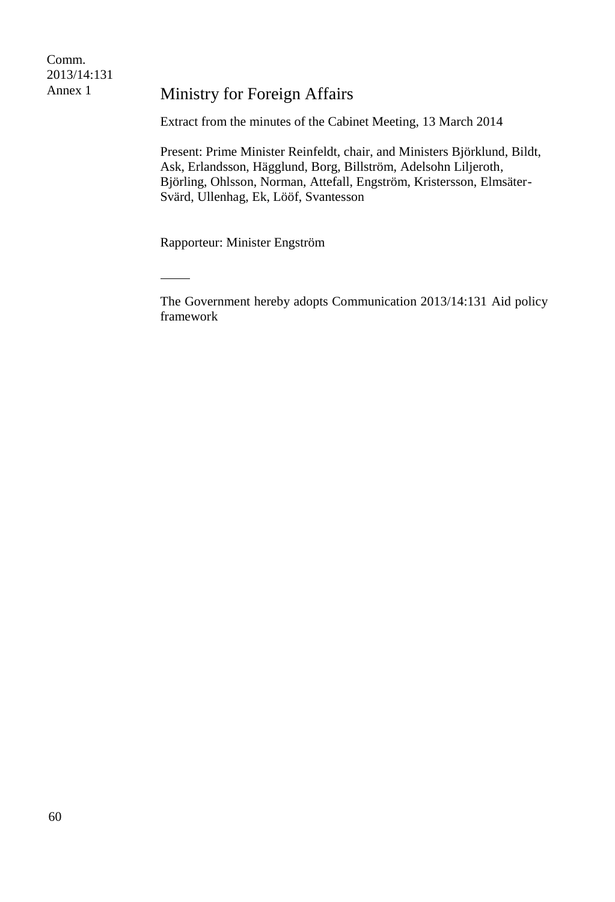Comm. 2013/14:131 Annex 1

# Ministry for Foreign Affairs

Extract from the minutes of the Cabinet Meeting, 13 March 2014

Present: Prime Minister Reinfeldt, chair, and Ministers Björklund, Bildt, Ask, Erlandsson, Hägglund, Borg, Billström, Adelsohn Liljeroth, Björling, Ohlsson, Norman, Attefall, Engström, Kristersson, Elmsäter-Svärd, Ullenhag, Ek, Lööf, Svantesson

Rapporteur: Minister Engström

---

The Government hereby adopts Communication 2013/14:131 Aid policy framework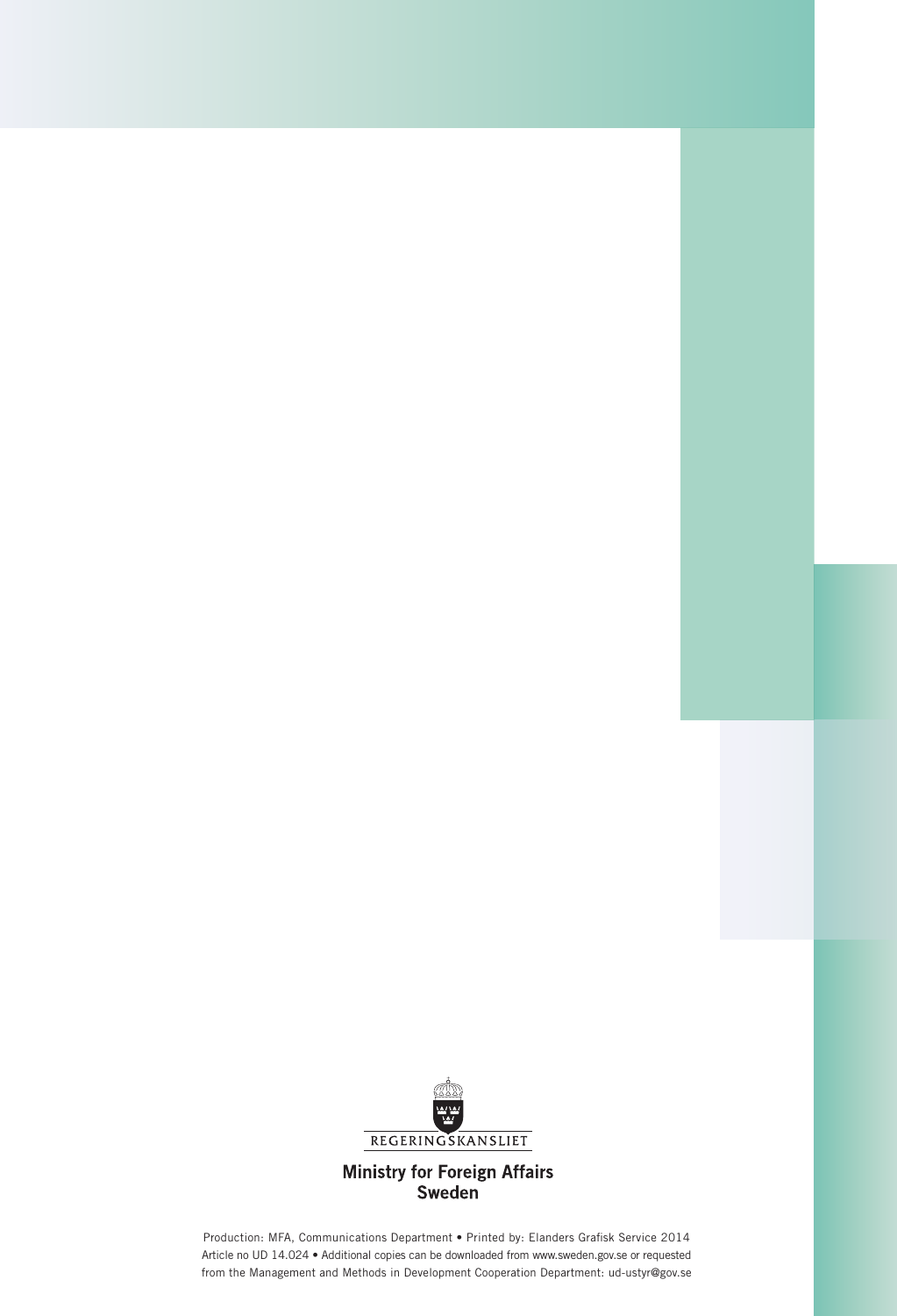REGERINGSKANSLIET

**Ministry for Foreign Affairs**
**Sweden**

Production: MFA, Communications Department • Printed by: Elanders Grafisk Service 2014
Article no UD 14.024 • Additional copies can be downloaded from www.sweden.gov.se or requested from the Management and Methods in Development Cooperation Department: ud-ustyr@gov.se